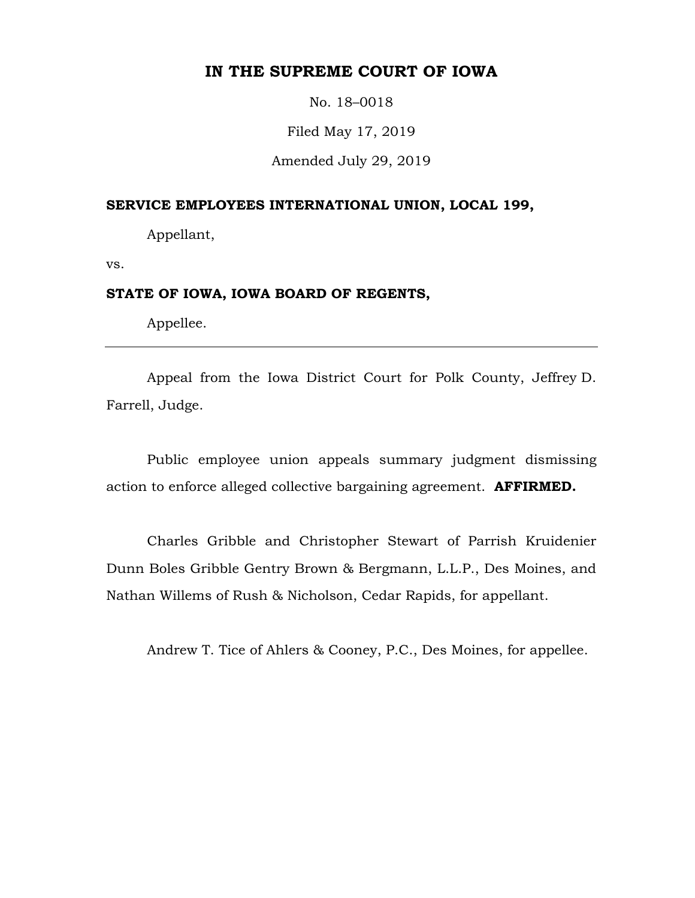# IN THE SUPREME COURT OF IOWA

No. 18–0018

Filed May 17, 2019

Amended July 29, 2019

**SERVICE EMPLOYEES INTERNATIONAL UNION, LOCAL 199,**

Appellant,

vs.

**STATE OF IOWA, IOWA BOARD OF REGENTS,**

Appellee.

---

Appeal from the Iowa District Court for Polk County, Jeffrey D. Farrell, Judge.

Public employee union appeals summary judgment dismissing action to enforce alleged collective bargaining agreement. **AFFIRMED.**

Charles Gribble and Christopher Stewart of Parrish Kruidenier Dunn Boles Gribble Gentry Brown & Bergmann, L.L.P., Des Moines, and Nathan Willems of Rush & Nicholson, Cedar Rapids, for appellant.

Andrew T. Tice of Ahlers & Cooney, P.C., Des Moines, for appellee.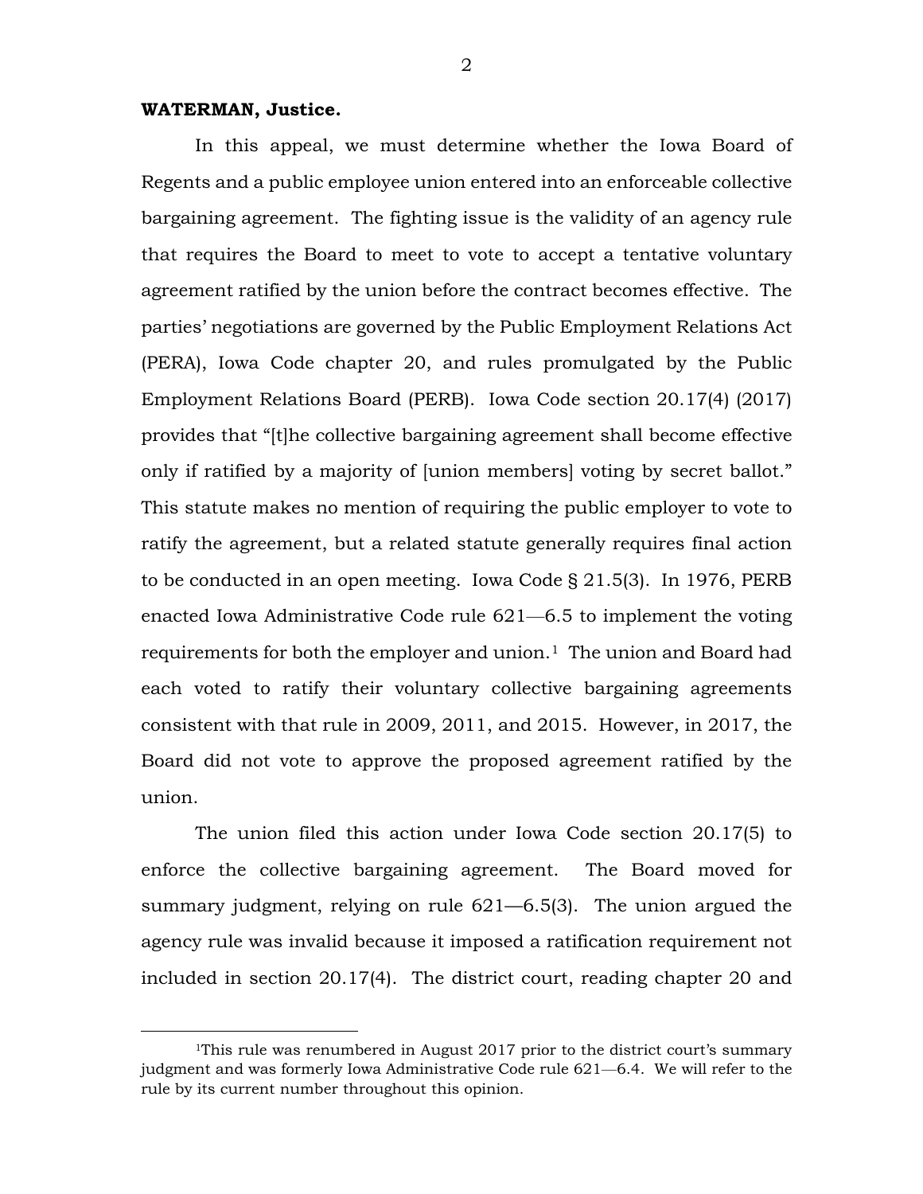**WATERMAN, Justice.**

In this appeal, we must determine whether the Iowa Board of Regents and a public employee union entered into an enforceable collective bargaining agreement. The fighting issue is the validity of an agency rule that requires the Board to meet to vote to accept a tentative voluntary agreement ratified by the union before the contract becomes effective. The parties' negotiations are governed by the Public Employment Relations Act (PERA), Iowa Code chapter 20, and rules promulgated by the Public Employment Relations Board (PERB). Iowa Code section 20.17(4) (2017) provides that "[t]he collective bargaining agreement shall become effective only if ratified by a majority of [union members] voting by secret ballot." This statute makes no mention of requiring the public employer to vote to ratify the agreement, but a related statute generally requires final action to be conducted in an open meeting. Iowa Code § 21.5(3). In 1976, PERB enacted Iowa Administrative Code rule 621—6.5 to implement the voting requirements for both the employer and union.[1] The union and Board had each voted to ratify their voluntary collective bargaining agreements consistent with that rule in 2009, 2011, and 2015. However, in 2017, the Board did not vote to approve the proposed agreement ratified by the union.

The union filed this action under Iowa Code section 20.17(5) to enforce the collective bargaining agreement. The Board moved for summary judgment, relying on rule 621—6.5(3). The union argued the agency rule was invalid because it imposed a ratification requirement not included in section 20.17(4). The district court, reading chapter 20 and

[1]This rule was renumbered in August 2017 prior to the district court's summary judgment and was formerly Iowa Administrative Code rule 621—6.4. We will refer to the rule by its current number throughout this opinion.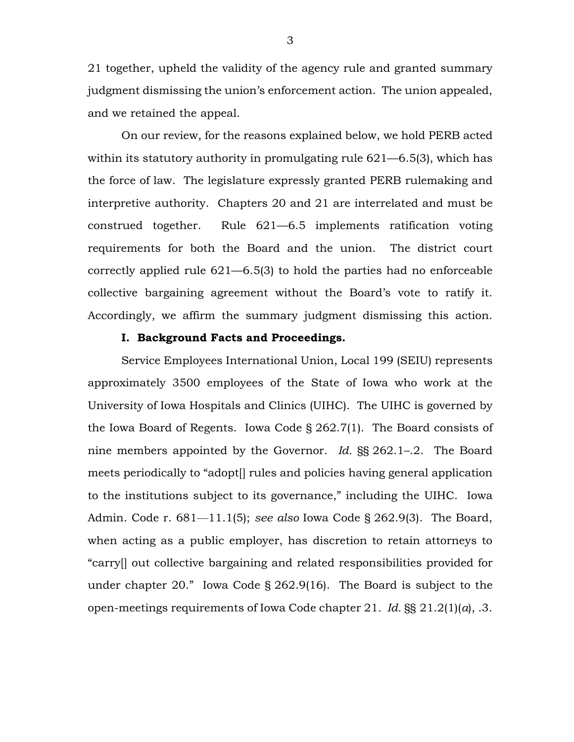21 together, upheld the validity of the agency rule and granted summary judgment dismissing the union's enforcement action. The union appealed, and we retained the appeal.

On our review, for the reasons explained below, we hold PERB acted within its statutory authority in promulgating rule 621—6.5(3), which has the force of law. The legislature expressly granted PERB rulemaking and interpretive authority. Chapters 20 and 21 are interrelated and must be construed together. Rule 621—6.5 implements ratification voting requirements for both the Board and the union. The district court correctly applied rule 621—6.5(3) to hold the parties had no enforceable collective bargaining agreement without the Board's vote to ratify it. Accordingly, we affirm the summary judgment dismissing this action.

**I. Background Facts and Proceedings.**

Service Employees International Union, Local 199 (SEIU) represents approximately 3500 employees of the State of Iowa who work at the University of Iowa Hospitals and Clinics (UIHC). The UIHC is governed by the Iowa Board of Regents. Iowa Code § 262.7(1). The Board consists of nine members appointed by the Governor. *Id.* §§ 262.1–.2. The Board meets periodically to "adopt[] rules and policies having general application to the institutions subject to its governance," including the UIHC. Iowa Admin. Code r. 681—11.1(5); *see also* Iowa Code § 262.9(3). The Board, when acting as a public employer, has discretion to retain attorneys to "carry[] out collective bargaining and related responsibilities provided for under chapter 20." Iowa Code § 262.9(16). The Board is subject to the open-meetings requirements of Iowa Code chapter 21. *Id.* §§ 21.2(1)(*a*), .3.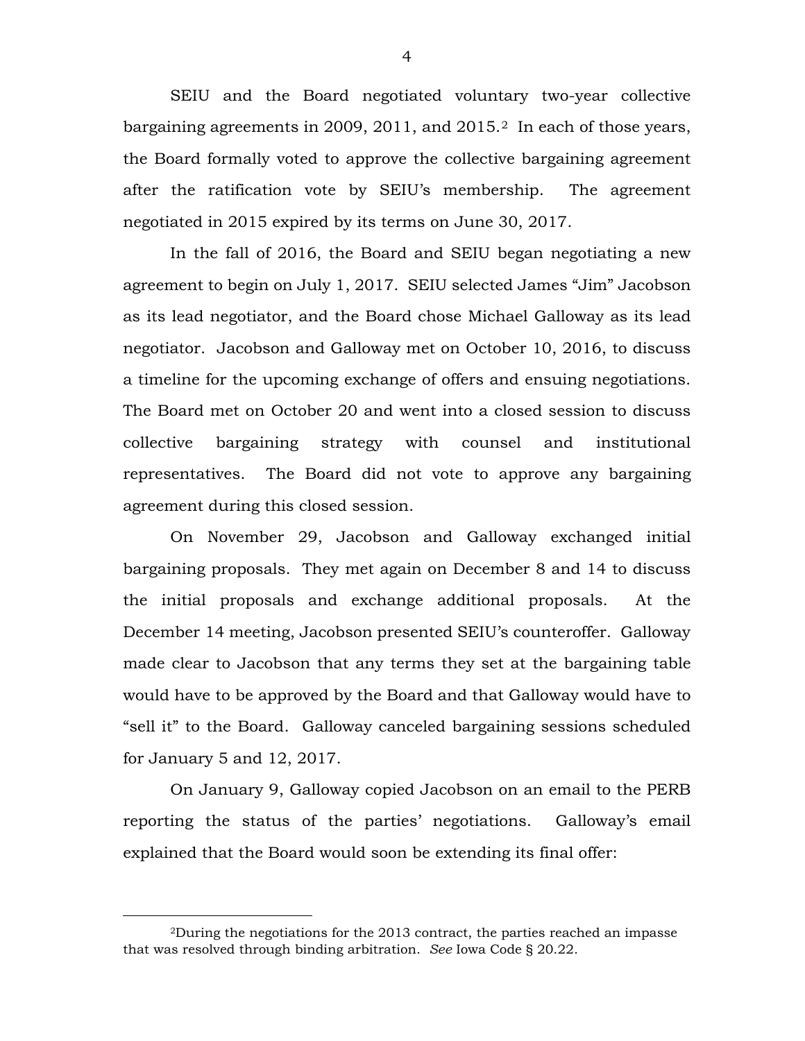SEIU and the Board negotiated voluntary two-year collective bargaining agreements in 2009, 2011, and 2015.[2] In each of those years, the Board formally voted to approve the collective bargaining agreement after the ratification vote by SEIU's membership. The agreement negotiated in 2015 expired by its terms on June 30, 2017.

In the fall of 2016, the Board and SEIU began negotiating a new agreement to begin on July 1, 2017. SEIU selected James "Jim" Jacobson as its lead negotiator, and the Board chose Michael Galloway as its lead negotiator. Jacobson and Galloway met on October 10, 2016, to discuss a timeline for the upcoming exchange of offers and ensuing negotiations. The Board met on October 20 and went into a closed session to discuss collective bargaining strategy with counsel and institutional representatives. The Board did not vote to approve any bargaining agreement during this closed session.

On November 29, Jacobson and Galloway exchanged initial bargaining proposals. They met again on December 8 and 14 to discuss the initial proposals and exchange additional proposals. At the December 14 meeting, Jacobson presented SEIU's counteroffer. Galloway made clear to Jacobson that any terms they set at the bargaining table would have to be approved by the Board and that Galloway would have to "sell it" to the Board. Galloway canceled bargaining sessions scheduled for January 5 and 12, 2017.

On January 9, Galloway copied Jacobson on an email to the PERB reporting the status of the parties' negotiations. Galloway's email explained that the Board would soon be extending its final offer:

---

[2]During the negotiations for the 2013 contract, the parties reached an impasse that was resolved through binding arbitration. *See* Iowa Code § 20.22.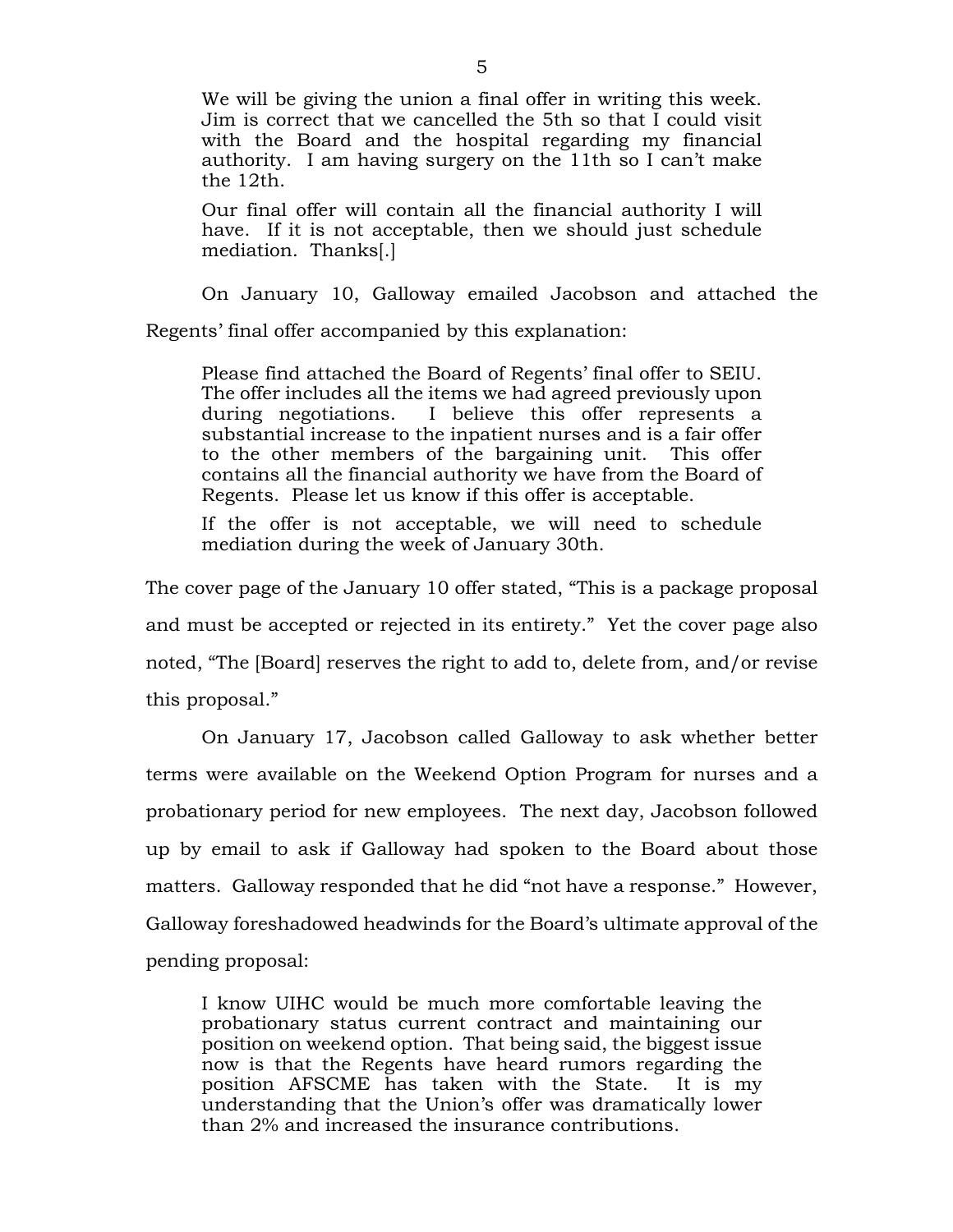> We will be giving the union a final offer in writing this week. Jim is correct that we cancelled the 5th so that I could visit with the Board and the hospital regarding my financial authority. I am having surgery on the 11th so I can't make the 12th.
>
> Our final offer will contain all the financial authority I will have. If it is not acceptable, then we should just schedule mediation. Thanks[.]

On January 10, Galloway emailed Jacobson and attached the Regents' final offer accompanied by this explanation:

> Please find attached the Board of Regents' final offer to SEIU. The offer includes all the items we had agreed previously upon during negotiations. I believe this offer represents a substantial increase to the inpatient nurses and is a fair offer to the other members of the bargaining unit. This offer contains all the financial authority we have from the Board of Regents. Please let us know if this offer is acceptable.
>
> If the offer is not acceptable, we will need to schedule mediation during the week of January 30th.

The cover page of the January 10 offer stated, "This is a package proposal and must be accepted or rejected in its entirety." Yet the cover page also noted, "The [Board] reserves the right to add to, delete from, and/or revise this proposal."

On January 17, Jacobson called Galloway to ask whether better terms were available on the Weekend Option Program for nurses and a probationary period for new employees. The next day, Jacobson followed up by email to ask if Galloway had spoken to the Board about those matters. Galloway responded that he did "not have a response." However, Galloway foreshadowed headwinds for the Board's ultimate approval of the pending proposal:

> I know UIHC would be much more comfortable leaving the probationary status current contract and maintaining our position on weekend option. That being said, the biggest issue now is that the Regents have heard rumors regarding the position AFSCME has taken with the State. It is my understanding that the Union's offer was dramatically lower than 2% and increased the insurance contributions.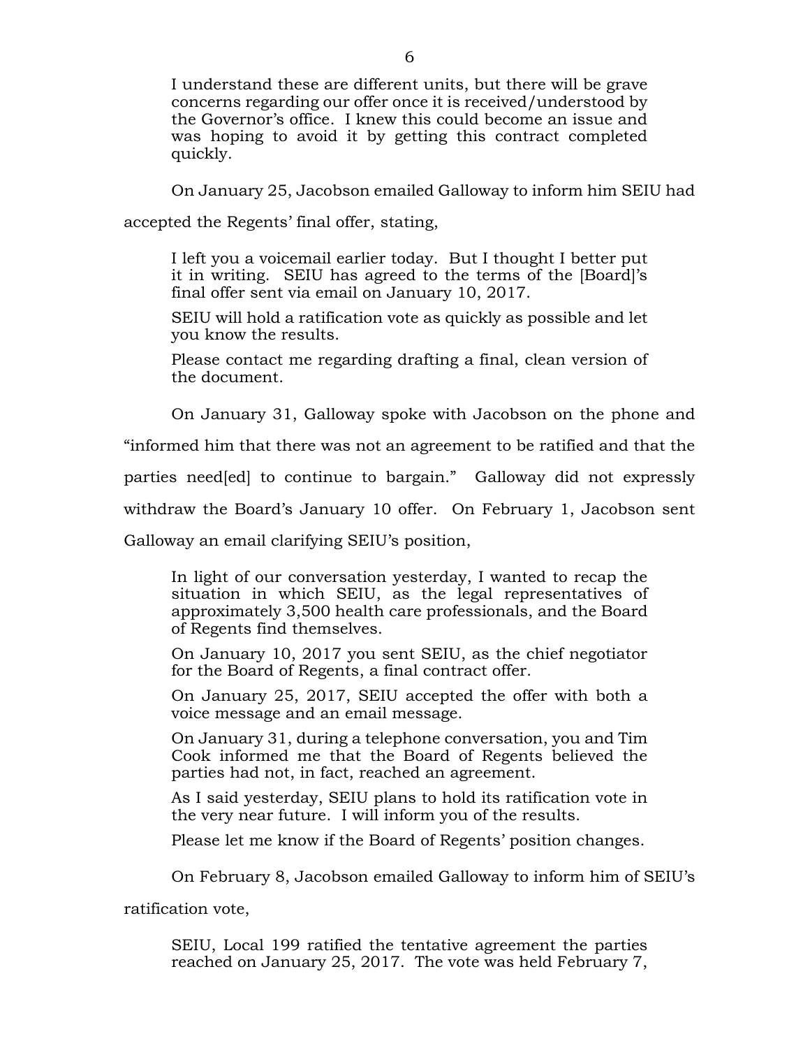> I understand these are different units, but there will be grave concerns regarding our offer once it is received/understood by the Governor's office. I knew this could become an issue and was hoping to avoid it by getting this contract completed quickly.

On January 25, Jacobson emailed Galloway to inform him SEIU had accepted the Regents' final offer, stating,

> I left you a voicemail earlier today. But I thought I better put it in writing. SEIU has agreed to the terms of the [Board]'s final offer sent via email on January 10, 2017.
>
> SEIU will hold a ratification vote as quickly as possible and let you know the results.
>
> Please contact me regarding drafting a final, clean version of the document.

On January 31, Galloway spoke with Jacobson on the phone and "informed him that there was not an agreement to be ratified and that the parties need[ed] to continue to bargain." Galloway did not expressly withdraw the Board's January 10 offer. On February 1, Jacobson sent Galloway an email clarifying SEIU's position,

> In light of our conversation yesterday, I wanted to recap the situation in which SEIU, as the legal representatives of approximately 3,500 health care professionals, and the Board of Regents find themselves.
>
> On January 10, 2017 you sent SEIU, as the chief negotiator for the Board of Regents, a final contract offer.
>
> On January 25, 2017, SEIU accepted the offer with both a voice message and an email message.
>
> On January 31, during a telephone conversation, you and Tim Cook informed me that the Board of Regents believed the parties had not, in fact, reached an agreement.
>
> As I said yesterday, SEIU plans to hold its ratification vote in the very near future. I will inform you of the results.
>
> Please let me know if the Board of Regents' position changes.

On February 8, Jacobson emailed Galloway to inform him of SEIU's ratification vote,

> SEIU, Local 199 ratified the tentative agreement the parties reached on January 25, 2017. The vote was held February 7,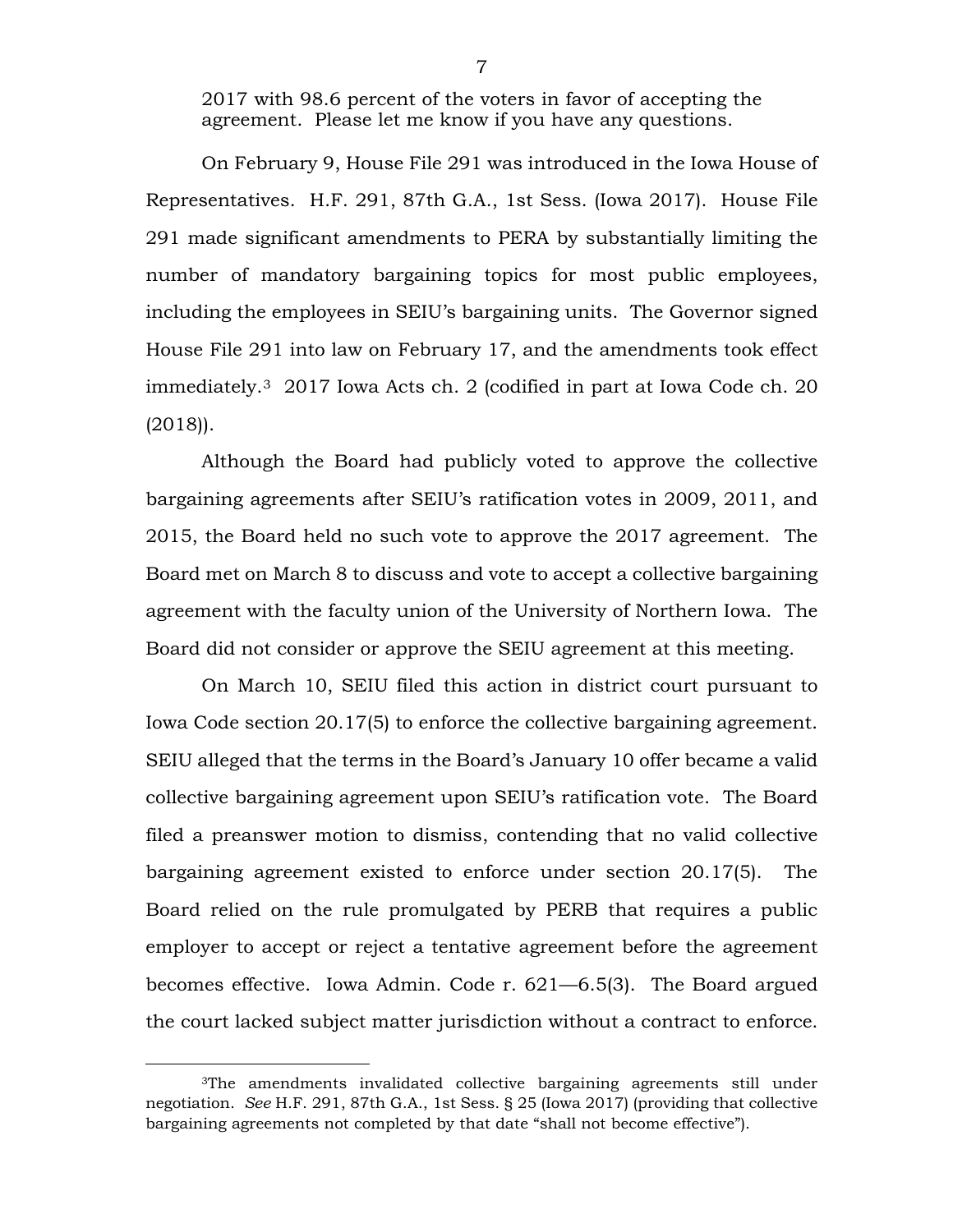2017 with 98.6 percent of the voters in favor of accepting the agreement. Please let me know if you have any questions.

On February 9, House File 291 was introduced in the Iowa House of Representatives. H.F. 291, 87th G.A., 1st Sess. (Iowa 2017). House File 291 made significant amendments to PERA by substantially limiting the number of mandatory bargaining topics for most public employees, including the employees in SEIU's bargaining units. The Governor signed House File 291 into law on February 17, and the amendments took effect immediately.[3] 2017 Iowa Acts ch. 2 (codified in part at Iowa Code ch. 20 (2018)).

Although the Board had publicly voted to approve the collective bargaining agreements after SEIU's ratification votes in 2009, 2011, and 2015, the Board held no such vote to approve the 2017 agreement. The Board met on March 8 to discuss and vote to accept a collective bargaining agreement with the faculty union of the University of Northern Iowa. The Board did not consider or approve the SEIU agreement at this meeting.

On March 10, SEIU filed this action in district court pursuant to Iowa Code section 20.17(5) to enforce the collective bargaining agreement. SEIU alleged that the terms in the Board's January 10 offer became a valid collective bargaining agreement upon SEIU's ratification vote. The Board filed a preanswer motion to dismiss, contending that no valid collective bargaining agreement existed to enforce under section 20.17(5). The Board relied on the rule promulgated by PERB that requires a public employer to accept or reject a tentative agreement before the agreement becomes effective. Iowa Admin. Code r. 621—6.5(3). The Board argued the court lacked subject matter jurisdiction without a contract to enforce.

[3]The amendments invalidated collective bargaining agreements still under negotiation. *See* H.F. 291, 87th G.A., 1st Sess. § 25 (Iowa 2017) (providing that collective bargaining agreements not completed by that date "shall not become effective").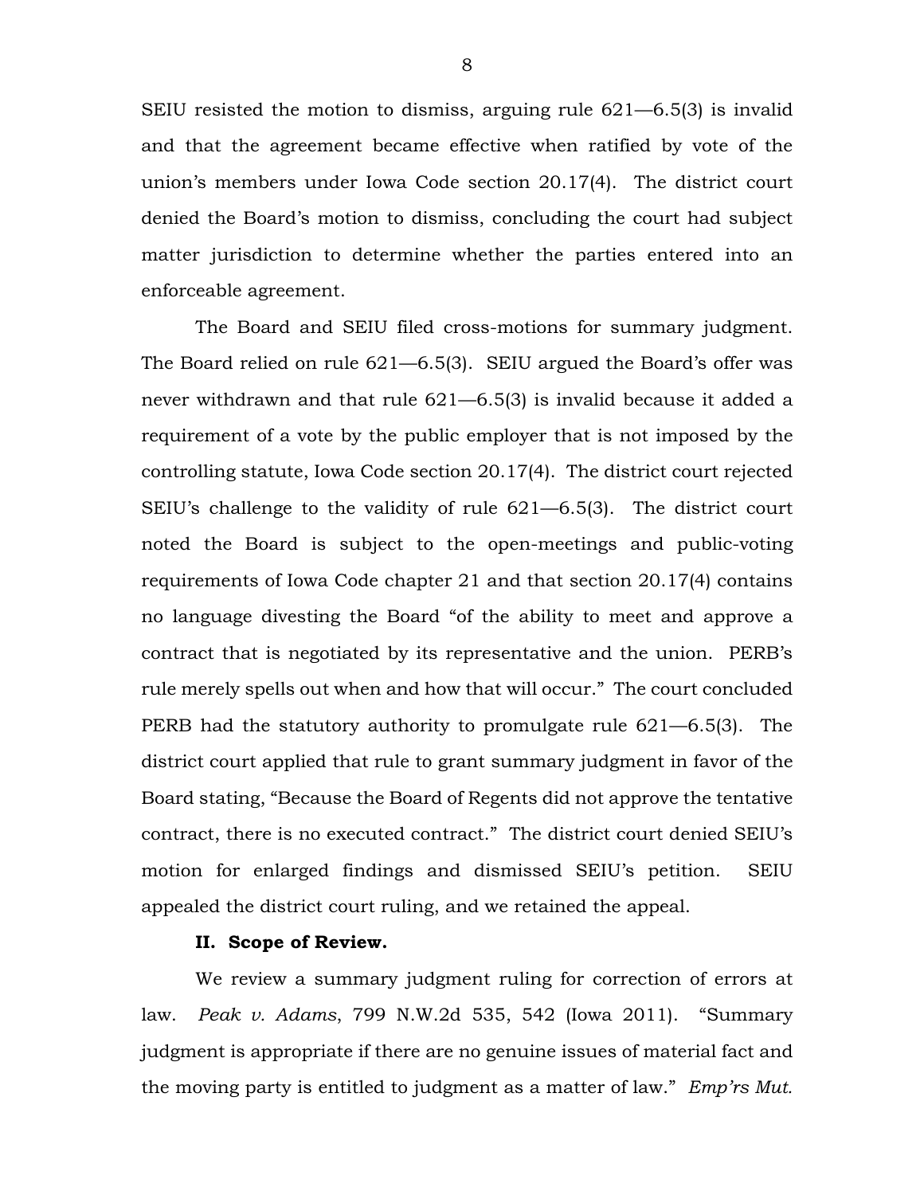SEIU resisted the motion to dismiss, arguing rule 621—6.5(3) is invalid and that the agreement became effective when ratified by vote of the union's members under Iowa Code section 20.17(4). The district court denied the Board's motion to dismiss, concluding the court had subject matter jurisdiction to determine whether the parties entered into an enforceable agreement.

The Board and SEIU filed cross-motions for summary judgment. The Board relied on rule 621—6.5(3). SEIU argued the Board's offer was never withdrawn and that rule 621—6.5(3) is invalid because it added a requirement of a vote by the public employer that is not imposed by the controlling statute, Iowa Code section 20.17(4). The district court rejected SEIU's challenge to the validity of rule 621—6.5(3). The district court noted the Board is subject to the open-meetings and public-voting requirements of Iowa Code chapter 21 and that section 20.17(4) contains no language divesting the Board "of the ability to meet and approve a contract that is negotiated by its representative and the union. PERB's rule merely spells out when and how that will occur." The court concluded PERB had the statutory authority to promulgate rule 621—6.5(3). The district court applied that rule to grant summary judgment in favor of the Board stating, "Because the Board of Regents did not approve the tentative contract, there is no executed contract." The district court denied SEIU's motion for enlarged findings and dismissed SEIU's petition. SEIU appealed the district court ruling, and we retained the appeal.

## II. Scope of Review.

We review a summary judgment ruling for correction of errors at law. *Peak v. Adams*, 799 N.W.2d 535, 542 (Iowa 2011). "Summary judgment is appropriate if there are no genuine issues of material fact and the moving party is entitled to judgment as a matter of law." *Emp'rs Mut.*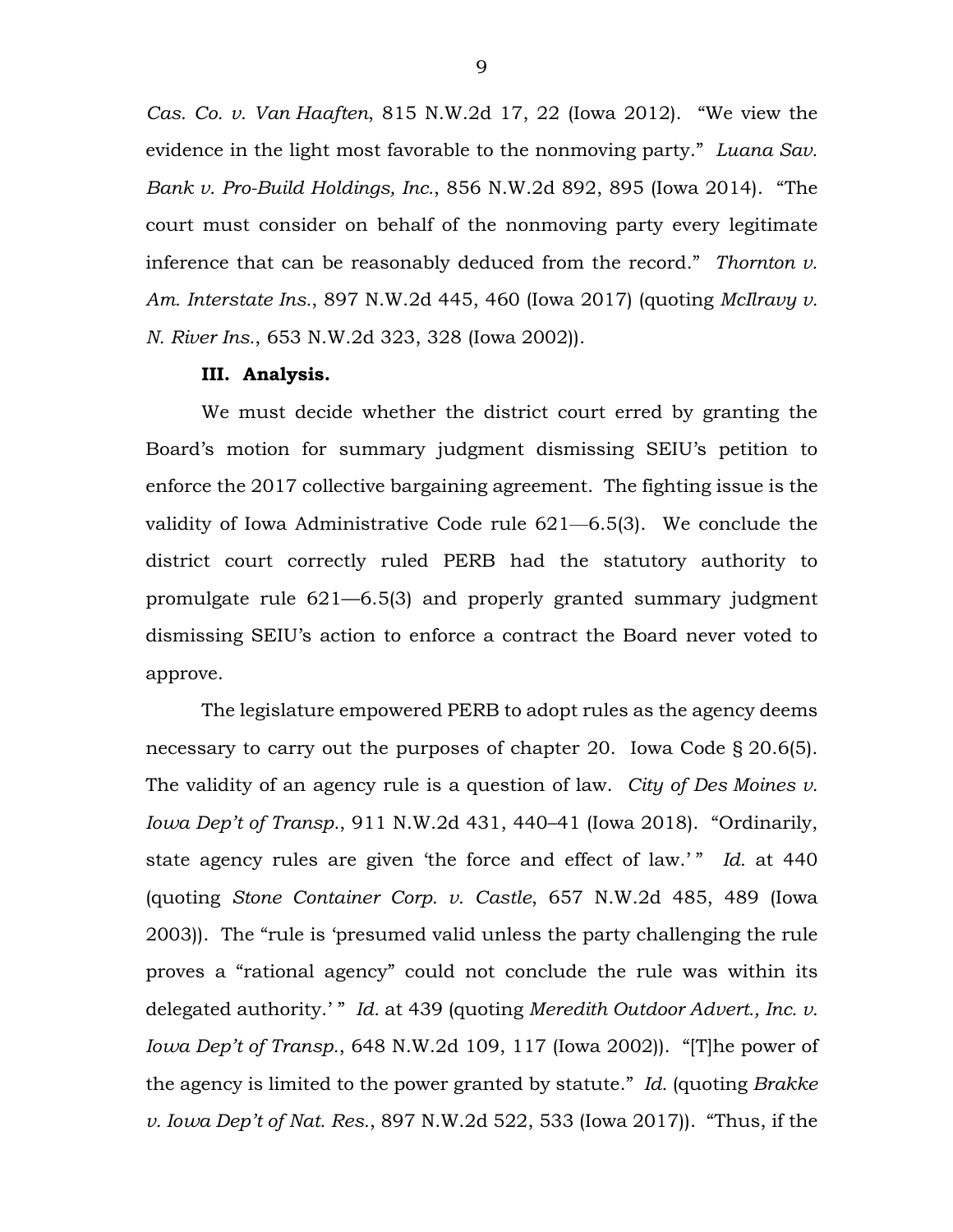*Cas. Co. v. Van Haaften*, 815 N.W.2d 17, 22 (Iowa 2012). "We view the evidence in the light most favorable to the nonmoving party." *Luana Sav. Bank v. Pro-Build Holdings, Inc.*, 856 N.W.2d 892, 895 (Iowa 2014). "The court must consider on behalf of the nonmoving party every legitimate inference that can be reasonably deduced from the record." *Thornton v. Am. Interstate Ins.*, 897 N.W.2d 445, 460 (Iowa 2017) (quoting *McIlravy v. N. River Ins.*, 653 N.W.2d 323, 328 (Iowa 2002)).

**III. Analysis.**

We must decide whether the district court erred by granting the Board's motion for summary judgment dismissing SEIU's petition to enforce the 2017 collective bargaining agreement. The fighting issue is the validity of Iowa Administrative Code rule 621—6.5(3). We conclude the district court correctly ruled PERB had the statutory authority to promulgate rule 621—6.5(3) and properly granted summary judgment dismissing SEIU's action to enforce a contract the Board never voted to approve.

The legislature empowered PERB to adopt rules as the agency deems necessary to carry out the purposes of chapter 20. Iowa Code § 20.6(5). The validity of an agency rule is a question of law. *City of Des Moines v. Iowa Dep't of Transp.*, 911 N.W.2d 431, 440–41 (Iowa 2018). "Ordinarily, state agency rules are given 'the force and effect of law.' " *Id.* at 440 (quoting *Stone Container Corp. v. Castle*, 657 N.W.2d 485, 489 (Iowa 2003)). The "rule is 'presumed valid unless the party challenging the rule proves a "rational agency" could not conclude the rule was within its delegated authority.' " *Id.* at 439 (quoting *Meredith Outdoor Advert., Inc. v. Iowa Dep't of Transp.*, 648 N.W.2d 109, 117 (Iowa 2002)). "[T]he power of the agency is limited to the power granted by statute." *Id.* (quoting *Brakke v. Iowa Dep't of Nat. Res.*, 897 N.W.2d 522, 533 (Iowa 2017)). "Thus, if the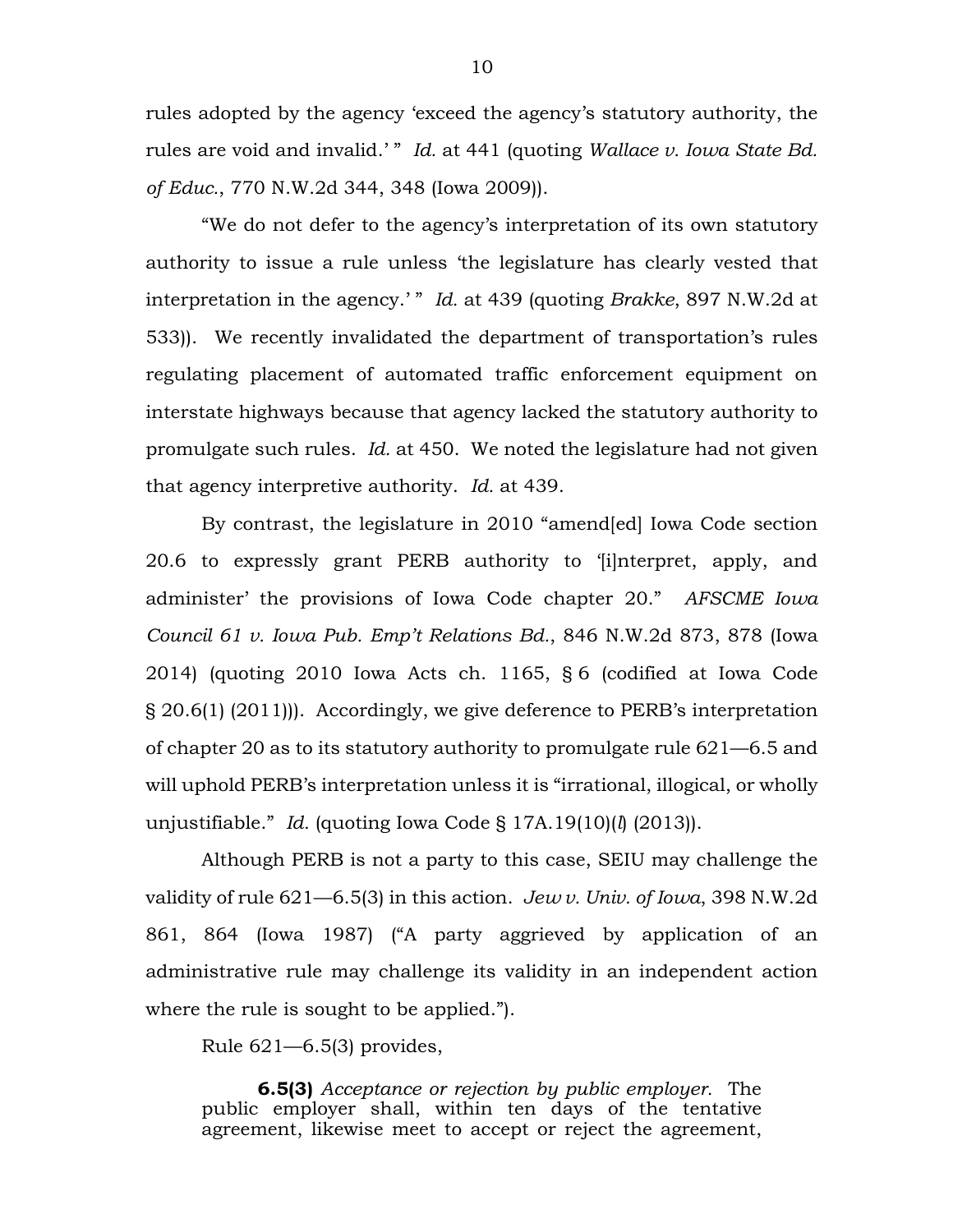rules adopted by the agency 'exceed the agency's statutory authority, the rules are void and invalid.' " *Id.* at 441 (quoting *Wallace v. Iowa State Bd. of Educ.*, 770 N.W.2d 344, 348 (Iowa 2009)).

"We do not defer to the agency's interpretation of its own statutory authority to issue a rule unless 'the legislature has clearly vested that interpretation in the agency.' " *Id.* at 439 (quoting *Brakke*, 897 N.W.2d at 533)). We recently invalidated the department of transportation's rules regulating placement of automated traffic enforcement equipment on interstate highways because that agency lacked the statutory authority to promulgate such rules. *Id.* at 450. We noted the legislature had not given that agency interpretive authority. *Id.* at 439.

By contrast, the legislature in 2010 "amend[ed] Iowa Code section 20.6 to expressly grant PERB authority to '[i]nterpret, apply, and administer' the provisions of Iowa Code chapter 20." *AFSCME Iowa Council 61 v. Iowa Pub. Emp't Relations Bd.*, 846 N.W.2d 873, 878 (Iowa 2014) (quoting 2010 Iowa Acts ch. 1165, § 6 (codified at Iowa Code § 20.6(1) (2011))). Accordingly, we give deference to PERB's interpretation of chapter 20 as to its statutory authority to promulgate rule 621—6.5 and will uphold PERB's interpretation unless it is "irrational, illogical, or wholly unjustifiable." *Id.* (quoting Iowa Code § 17A.19(10)(*l*) (2013)).

Although PERB is not a party to this case, SEIU may challenge the validity of rule 621—6.5(3) in this action. *Jew v. Univ. of Iowa*, 398 N.W.2d 861, 864 (Iowa 1987) ("A party aggrieved by application of an administrative rule may challenge its validity in an independent action where the rule is sought to be applied.").

Rule 621—6.5(3) provides,

> **6.5(3)** *Acceptance or rejection by public employer.* The public employer shall, within ten days of the tentative agreement, likewise meet to accept or reject the agreement,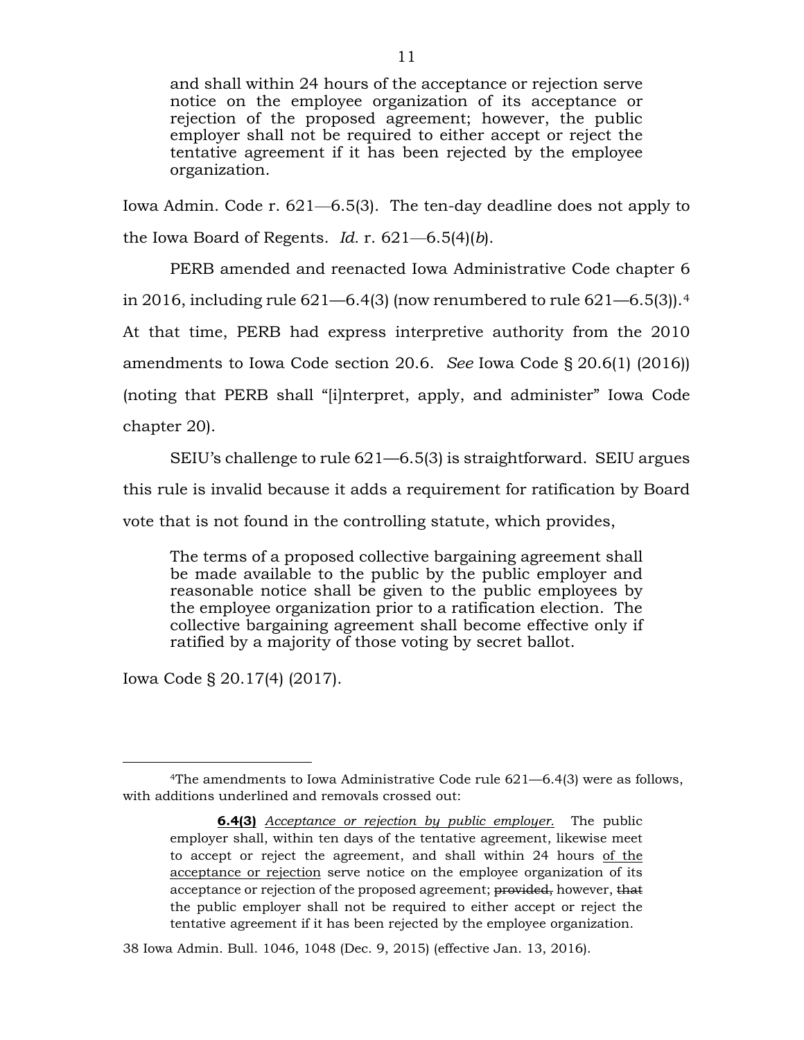> and shall within 24 hours of the acceptance or rejection serve notice on the employee organization of its acceptance or rejection of the proposed agreement; however, the public employer shall not be required to either accept or reject the tentative agreement if it has been rejected by the employee organization.

Iowa Admin. Code r. 621—6.5(3). The ten-day deadline does not apply to the Iowa Board of Regents. *Id.* r. 621—6.5(4)(*b*).

PERB amended and reenacted Iowa Administrative Code chapter 6 in 2016, including rule 621—6.4(3) (now renumbered to rule 621—6.5(3)).[4] At that time, PERB had express interpretive authority from the 2010 amendments to Iowa Code section 20.6. *See* Iowa Code § 20.6(1) (2016)) (noting that PERB shall "[i]nterpret, apply, and administer" Iowa Code chapter 20).

SEIU's challenge to rule 621—6.5(3) is straightforward. SEIU argues this rule is invalid because it adds a requirement for ratification by Board vote that is not found in the controlling statute, which provides,

> The terms of a proposed collective bargaining agreement shall be made available to the public by the public employer and reasonable notice shall be given to the public employees by the employee organization prior to a ratification election. The collective bargaining agreement shall become effective only if ratified by a majority of those voting by secret ballot.

Iowa Code § 20.17(4) (2017).

---

[4]The amendments to Iowa Administrative Code rule 621—6.4(3) were as follows, with additions underlined and removals crossed out:

> **6.4(3)** *Acceptance or rejection by public employer.* The public employer shall, within ten days of the tentative agreement, likewise meet to accept or reject the agreement, and shall within 24 hours <u>of the acceptance or rejection</u> serve notice on the employee organization of its acceptance or rejection of the proposed agreement; ~~provided,~~ however, ~~that~~ the public employer shall not be required to either accept or reject the tentative agreement if it has been rejected by the employee organization.

38 Iowa Admin. Bull. 1046, 1048 (Dec. 9, 2015) (effective Jan. 13, 2016).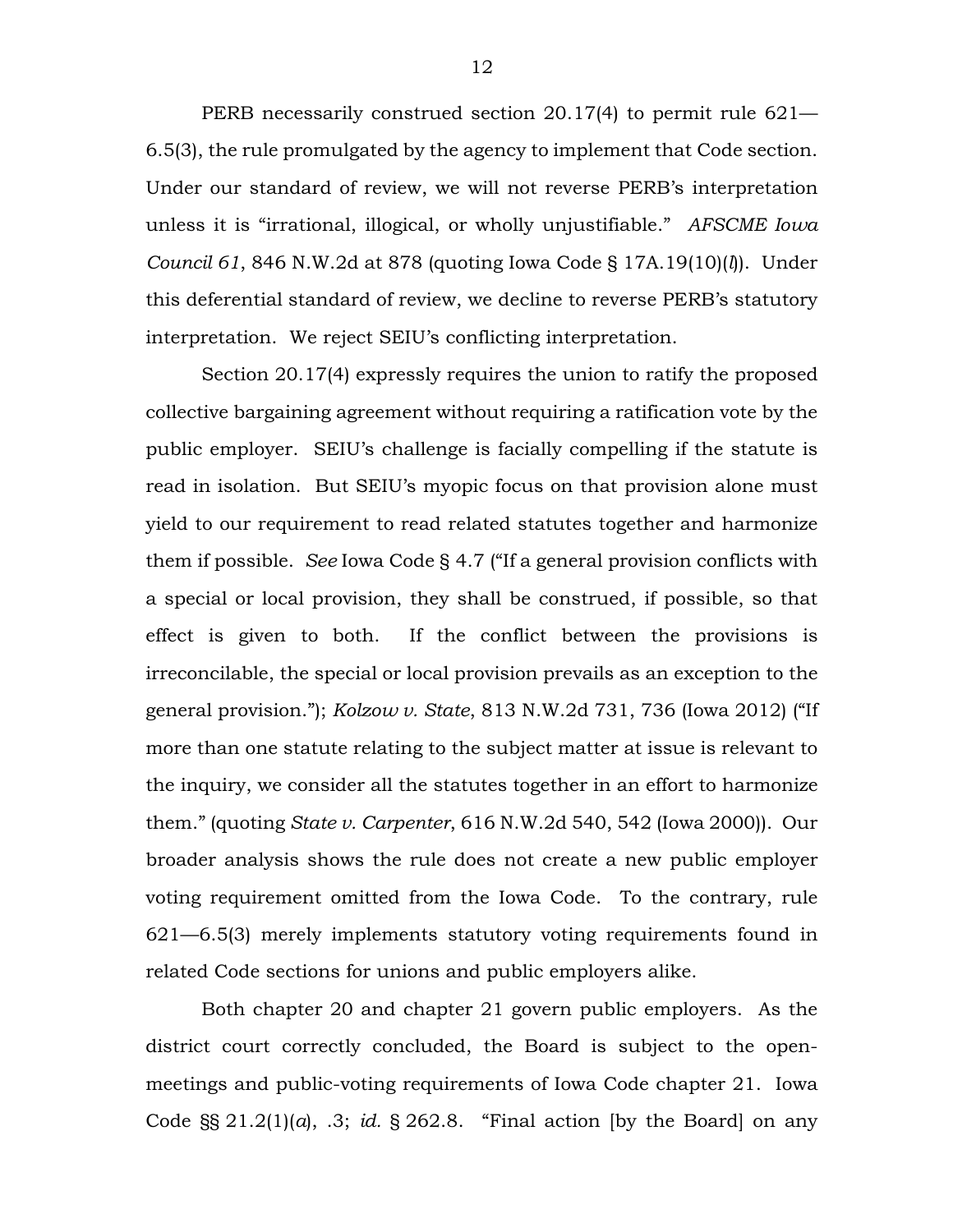PERB necessarily construed section 20.17(4) to permit rule 621—6.5(3), the rule promulgated by the agency to implement that Code section. Under our standard of review, we will not reverse PERB's interpretation unless it is "irrational, illogical, or wholly unjustifiable." *AFSCME Iowa Council 61*, 846 N.W.2d at 878 (quoting Iowa Code § 17A.19(10)(*l*)). Under this deferential standard of review, we decline to reverse PERB's statutory interpretation. We reject SEIU's conflicting interpretation.

Section 20.17(4) expressly requires the union to ratify the proposed collective bargaining agreement without requiring a ratification vote by the public employer. SEIU's challenge is facially compelling if the statute is read in isolation. But SEIU's myopic focus on that provision alone must yield to our requirement to read related statutes together and harmonize them if possible. *See* Iowa Code § 4.7 ("If a general provision conflicts with a special or local provision, they shall be construed, if possible, so that effect is given to both. If the conflict between the provisions is irreconcilable, the special or local provision prevails as an exception to the general provision."); *Kolzow v. State*, 813 N.W.2d 731, 736 (Iowa 2012) ("If more than one statute relating to the subject matter at issue is relevant to the inquiry, we consider all the statutes together in an effort to harmonize them." (quoting *State v. Carpenter*, 616 N.W.2d 540, 542 (Iowa 2000)). Our broader analysis shows the rule does not create a new public employer voting requirement omitted from the Iowa Code. To the contrary, rule 621—6.5(3) merely implements statutory voting requirements found in related Code sections for unions and public employers alike.

Both chapter 20 and chapter 21 govern public employers. As the district court correctly concluded, the Board is subject to the open-meetings and public-voting requirements of Iowa Code chapter 21. Iowa Code §§ 21.2(1)(*a*), .3; *id.* § 262.8. "Final action [by the Board] on any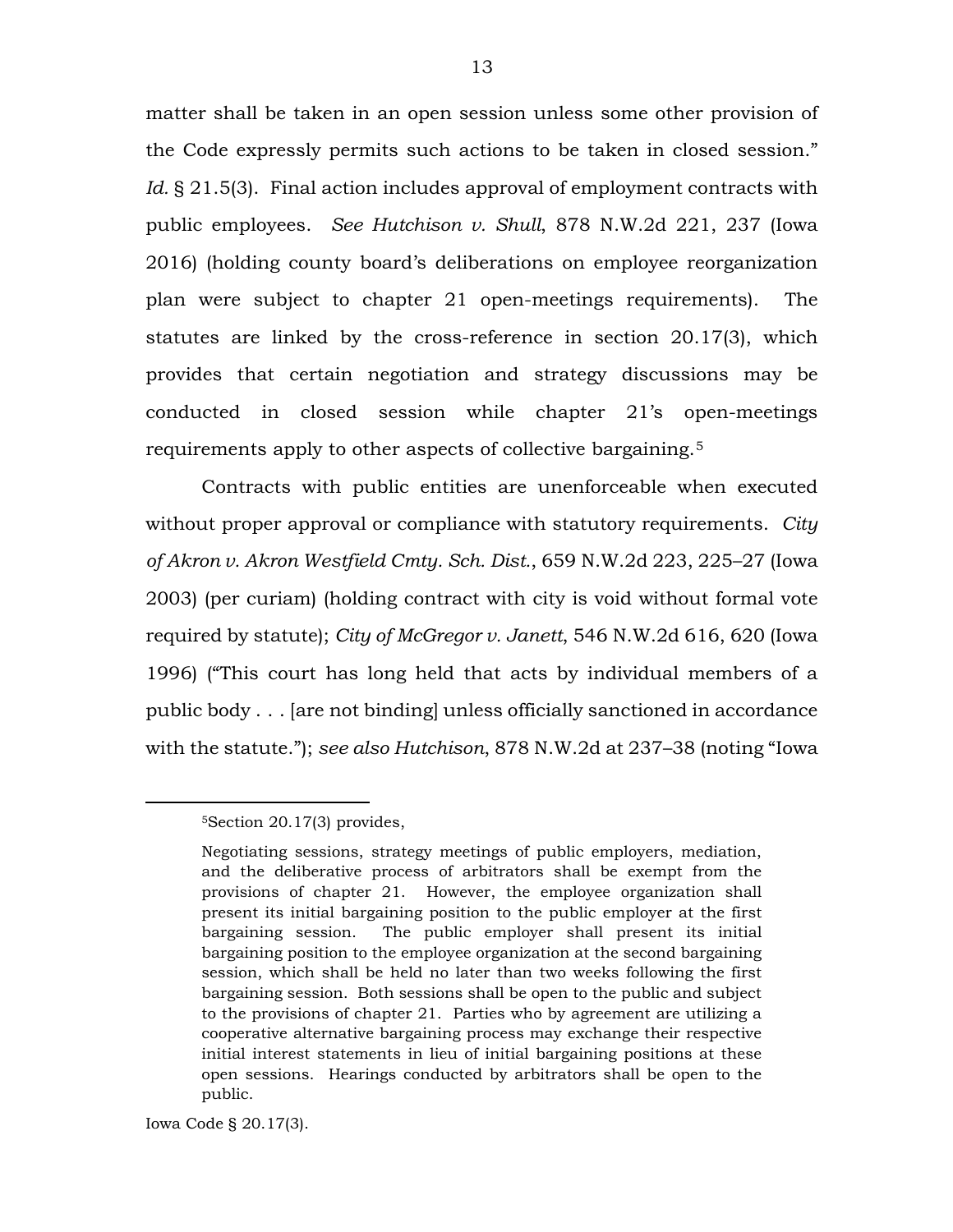matter shall be taken in an open session unless some other provision of the Code expressly permits such actions to be taken in closed session." *Id.* § 21.5(3). Final action includes approval of employment contracts with public employees. *See Hutchison v. Shull*, 878 N.W.2d 221, 237 (Iowa 2016) (holding county board's deliberations on employee reorganization plan were subject to chapter 21 open-meetings requirements). The statutes are linked by the cross-reference in section 20.17(3), which provides that certain negotiation and strategy discussions may be conducted in closed session while chapter 21's open-meetings requirements apply to other aspects of collective bargaining.[5]

Contracts with public entities are unenforceable when executed without proper approval or compliance with statutory requirements. *City of Akron v. Akron Westfield Cmty. Sch. Dist.*, 659 N.W.2d 223, 225–27 (Iowa 2003) (per curiam) (holding contract with city is void without formal vote required by statute); *City of McGregor v. Janett*, 546 N.W.2d 616, 620 (Iowa 1996) ("This court has long held that acts by individual members of a public body . . . [are not binding] unless officially sanctioned in accordance with the statute."); *see also Hutchison*, 878 N.W.2d at 237–38 (noting "Iowa

---

[5]Section 20.17(3) provides,

> Negotiating sessions, strategy meetings of public employers, mediation, and the deliberative process of arbitrators shall be exempt from the provisions of chapter 21. However, the employee organization shall present its initial bargaining position to the public employer at the first bargaining session. The public employer shall present its initial bargaining position to the employee organization at the second bargaining session, which shall be held no later than two weeks following the first bargaining session. Both sessions shall be open to the public and subject to the provisions of chapter 21. Parties who by agreement are utilizing a cooperative alternative bargaining process may exchange their respective initial interest statements in lieu of initial bargaining positions at these open sessions. Hearings conducted by arbitrators shall be open to the public.

Iowa Code § 20.17(3).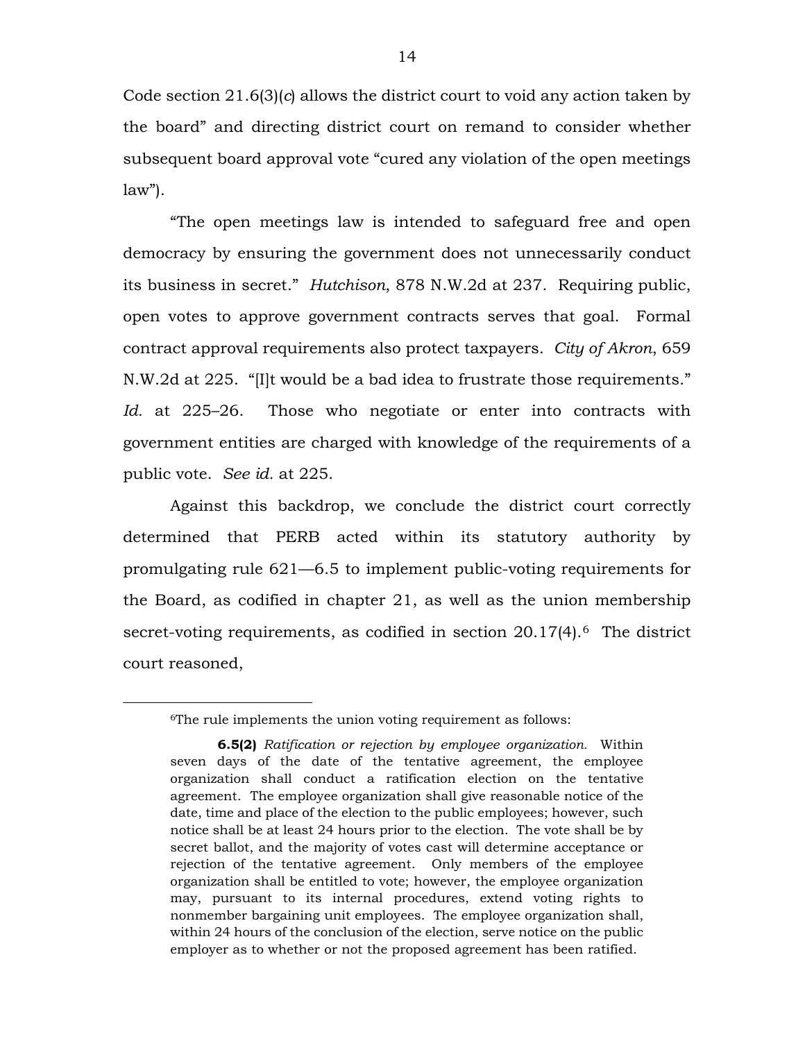Code section 21.6(3)(*c*) allows the district court to void any action taken by the board" and directing district court on remand to consider whether subsequent board approval vote "cured any violation of the open meetings law").

"The open meetings law is intended to safeguard free and open democracy by ensuring the government does not unnecessarily conduct its business in secret." *Hutchison*, 878 N.W.2d at 237. Requiring public, open votes to approve government contracts serves that goal. Formal contract approval requirements also protect taxpayers. *City of Akron*, 659 N.W.2d at 225. "[I]t would be a bad idea to frustrate those requirements." *Id.* at 225–26. Those who negotiate or enter into contracts with government entities are charged with knowledge of the requirements of a public vote. *See id.* at 225.

Against this backdrop, we conclude the district court correctly determined that PERB acted within its statutory authority by promulgating rule 621—6.5 to implement public-voting requirements for the Board, as codified in chapter 21, as well as the union membership secret-voting requirements, as codified in section 20.17(4).[6] The district court reasoned,

---

[6]The rule implements the union voting requirement as follows:

> **6.5(2)** *Ratification or rejection by employee organization.* Within seven days of the date of the tentative agreement, the employee organization shall conduct a ratification election on the tentative agreement. The employee organization shall give reasonable notice of the date, time and place of the election to the public employees; however, such notice shall be at least 24 hours prior to the election. The vote shall be by secret ballot, and the majority of votes cast will determine acceptance or rejection of the tentative agreement. Only members of the employee organization shall be entitled to vote; however, the employee organization may, pursuant to its internal procedures, extend voting rights to nonmember bargaining unit employees. The employee organization shall, within 24 hours of the conclusion of the election, serve notice on the public employer as to whether or not the proposed agreement has been ratified.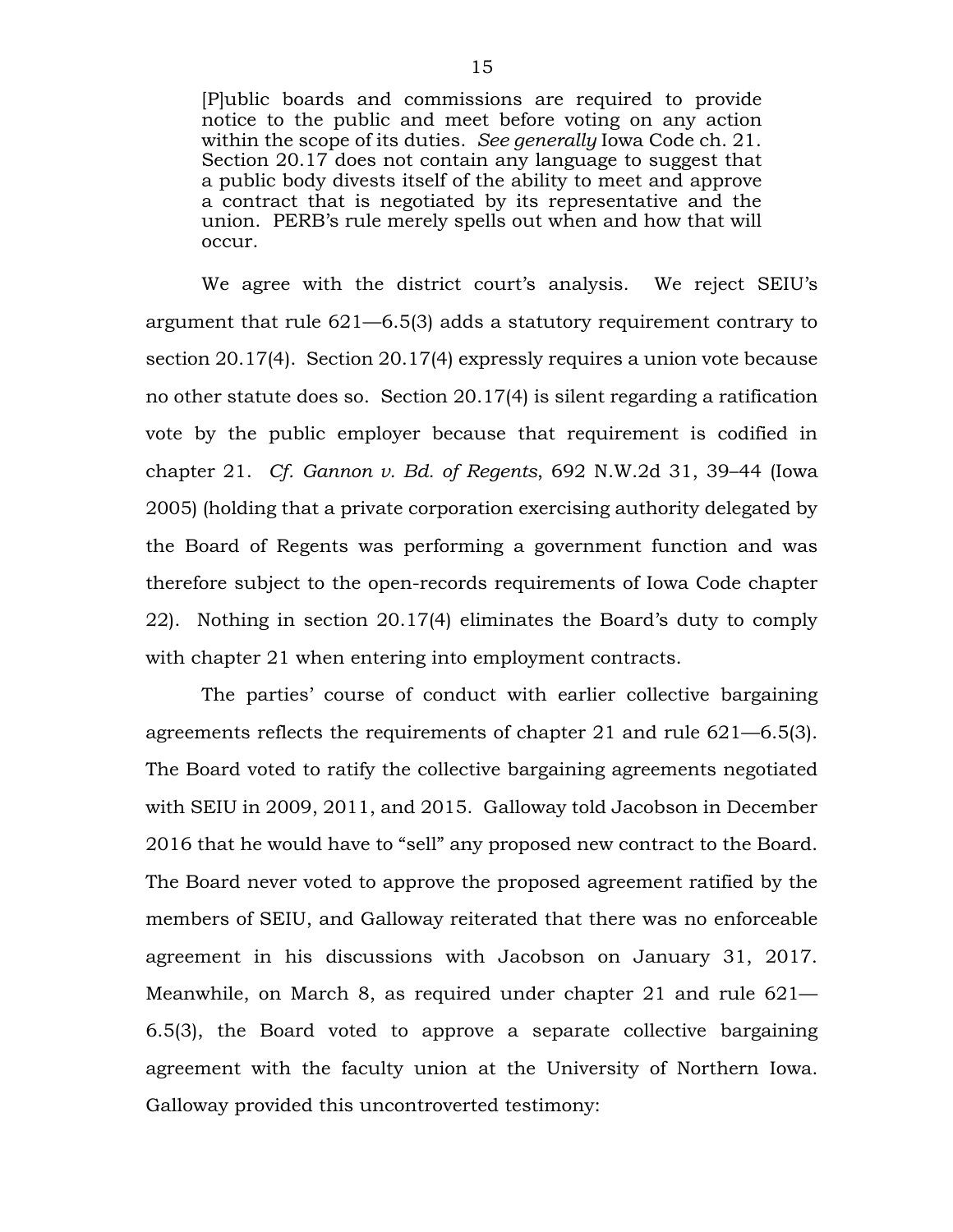> [P]ublic boards and commissions are required to provide notice to the public and meet before voting on any action within the scope of its duties. *See generally* Iowa Code ch. 21. Section 20.17 does not contain any language to suggest that a public body divests itself of the ability to meet and approve a contract that is negotiated by its representative and the union. PERB's rule merely spells out when and how that will occur.

We agree with the district court's analysis. We reject SEIU's argument that rule 621—6.5(3) adds a statutory requirement contrary to section 20.17(4). Section 20.17(4) expressly requires a union vote because no other statute does so. Section 20.17(4) is silent regarding a ratification vote by the public employer because that requirement is codified in chapter 21. *Cf. Gannon v. Bd. of Regents*, 692 N.W.2d 31, 39–44 (Iowa 2005) (holding that a private corporation exercising authority delegated by the Board of Regents was performing a government function and was therefore subject to the open-records requirements of Iowa Code chapter 22). Nothing in section 20.17(4) eliminates the Board's duty to comply with chapter 21 when entering into employment contracts.

The parties' course of conduct with earlier collective bargaining agreements reflects the requirements of chapter 21 and rule 621—6.5(3). The Board voted to ratify the collective bargaining agreements negotiated with SEIU in 2009, 2011, and 2015. Galloway told Jacobson in December 2016 that he would have to "sell" any proposed new contract to the Board. The Board never voted to approve the proposed agreement ratified by the members of SEIU, and Galloway reiterated that there was no enforceable agreement in his discussions with Jacobson on January 31, 2017. Meanwhile, on March 8, as required under chapter 21 and rule 621—6.5(3), the Board voted to approve a separate collective bargaining agreement with the faculty union at the University of Northern Iowa. Galloway provided this uncontroverted testimony: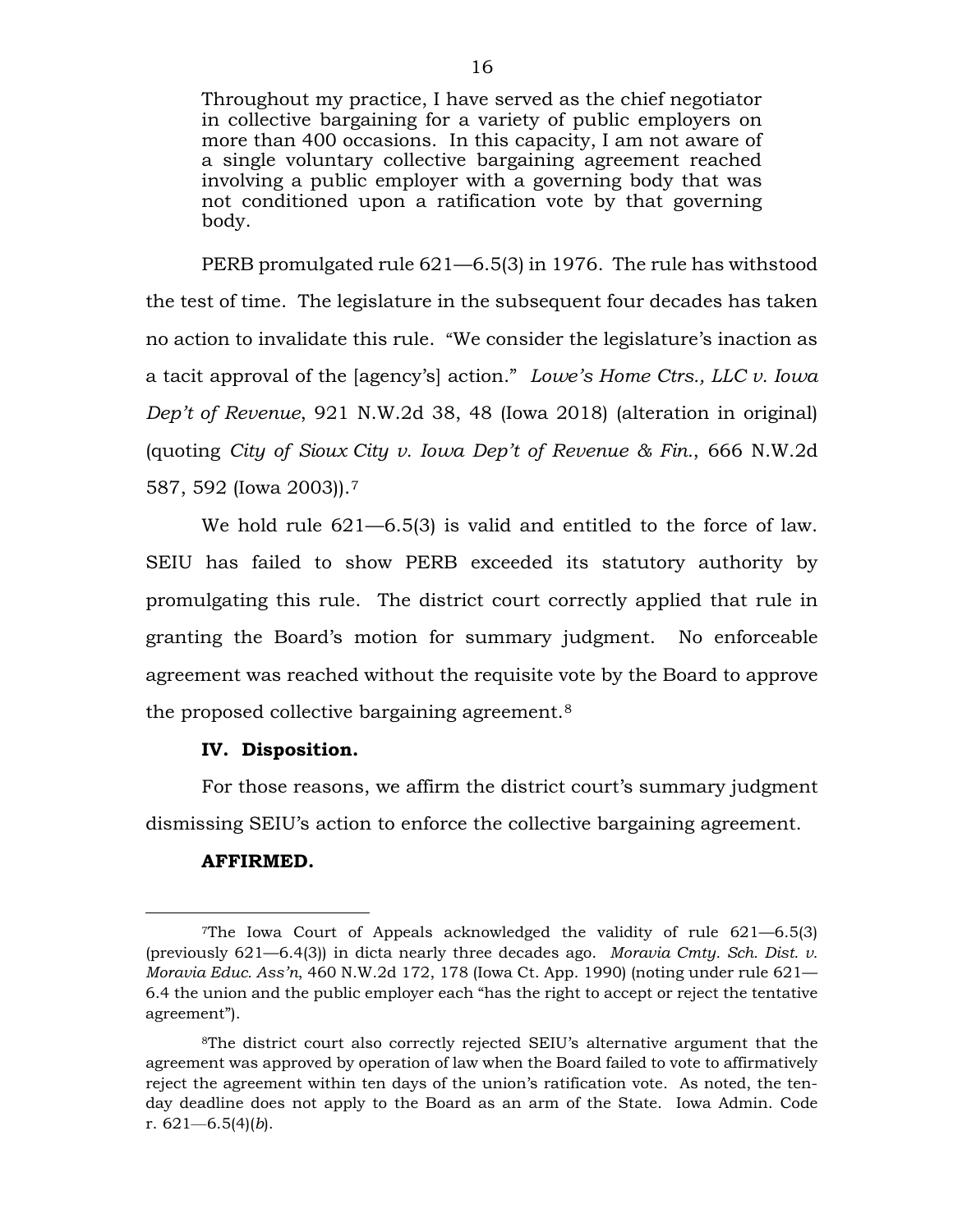> Throughout my practice, I have served as the chief negotiator in collective bargaining for a variety of public employers on more than 400 occasions. In this capacity, I am not aware of a single voluntary collective bargaining agreement reached involving a public employer with a governing body that was not conditioned upon a ratification vote by that governing body.

PERB promulgated rule 621—6.5(3) in 1976. The rule has withstood the test of time. The legislature in the subsequent four decades has taken no action to invalidate this rule. "We consider the legislature's inaction as a tacit approval of the [agency's] action." *Lowe's Home Ctrs., LLC v. Iowa Dep't of Revenue*, 921 N.W.2d 38, 48 (Iowa 2018) (alteration in original) (quoting *City of Sioux City v. Iowa Dep't of Revenue & Fin.*, 666 N.W.2d 587, 592 (Iowa 2003)).[7]

We hold rule 621—6.5(3) is valid and entitled to the force of law. SEIU has failed to show PERB exceeded its statutory authority by promulgating this rule. The district court correctly applied that rule in granting the Board's motion for summary judgment. No enforceable agreement was reached without the requisite vote by the Board to approve the proposed collective bargaining agreement.[8]

**IV. Disposition.**

For those reasons, we affirm the district court's summary judgment dismissing SEIU's action to enforce the collective bargaining agreement.

**AFFIRMED.**

---

[7]The Iowa Court of Appeals acknowledged the validity of rule 621—6.5(3) (previously 621—6.4(3)) in dicta nearly three decades ago. *Moravia Cmty. Sch. Dist. v. Moravia Educ. Ass'n*, 460 N.W.2d 172, 178 (Iowa Ct. App. 1990) (noting under rule 621—6.4 the union and the public employer each "has the right to accept or reject the tentative agreement").

[8]The district court also correctly rejected SEIU's alternative argument that the agreement was approved by operation of law when the Board failed to vote to affirmatively reject the agreement within ten days of the union's ratification vote. As noted, the ten-day deadline does not apply to the Board as an arm of the State. Iowa Admin. Code r. 621—6.5(4)(*b*).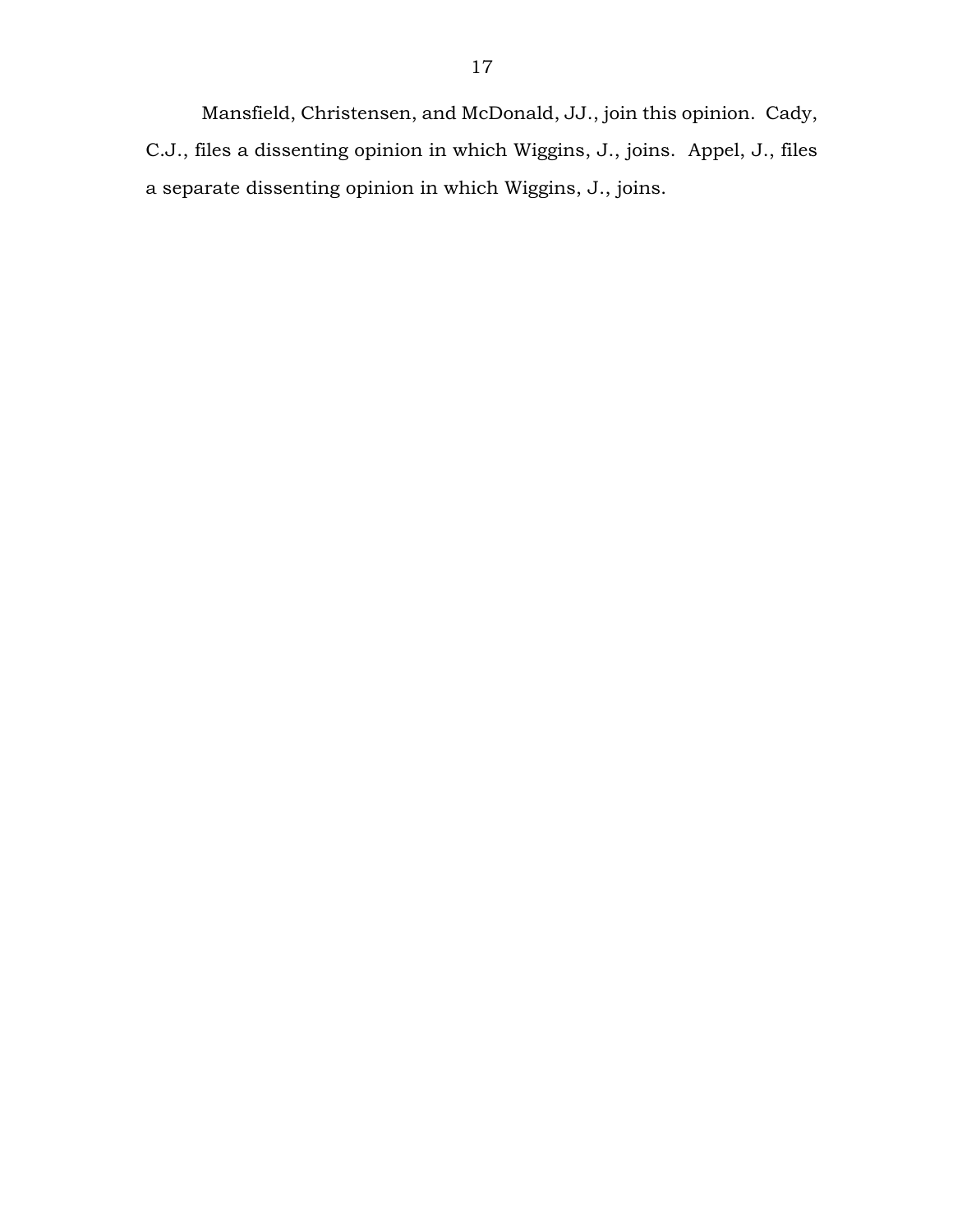Mansfield, Christensen, and McDonald, JJ., join this opinion. Cady, C.J., files a dissenting opinion in which Wiggins, J., joins. Appel, J., files a separate dissenting opinion in which Wiggins, J., joins.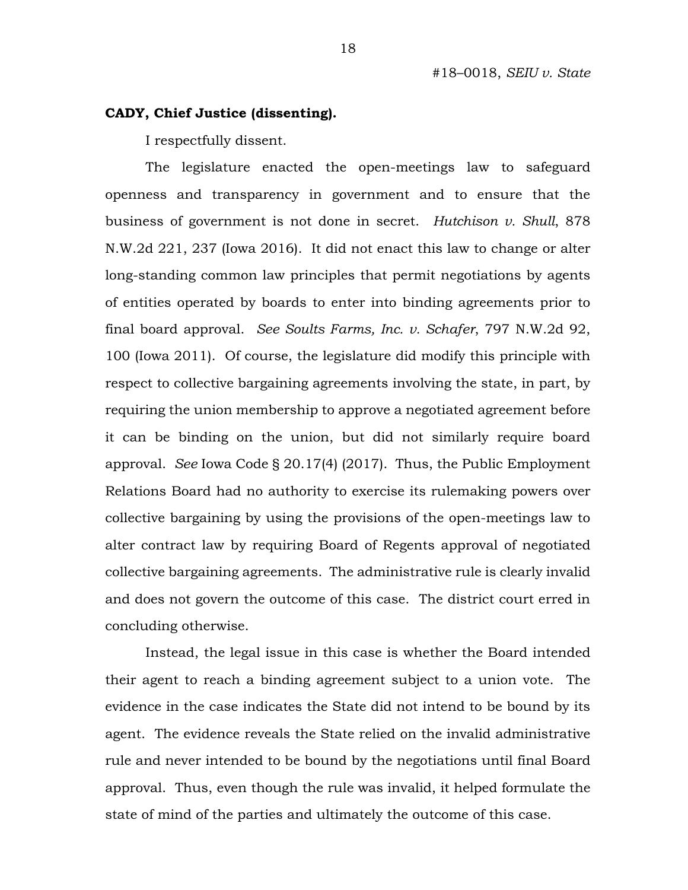**CADY, Chief Justice (dissenting).**

I respectfully dissent.

The legislature enacted the open-meetings law to safeguard openness and transparency in government and to ensure that the business of government is not done in secret. *Hutchison v. Shull*, 878 N.W.2d 221, 237 (Iowa 2016). It did not enact this law to change or alter long-standing common law principles that permit negotiations by agents of entities operated by boards to enter into binding agreements prior to final board approval. *See Soults Farms, Inc. v. Schafer*, 797 N.W.2d 92, 100 (Iowa 2011). Of course, the legislature did modify this principle with respect to collective bargaining agreements involving the state, in part, by requiring the union membership to approve a negotiated agreement before it can be binding on the union, but did not similarly require board approval. *See* Iowa Code § 20.17(4) (2017). Thus, the Public Employment Relations Board had no authority to exercise its rulemaking powers over collective bargaining by using the provisions of the open-meetings law to alter contract law by requiring Board of Regents approval of negotiated collective bargaining agreements. The administrative rule is clearly invalid and does not govern the outcome of this case. The district court erred in concluding otherwise.

Instead, the legal issue in this case is whether the Board intended their agent to reach a binding agreement subject to a union vote. The evidence in the case indicates the State did not intend to be bound by its agent. The evidence reveals the State relied on the invalid administrative rule and never intended to be bound by the negotiations until final Board approval. Thus, even though the rule was invalid, it helped formulate the state of mind of the parties and ultimately the outcome of this case.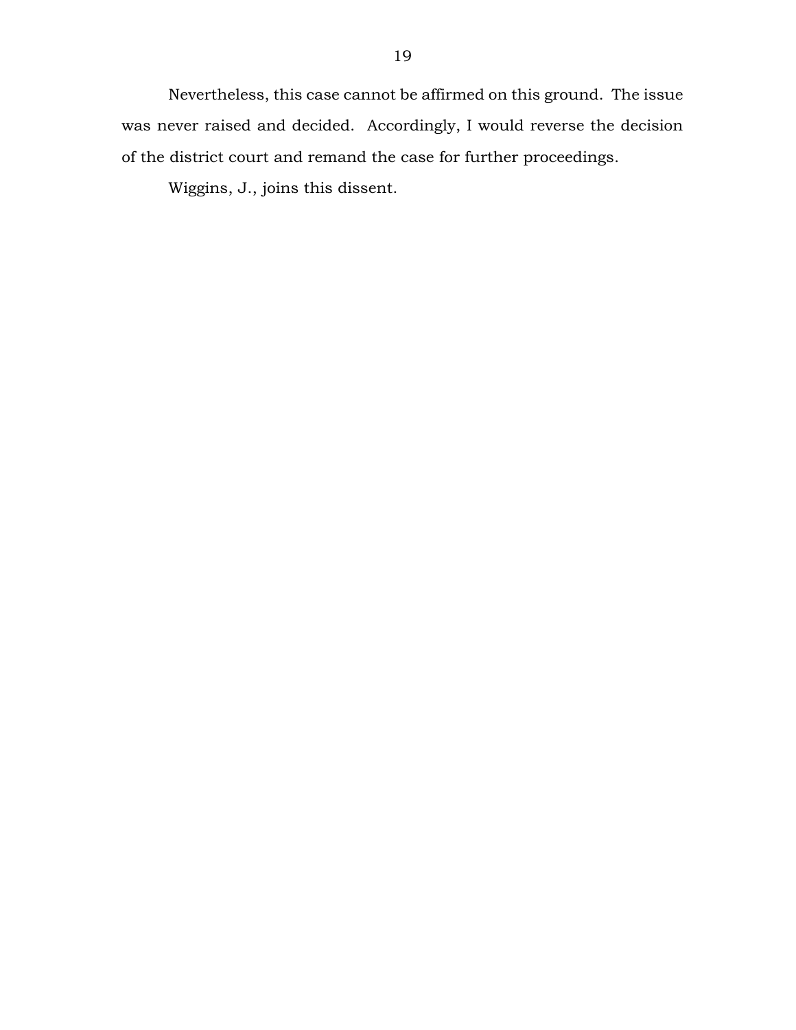Nevertheless, this case cannot be affirmed on this ground. The issue was never raised and decided. Accordingly, I would reverse the decision of the district court and remand the case for further proceedings.

Wiggins, J., joins this dissent.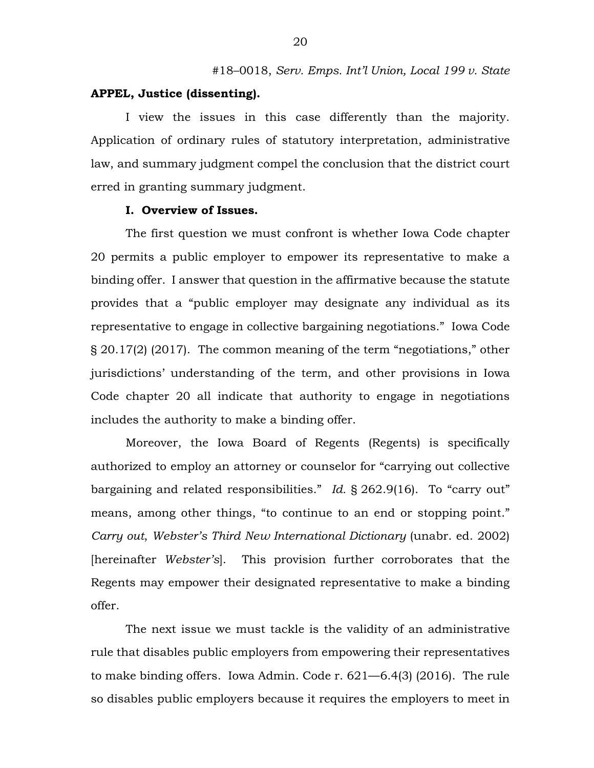#18–0018, *Serv. Emps. Int'l Union, Local 199 v. State*

**APPEL, Justice (dissenting).**

I view the issues in this case differently than the majority. Application of ordinary rules of statutory interpretation, administrative law, and summary judgment compel the conclusion that the district court erred in granting summary judgment.

**I. Overview of Issues.**

The first question we must confront is whether Iowa Code chapter 20 permits a public employer to empower its representative to make a binding offer. I answer that question in the affirmative because the statute provides that a "public employer may designate any individual as its representative to engage in collective bargaining negotiations." Iowa Code § 20.17(2) (2017). The common meaning of the term "negotiations," other jurisdictions' understanding of the term, and other provisions in Iowa Code chapter 20 all indicate that authority to engage in negotiations includes the authority to make a binding offer.

Moreover, the Iowa Board of Regents (Regents) is specifically authorized to employ an attorney or counselor for "carrying out collective bargaining and related responsibilities." *Id.* § 262.9(16). To "carry out" means, among other things, "to continue to an end or stopping point." *Carry out*, *Webster's Third New International Dictionary* (unabr. ed. 2002) [hereinafter *Webster's*]. This provision further corroborates that the Regents may empower their designated representative to make a binding offer.

The next issue we must tackle is the validity of an administrative rule that disables public employers from empowering their representatives to make binding offers. Iowa Admin. Code r. 621—6.4(3) (2016). The rule so disables public employers because it requires the employers to meet in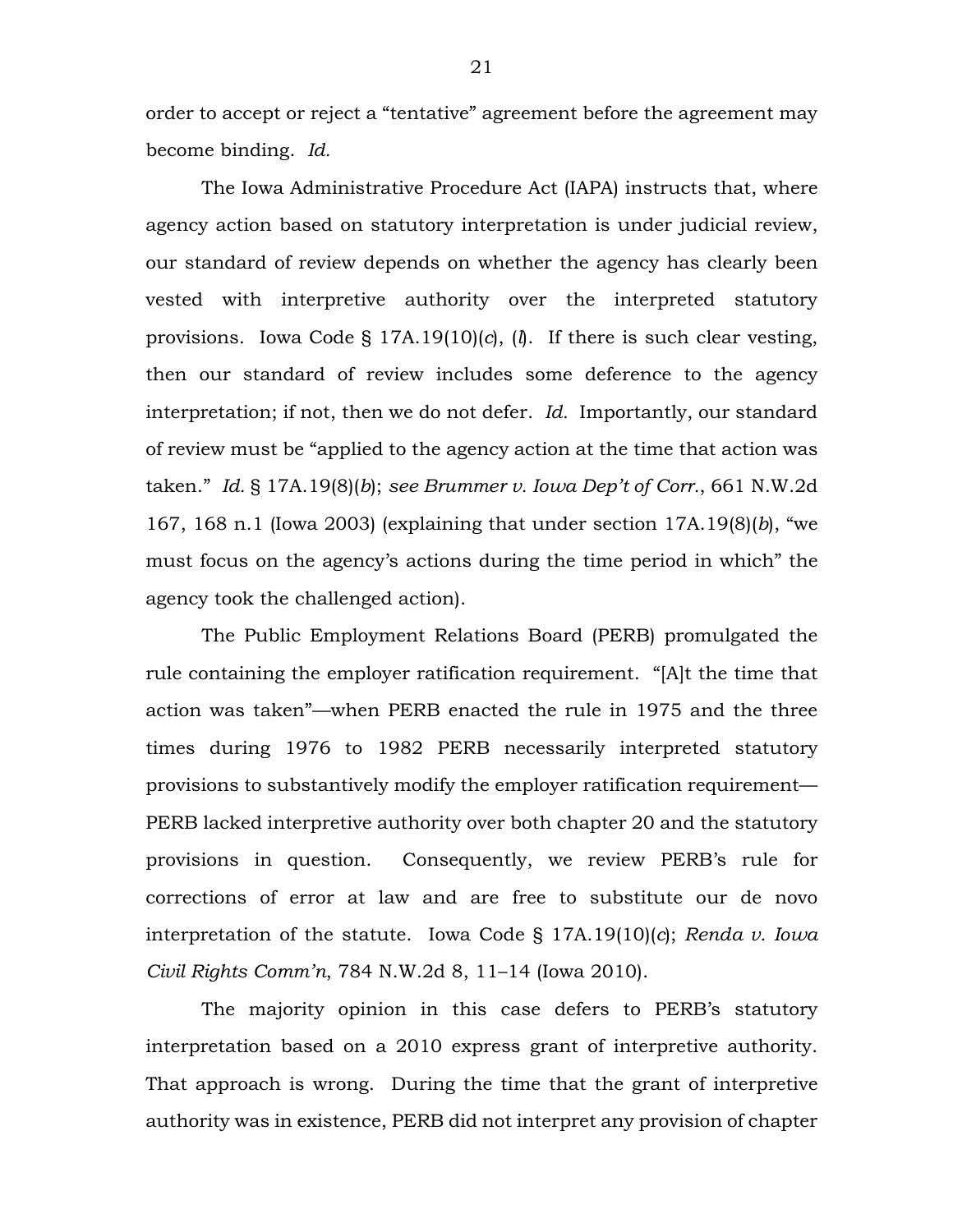order to accept or reject a "tentative" agreement before the agreement may become binding. *Id.*

The Iowa Administrative Procedure Act (IAPA) instructs that, where agency action based on statutory interpretation is under judicial review, our standard of review depends on whether the agency has clearly been vested with interpretive authority over the interpreted statutory provisions. Iowa Code § 17A.19(10)(*c*), (*l*). If there is such clear vesting, then our standard of review includes some deference to the agency interpretation; if not, then we do not defer. *Id.* Importantly, our standard of review must be "applied to the agency action at the time that action was taken." *Id.* § 17A.19(8)(*b*); *see Brummer v. Iowa Dep't of Corr.*, 661 N.W.2d 167, 168 n.1 (Iowa 2003) (explaining that under section 17A.19(8)(*b*), "we must focus on the agency's actions during the time period in which" the agency took the challenged action).

The Public Employment Relations Board (PERB) promulgated the rule containing the employer ratification requirement. "[A]t the time that action was taken"—when PERB enacted the rule in 1975 and the three times during 1976 to 1982 PERB necessarily interpreted statutory provisions to substantively modify the employer ratification requirement—PERB lacked interpretive authority over both chapter 20 and the statutory provisions in question. Consequently, we review PERB's rule for corrections of error at law and are free to substitute our de novo interpretation of the statute. Iowa Code § 17A.19(10)(*c*); *Renda v. Iowa Civil Rights Comm'n*, 784 N.W.2d 8, 11–14 (Iowa 2010).

The majority opinion in this case defers to PERB's statutory interpretation based on a 2010 express grant of interpretive authority. That approach is wrong. During the time that the grant of interpretive authority was in existence, PERB did not interpret any provision of chapter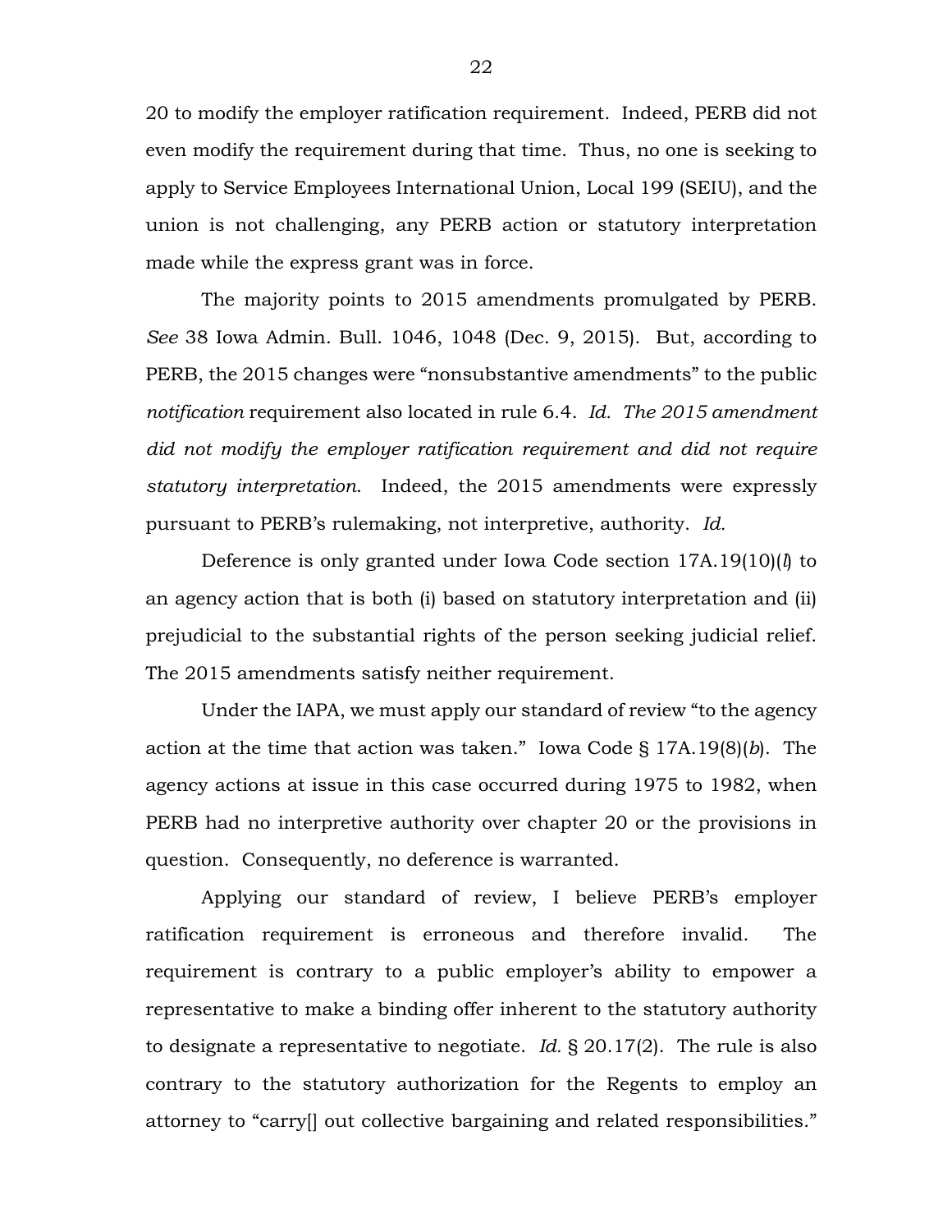20 to modify the employer ratification requirement. Indeed, PERB did not even modify the requirement during that time. Thus, no one is seeking to apply to Service Employees International Union, Local 199 (SEIU), and the union is not challenging, any PERB action or statutory interpretation made while the express grant was in force.

The majority points to 2015 amendments promulgated by PERB. *See* 38 Iowa Admin. Bull. 1046, 1048 (Dec. 9, 2015). But, according to PERB, the 2015 changes were "nonsubstantive amendments" to the public *notification* requirement also located in rule 6.4. *Id. The 2015 amendment did not modify the employer ratification requirement and did not require statutory interpretation.* Indeed, the 2015 amendments were expressly pursuant to PERB's rulemaking, not interpretive, authority. *Id.*

Deference is only granted under Iowa Code section 17A.19(10)(*l*) to an agency action that is both (i) based on statutory interpretation and (ii) prejudicial to the substantial rights of the person seeking judicial relief. The 2015 amendments satisfy neither requirement.

Under the IAPA, we must apply our standard of review "to the agency action at the time that action was taken." Iowa Code § 17A.19(8)(*b*). The agency actions at issue in this case occurred during 1975 to 1982, when PERB had no interpretive authority over chapter 20 or the provisions in question. Consequently, no deference is warranted.

Applying our standard of review, I believe PERB's employer ratification requirement is erroneous and therefore invalid. The requirement is contrary to a public employer's ability to empower a representative to make a binding offer inherent to the statutory authority to designate a representative to negotiate. *Id.* § 20.17(2). The rule is also contrary to the statutory authorization for the Regents to employ an attorney to "carry[] out collective bargaining and related responsibilities."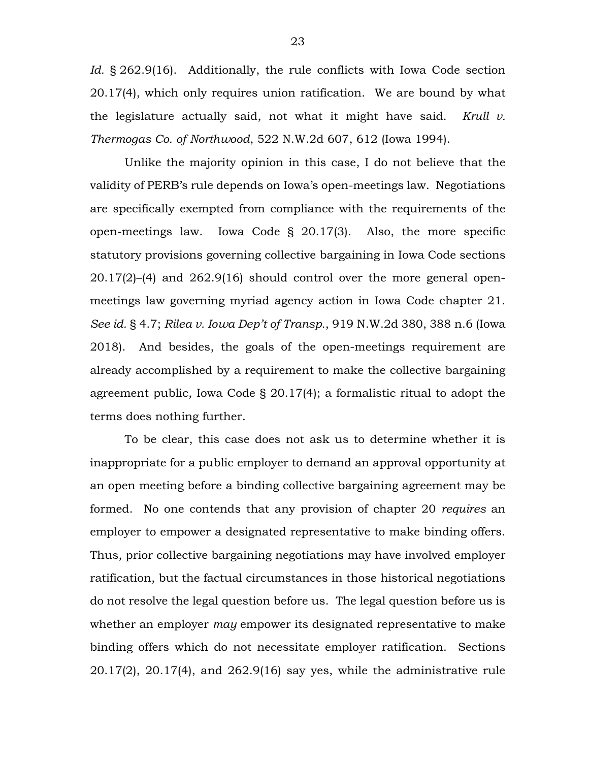*Id.* § 262.9(16). Additionally, the rule conflicts with Iowa Code section 20.17(4), which only requires union ratification. We are bound by what the legislature actually said, not what it might have said. *Krull v. Thermogas Co. of Northwood*, 522 N.W.2d 607, 612 (Iowa 1994).

Unlike the majority opinion in this case, I do not believe that the validity of PERB's rule depends on Iowa's open-meetings law. Negotiations are specifically exempted from compliance with the requirements of the open-meetings law. Iowa Code § 20.17(3). Also, the more specific statutory provisions governing collective bargaining in Iowa Code sections 20.17(2)–(4) and 262.9(16) should control over the more general open-meetings law governing myriad agency action in Iowa Code chapter 21. *See id.* § 4.7; *Rilea v. Iowa Dep't of Transp.*, 919 N.W.2d 380, 388 n.6 (Iowa 2018). And besides, the goals of the open-meetings requirement are already accomplished by a requirement to make the collective bargaining agreement public, Iowa Code § 20.17(4); a formalistic ritual to adopt the terms does nothing further.

To be clear, this case does not ask us to determine whether it is inappropriate for a public employer to demand an approval opportunity at an open meeting before a binding collective bargaining agreement may be formed. No one contends that any provision of chapter 20 *requires* an employer to empower a designated representative to make binding offers. Thus, prior collective bargaining negotiations may have involved employer ratification, but the factual circumstances in those historical negotiations do not resolve the legal question before us. The legal question before us is whether an employer *may* empower its designated representative to make binding offers which do not necessitate employer ratification. Sections 20.17(2), 20.17(4), and 262.9(16) say yes, while the administrative rule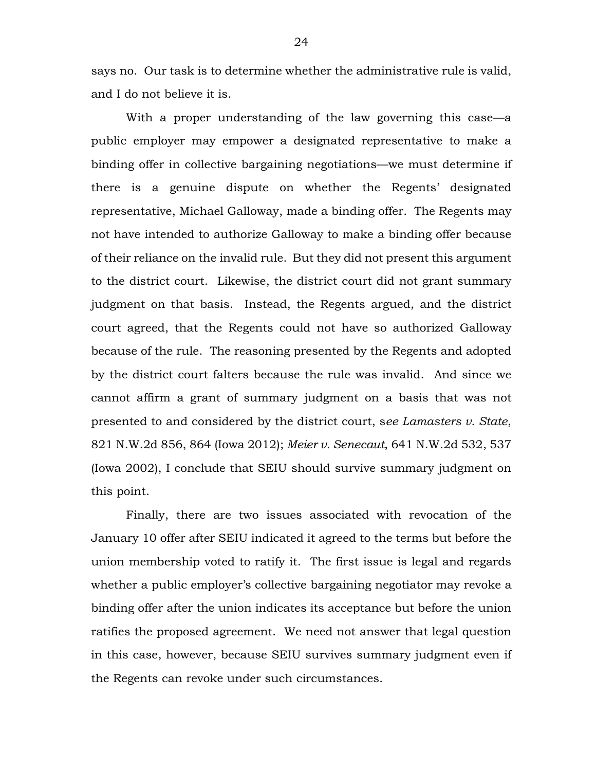says no. Our task is to determine whether the administrative rule is valid, and I do not believe it is.

With a proper understanding of the law governing this case—a public employer may empower a designated representative to make a binding offer in collective bargaining negotiations—we must determine if there is a genuine dispute on whether the Regents' designated representative, Michael Galloway, made a binding offer. The Regents may not have intended to authorize Galloway to make a binding offer because of their reliance on the invalid rule. But they did not present this argument to the district court. Likewise, the district court did not grant summary judgment on that basis. Instead, the Regents argued, and the district court agreed, that the Regents could not have so authorized Galloway because of the rule. The reasoning presented by the Regents and adopted by the district court falters because the rule was invalid. And since we cannot affirm a grant of summary judgment on a basis that was not presented to and considered by the district court, s*ee Lamasters v. State*, 821 N.W.2d 856, 864 (Iowa 2012); *Meier v. Senecaut*, 641 N.W.2d 532, 537 (Iowa 2002), I conclude that SEIU should survive summary judgment on this point.

Finally, there are two issues associated with revocation of the January 10 offer after SEIU indicated it agreed to the terms but before the union membership voted to ratify it. The first issue is legal and regards whether a public employer's collective bargaining negotiator may revoke a binding offer after the union indicates its acceptance but before the union ratifies the proposed agreement. We need not answer that legal question in this case, however, because SEIU survives summary judgment even if the Regents can revoke under such circumstances.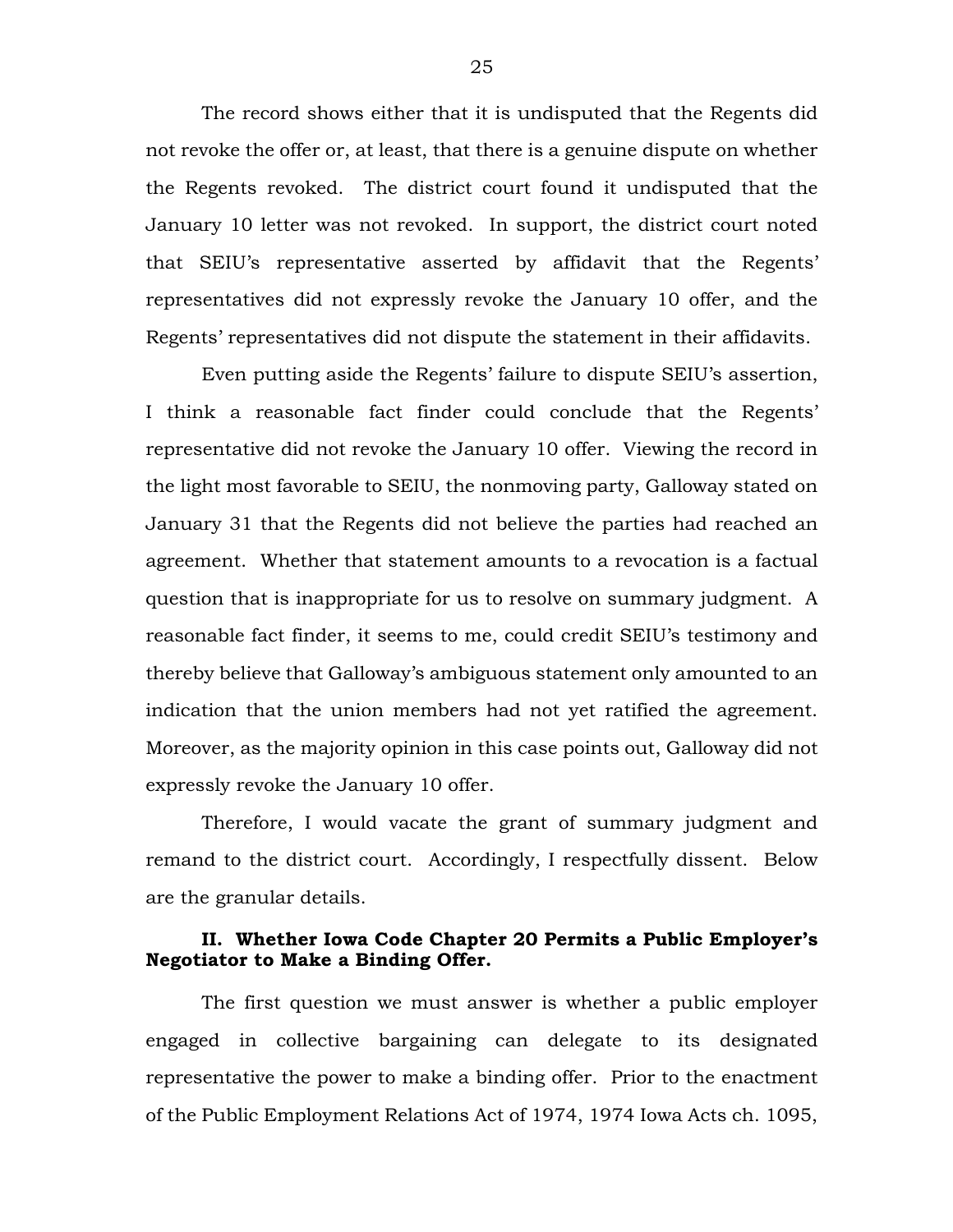The record shows either that it is undisputed that the Regents did not revoke the offer or, at least, that there is a genuine dispute on whether the Regents revoked. The district court found it undisputed that the January 10 letter was not revoked. In support, the district court noted that SEIU's representative asserted by affidavit that the Regents' representatives did not expressly revoke the January 10 offer, and the Regents' representatives did not dispute the statement in their affidavits.

Even putting aside the Regents' failure to dispute SEIU's assertion, I think a reasonable fact finder could conclude that the Regents' representative did not revoke the January 10 offer. Viewing the record in the light most favorable to SEIU, the nonmoving party, Galloway stated on January 31 that the Regents did not believe the parties had reached an agreement. Whether that statement amounts to a revocation is a factual question that is inappropriate for us to resolve on summary judgment. A reasonable fact finder, it seems to me, could credit SEIU's testimony and thereby believe that Galloway's ambiguous statement only amounted to an indication that the union members had not yet ratified the agreement. Moreover, as the majority opinion in this case points out, Galloway did not expressly revoke the January 10 offer.

Therefore, I would vacate the grant of summary judgment and remand to the district court. Accordingly, I respectfully dissent. Below are the granular details.

## II. Whether Iowa Code Chapter 20 Permits a Public Employer's Negotiator to Make a Binding Offer.

The first question we must answer is whether a public employer engaged in collective bargaining can delegate to its designated representative the power to make a binding offer. Prior to the enactment of the Public Employment Relations Act of 1974, 1974 Iowa Acts ch. 1095,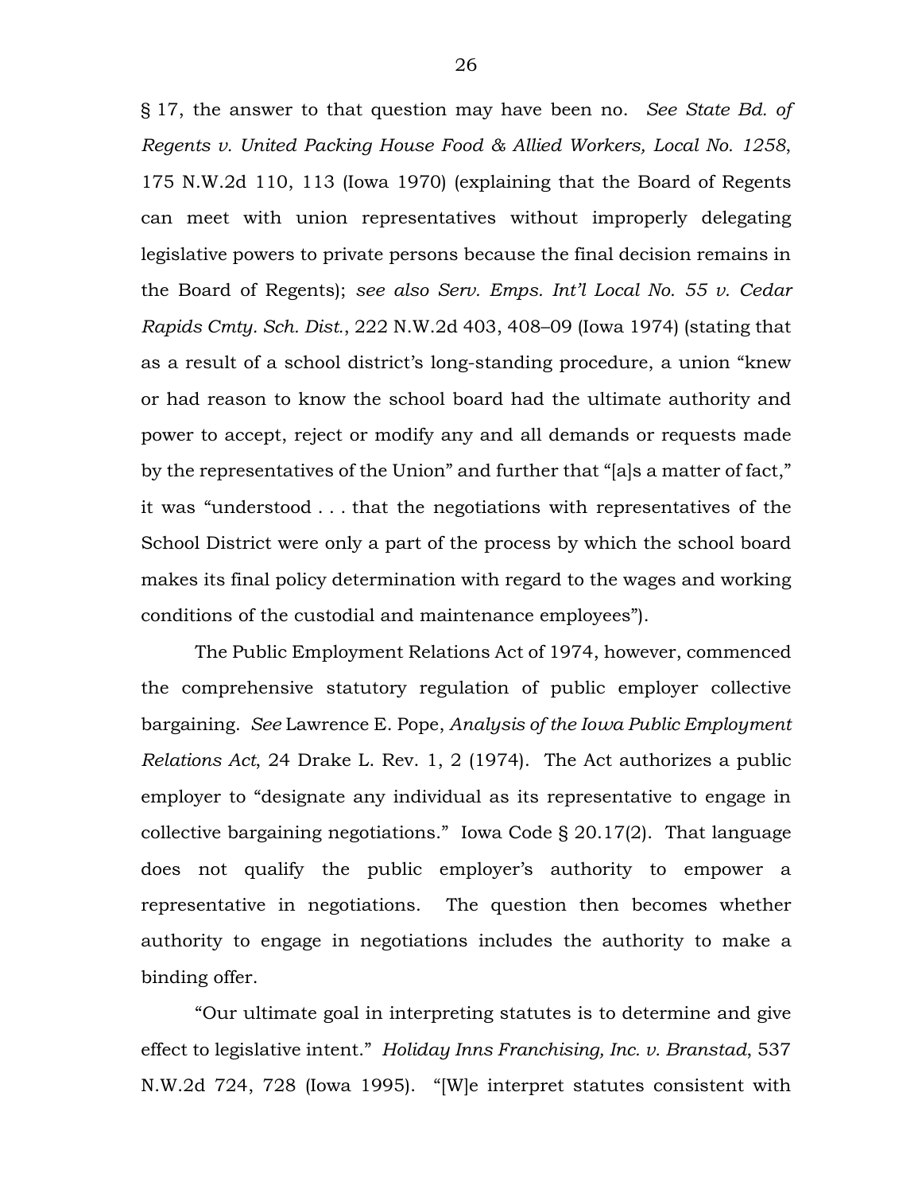§ 17, the answer to that question may have been no. *See State Bd. of Regents v. United Packing House Food & Allied Workers, Local No. 1258*, 175 N.W.2d 110, 113 (Iowa 1970) (explaining that the Board of Regents can meet with union representatives without improperly delegating legislative powers to private persons because the final decision remains in the Board of Regents); *see also Serv. Emps. Int'l Local No. 55 v. Cedar Rapids Cmty. Sch. Dist.*, 222 N.W.2d 403, 408–09 (Iowa 1974) (stating that as a result of a school district's long-standing procedure, a union "knew or had reason to know the school board had the ultimate authority and power to accept, reject or modify any and all demands or requests made by the representatives of the Union" and further that "[a]s a matter of fact," it was "understood . . . that the negotiations with representatives of the School District were only a part of the process by which the school board makes its final policy determination with regard to the wages and working conditions of the custodial and maintenance employees").

The Public Employment Relations Act of 1974, however, commenced the comprehensive statutory regulation of public employer collective bargaining. *See* Lawrence E. Pope, *Analysis of the Iowa Public Employment Relations Act*, 24 Drake L. Rev. 1, 2 (1974). The Act authorizes a public employer to "designate any individual as its representative to engage in collective bargaining negotiations." Iowa Code § 20.17(2). That language does not qualify the public employer's authority to empower a representative in negotiations. The question then becomes whether authority to engage in negotiations includes the authority to make a binding offer.

"Our ultimate goal in interpreting statutes is to determine and give effect to legislative intent." *Holiday Inns Franchising, Inc. v. Branstad*, 537 N.W.2d 724, 728 (Iowa 1995). "[W]e interpret statutes consistent with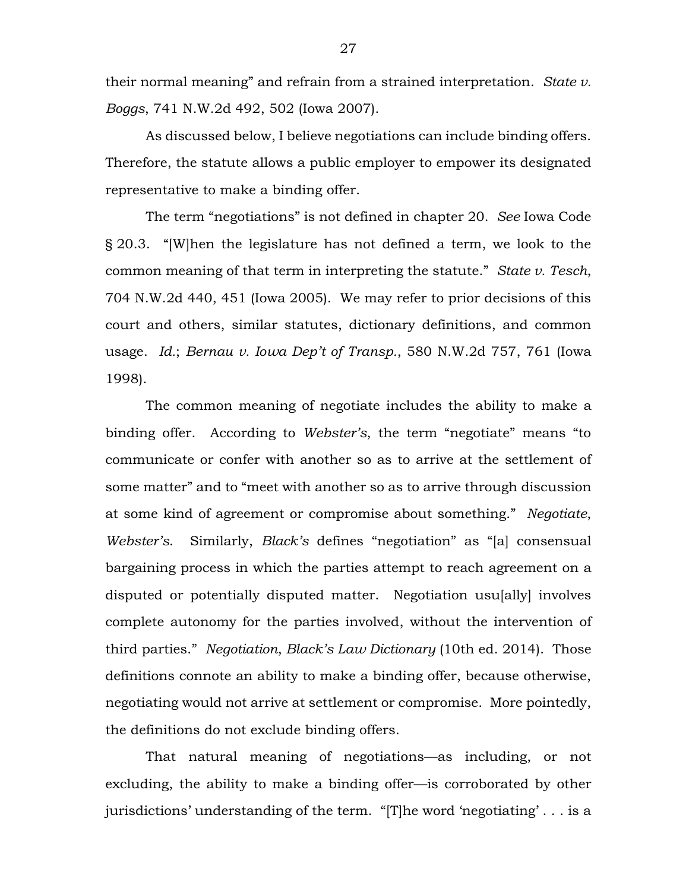their normal meaning" and refrain from a strained interpretation. *State v. Boggs*, 741 N.W.2d 492, 502 (Iowa 2007).

As discussed below, I believe negotiations can include binding offers. Therefore, the statute allows a public employer to empower its designated representative to make a binding offer.

The term "negotiations" is not defined in chapter 20. *See* Iowa Code § 20.3. "[W]hen the legislature has not defined a term, we look to the common meaning of that term in interpreting the statute." *State v. Tesch*, 704 N.W.2d 440, 451 (Iowa 2005). We may refer to prior decisions of this court and others, similar statutes, dictionary definitions, and common usage. *Id.*; *Bernau v. Iowa Dep't of Transp.*, 580 N.W.2d 757, 761 (Iowa 1998).

The common meaning of negotiate includes the ability to make a binding offer. According to *Webster's*, the term "negotiate" means "to communicate or confer with another so as to arrive at the settlement of some matter" and to "meet with another so as to arrive through discussion at some kind of agreement or compromise about something." *Negotiate*, *Webster's*. Similarly, *Black's* defines "negotiation" as "[a] consensual bargaining process in which the parties attempt to reach agreement on a disputed or potentially disputed matter. Negotiation usu[ally] involves complete autonomy for the parties involved, without the intervention of third parties." *Negotiation*, *Black's Law Dictionary* (10th ed. 2014). Those definitions connote an ability to make a binding offer, because otherwise, negotiating would not arrive at settlement or compromise. More pointedly, the definitions do not exclude binding offers.

That natural meaning of negotiations—as including, or not excluding, the ability to make a binding offer—is corroborated by other jurisdictions' understanding of the term. "[T]he word 'negotiating' . . . is a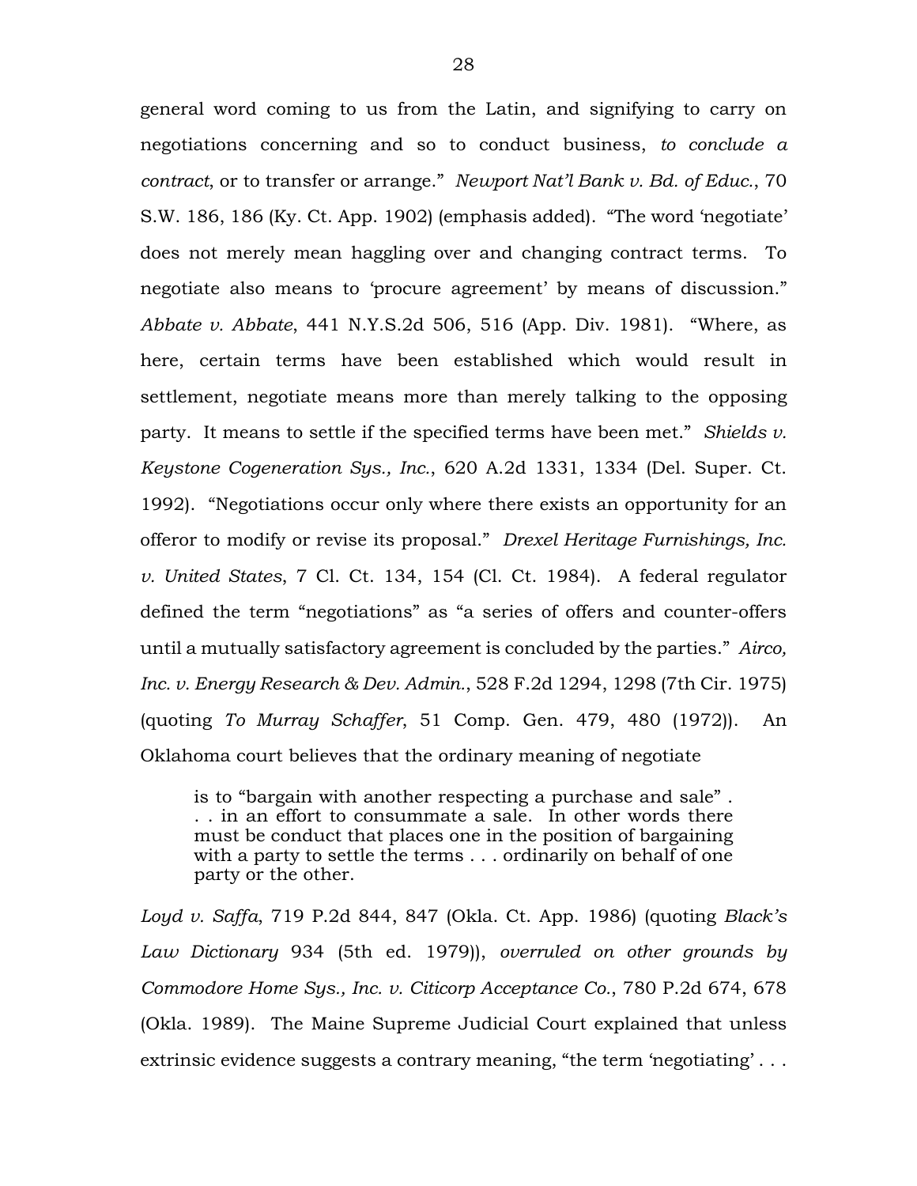general word coming to us from the Latin, and signifying to carry on negotiations concerning and so to conduct business, *to conclude a contract*, or to transfer or arrange." *Newport Nat'l Bank v. Bd. of Educ.*, 70 S.W. 186, 186 (Ky. Ct. App. 1902) (emphasis added). "The word 'negotiate' does not merely mean haggling over and changing contract terms. To negotiate also means to 'procure agreement' by means of discussion." *Abbate v. Abbate*, 441 N.Y.S.2d 506, 516 (App. Div. 1981). "Where, as here, certain terms have been established which would result in settlement, negotiate means more than merely talking to the opposing party. It means to settle if the specified terms have been met." *Shields v. Keystone Cogeneration Sys., Inc.*, 620 A.2d 1331, 1334 (Del. Super. Ct. 1992). "Negotiations occur only where there exists an opportunity for an offeror to modify or revise its proposal." *Drexel Heritage Furnishings, Inc. v. United States*, 7 Cl. Ct. 134, 154 (Cl. Ct. 1984). A federal regulator defined the term "negotiations" as "a series of offers and counter-offers until a mutually satisfactory agreement is concluded by the parties." *Airco, Inc. v. Energy Research & Dev. Admin.*, 528 F.2d 1294, 1298 (7th Cir. 1975) (quoting *To Murray Schaffer*, 51 Comp. Gen. 479, 480 (1972)). An Oklahoma court believes that the ordinary meaning of negotiate

> is to "bargain with another respecting a purchase and sale" . . . in an effort to consummate a sale. In other words there must be conduct that places one in the position of bargaining with a party to settle the terms . . . ordinarily on behalf of one party or the other.

*Loyd v. Saffa*, 719 P.2d 844, 847 (Okla. Ct. App. 1986) (quoting *Black's Law Dictionary* 934 (5th ed. 1979)), *overruled on other grounds by Commodore Home Sys., Inc. v. Citicorp Acceptance Co.*, 780 P.2d 674, 678 (Okla. 1989). The Maine Supreme Judicial Court explained that unless extrinsic evidence suggests a contrary meaning, "the term 'negotiating' . . .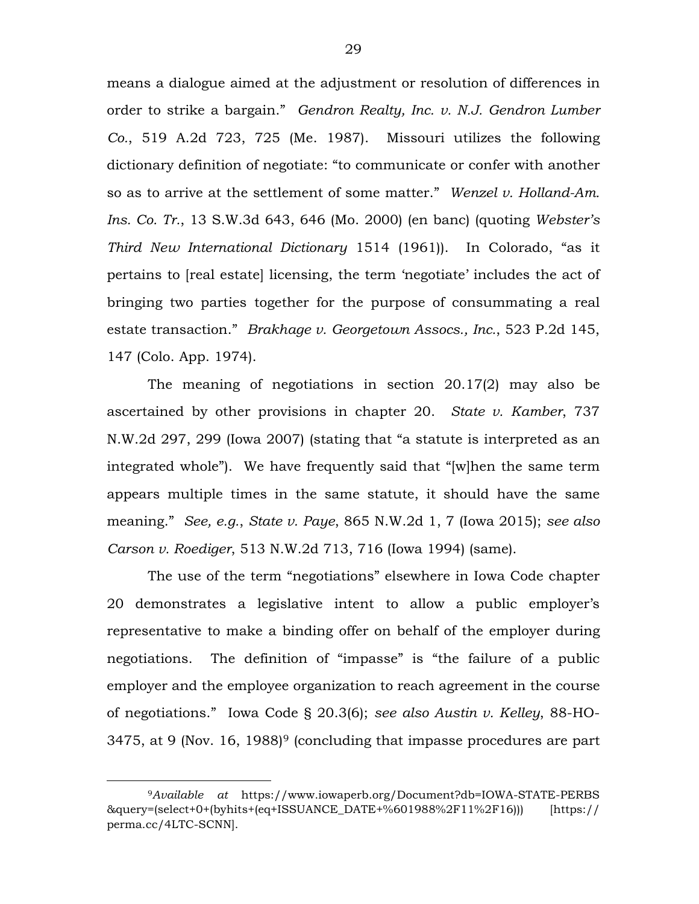means a dialogue aimed at the adjustment or resolution of differences in order to strike a bargain." *Gendron Realty, Inc. v. N.J. Gendron Lumber Co.*, 519 A.2d 723, 725 (Me. 1987). Missouri utilizes the following dictionary definition of negotiate: "to communicate or confer with another so as to arrive at the settlement of some matter." *Wenzel v. Holland-Am. Ins. Co. Tr.*, 13 S.W.3d 643, 646 (Mo. 2000) (en banc) (quoting *Webster's Third New International Dictionary* 1514 (1961)). In Colorado, "as it pertains to [real estate] licensing, the term 'negotiate' includes the act of bringing two parties together for the purpose of consummating a real estate transaction." *Brakhage v. Georgetown Assocs., Inc.*, 523 P.2d 145, 147 (Colo. App. 1974).

The meaning of negotiations in section 20.17(2) may also be ascertained by other provisions in chapter 20. *State v. Kamber*, 737 N.W.2d 297, 299 (Iowa 2007) (stating that "a statute is interpreted as an integrated whole"). We have frequently said that "[w]hen the same term appears multiple times in the same statute, it should have the same meaning." *See, e.g.*, *State v. Paye*, 865 N.W.2d 1, 7 (Iowa 2015); *see also Carson v. Roediger*, 513 N.W.2d 713, 716 (Iowa 1994) (same).

The use of the term "negotiations" elsewhere in Iowa Code chapter 20 demonstrates a legislative intent to allow a public employer's representative to make a binding offer on behalf of the employer during negotiations. The definition of "impasse" is "the failure of a public employer and the employee organization to reach agreement in the course of negotiations." Iowa Code § 20.3(6); *see also Austin v. Kelley*, 88-HO-3475, at 9 (Nov. 16, 1988)[9] (concluding that impasse procedures are part

---

[9]*Available at* https://www.iowaperb.org/Document?db=IOWA-STATE-PERBS&query=(select+0+(byhits+(eq+ISSUANCE_DATE+%601988%2F11%2F16))) [https://perma.cc/4LTC-SCNN].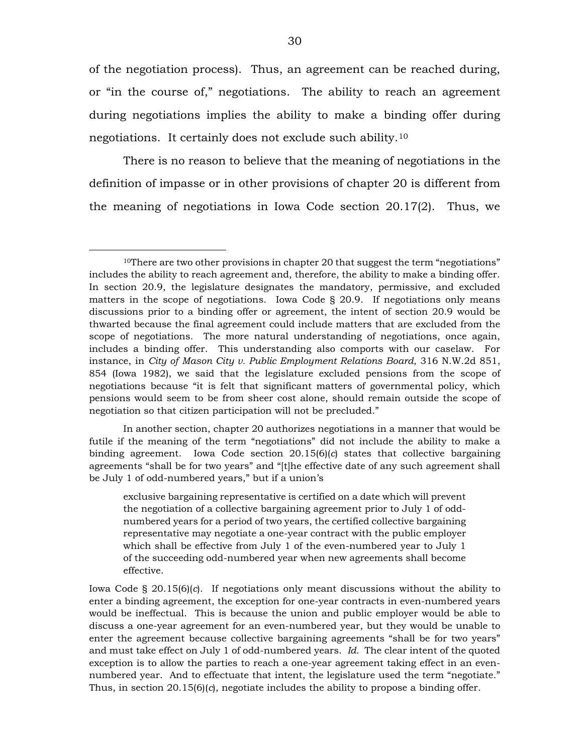of the negotiation process). Thus, an agreement can be reached during, or "in the course of," negotiations. The ability to reach an agreement during negotiations implies the ability to make a binding offer during negotiations. It certainly does not exclude such ability.[10]

There is no reason to believe that the meaning of negotiations in the definition of impasse or in other provisions of chapter 20 is different from the meaning of negotiations in Iowa Code section 20.17(2). Thus, we

---

[10]There are two other provisions in chapter 20 that suggest the term "negotiations" includes the ability to reach agreement and, therefore, the ability to make a binding offer. In section 20.9, the legislature designates the mandatory, permissive, and excluded matters in the scope of negotiations. Iowa Code § 20.9. If negotiations only means discussions prior to a binding offer or agreement, the intent of section 20.9 would be thwarted because the final agreement could include matters that are excluded from the scope of negotiations. The more natural understanding of negotiations, once again, includes a binding offer. This understanding also comports with our caselaw. For instance, in *City of Mason City v. Public Employment Relations Board*, 316 N.W.2d 851, 854 (Iowa 1982), we said that the legislature excluded pensions from the scope of negotiations because "it is felt that significant matters of governmental policy, which pensions would seem to be from sheer cost alone, should remain outside the scope of negotiation so that citizen participation will not be precluded."

In another section, chapter 20 authorizes negotiations in a manner that would be futile if the meaning of the term "negotiations" did not include the ability to make a binding agreement. Iowa Code section 20.15(6)(*c*) states that collective bargaining agreements "shall be for two years" and "[t]he effective date of any such agreement shall be July 1 of odd-numbered years," but if a union's

> exclusive bargaining representative is certified on a date which will prevent the negotiation of a collective bargaining agreement prior to July 1 of odd-numbered years for a period of two years, the certified collective bargaining representative may negotiate a one-year contract with the public employer which shall be effective from July 1 of the even-numbered year to July 1 of the succeeding odd-numbered year when new agreements shall become effective.

Iowa Code § 20.15(6)(*c*). If negotiations only meant discussions without the ability to enter a binding agreement, the exception for one-year contracts in even-numbered years would be ineffectual. This is because the union and public employer would be able to discuss a one-year agreement for an even-numbered year, but they would be unable to enter the agreement because collective bargaining agreements "shall be for two years" and must take effect on July 1 of odd-numbered years. *Id.* The clear intent of the quoted exception is to allow the parties to reach a one-year agreement taking effect in an even-numbered year. And to effectuate that intent, the legislature used the term "negotiate." Thus, in section 20.15(6)(*c*), negotiate includes the ability to propose a binding offer.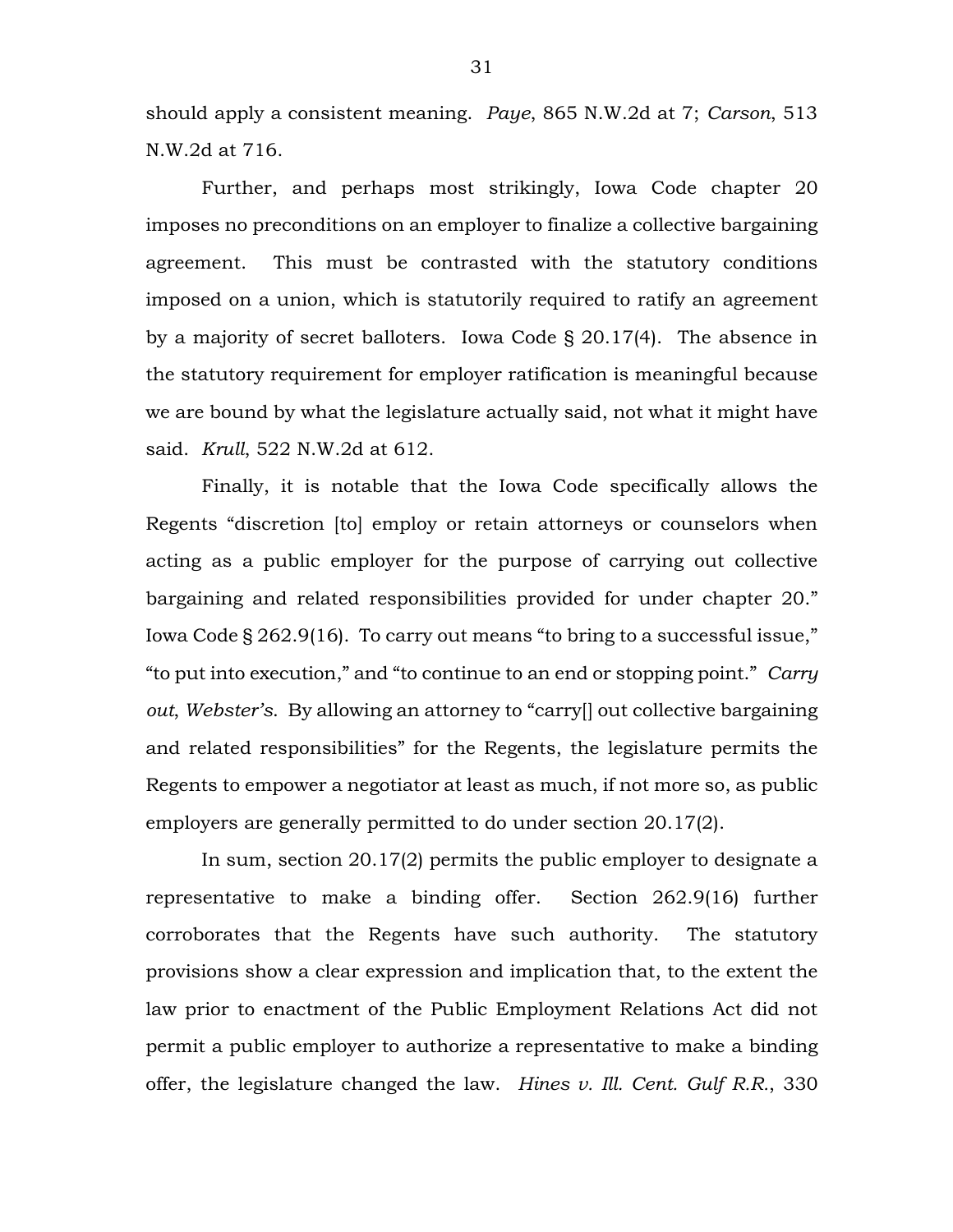should apply a consistent meaning. *Paye*, 865 N.W.2d at 7; *Carson*, 513 N.W.2d at 716.

Further, and perhaps most strikingly, Iowa Code chapter 20 imposes no preconditions on an employer to finalize a collective bargaining agreement. This must be contrasted with the statutory conditions imposed on a union, which is statutorily required to ratify an agreement by a majority of secret balloters. Iowa Code § 20.17(4). The absence in the statutory requirement for employer ratification is meaningful because we are bound by what the legislature actually said, not what it might have said. *Krull*, 522 N.W.2d at 612.

Finally, it is notable that the Iowa Code specifically allows the Regents "discretion [to] employ or retain attorneys or counselors when acting as a public employer for the purpose of carrying out collective bargaining and related responsibilities provided for under chapter 20." Iowa Code § 262.9(16). To carry out means "to bring to a successful issue," "to put into execution," and "to continue to an end or stopping point." *Carry out*, *Webster's*. By allowing an attorney to "carry[] out collective bargaining and related responsibilities" for the Regents, the legislature permits the Regents to empower a negotiator at least as much, if not more so, as public employers are generally permitted to do under section 20.17(2).

In sum, section 20.17(2) permits the public employer to designate a representative to make a binding offer. Section 262.9(16) further corroborates that the Regents have such authority. The statutory provisions show a clear expression and implication that, to the extent the law prior to enactment of the Public Employment Relations Act did not permit a public employer to authorize a representative to make a binding offer, the legislature changed the law. *Hines v. Ill. Cent. Gulf R.R.*, 330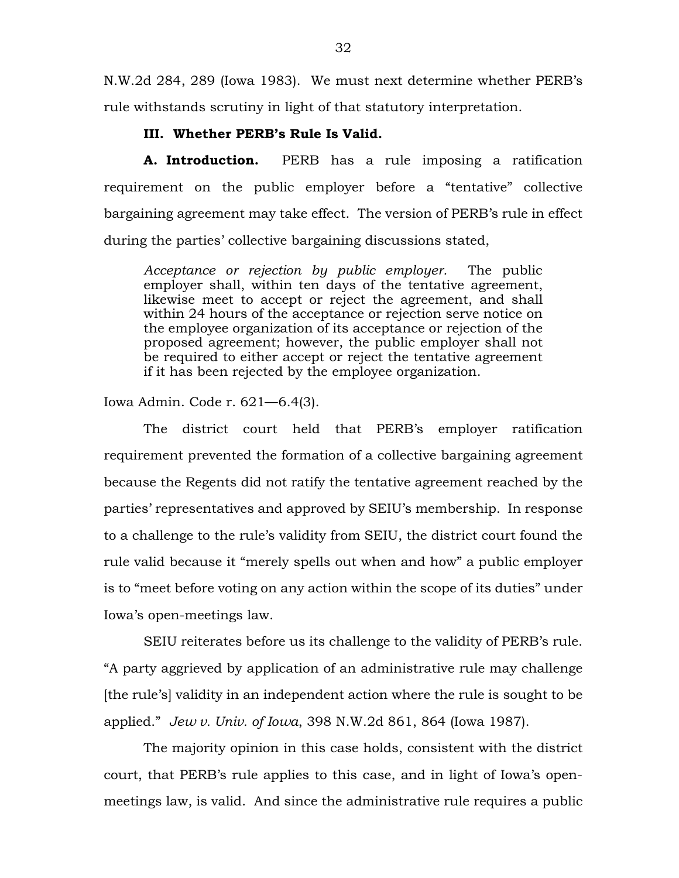N.W.2d 284, 289 (Iowa 1983). We must next determine whether PERB's rule withstands scrutiny in light of that statutory interpretation.

### III. Whether PERB's Rule Is Valid.

**A. Introduction.** PERB has a rule imposing a ratification requirement on the public employer before a "tentative" collective bargaining agreement may take effect. The version of PERB's rule in effect during the parties' collective bargaining discussions stated,

> *Acceptance or rejection by public employer.* The public employer shall, within ten days of the tentative agreement, likewise meet to accept or reject the agreement, and shall within 24 hours of the acceptance or rejection serve notice on the employee organization of its acceptance or rejection of the proposed agreement; however, the public employer shall not be required to either accept or reject the tentative agreement if it has been rejected by the employee organization.

Iowa Admin. Code r. 621—6.4(3).

The district court held that PERB's employer ratification requirement prevented the formation of a collective bargaining agreement because the Regents did not ratify the tentative agreement reached by the parties' representatives and approved by SEIU's membership. In response to a challenge to the rule's validity from SEIU, the district court found the rule valid because it "merely spells out when and how" a public employer is to "meet before voting on any action within the scope of its duties" under Iowa's open-meetings law.

SEIU reiterates before us its challenge to the validity of PERB's rule. "A party aggrieved by application of an administrative rule may challenge [the rule's] validity in an independent action where the rule is sought to be applied." *Jew v. Univ. of Iowa*, 398 N.W.2d 861, 864 (Iowa 1987).

The majority opinion in this case holds, consistent with the district court, that PERB's rule applies to this case, and in light of Iowa's open-meetings law, is valid. And since the administrative rule requires a public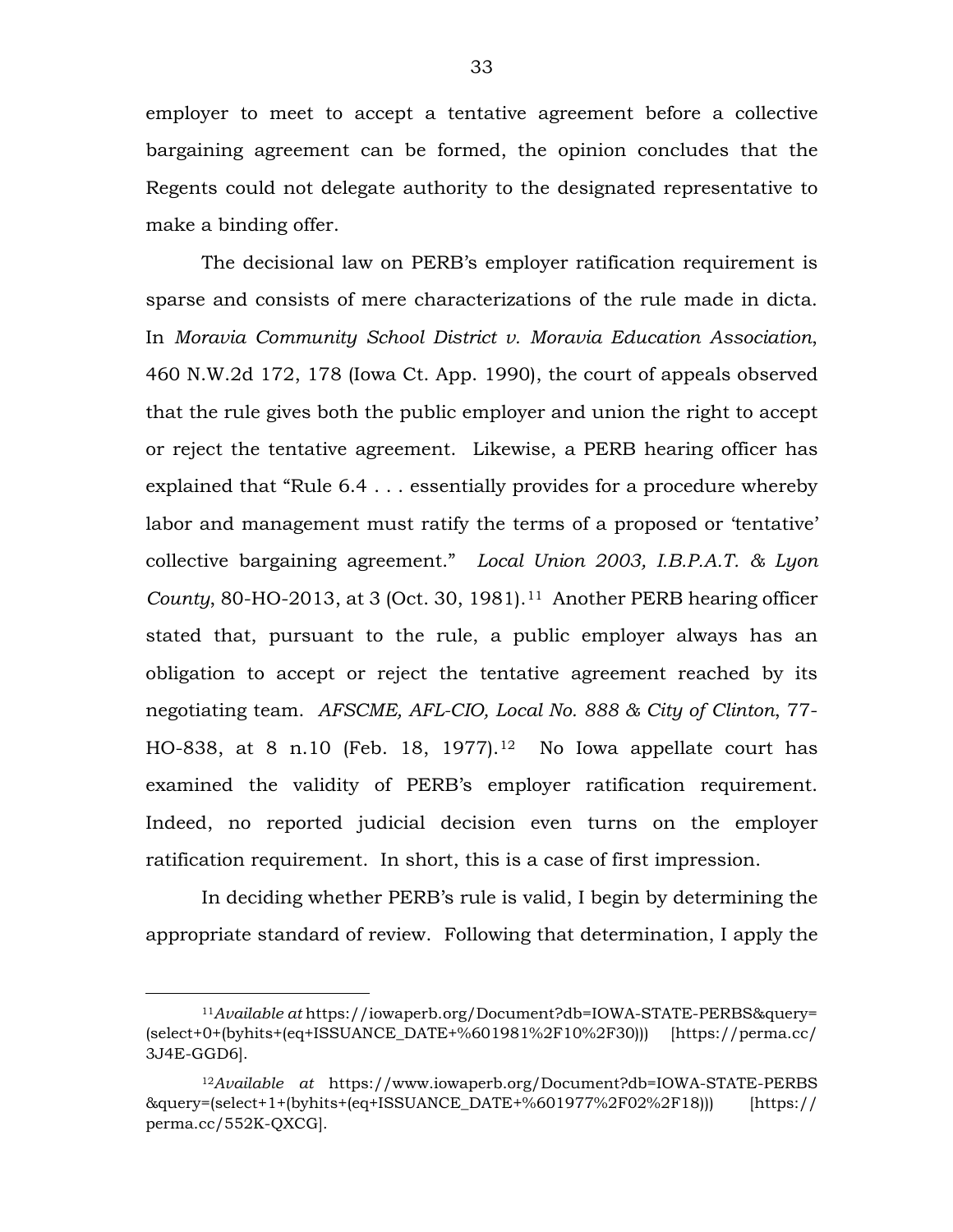employer to meet to accept a tentative agreement before a collective bargaining agreement can be formed, the opinion concludes that the Regents could not delegate authority to the designated representative to make a binding offer.

The decisional law on PERB's employer ratification requirement is sparse and consists of mere characterizations of the rule made in dicta. In *Moravia Community School District v. Moravia Education Association*, 460 N.W.2d 172, 178 (Iowa Ct. App. 1990), the court of appeals observed that the rule gives both the public employer and union the right to accept or reject the tentative agreement. Likewise, a PERB hearing officer has explained that "Rule 6.4 . . . essentially provides for a procedure whereby labor and management must ratify the terms of a proposed or 'tentative' collective bargaining agreement." *Local Union 2003, I.B.P.A.T. & Lyon County*, 80-HO-2013, at 3 (Oct. 30, 1981).[11] Another PERB hearing officer stated that, pursuant to the rule, a public employer always has an obligation to accept or reject the tentative agreement reached by its negotiating team. *AFSCME, AFL-CIO, Local No. 888 & City of Clinton*, 77-HO-838, at 8 n.10 (Feb. 18, 1977).[12] No Iowa appellate court has examined the validity of PERB's employer ratification requirement. Indeed, no reported judicial decision even turns on the employer ratification requirement. In short, this is a case of first impression.

In deciding whether PERB's rule is valid, I begin by determining the appropriate standard of review. Following that determination, I apply the

---

[11] *Available at* https://iowaperb.org/Document?db=IOWA-STATE-PERBS&query=(select+0+(byhits+(eq+ISSUANCE_DATE+%601981%2F10%2F30))) [https://perma.cc/3J4E-GGD6].

[12] *Available at* https://www.iowaperb.org/Document?db=IOWA-STATE-PERBS&query=(select+1+(byhits+(eq+ISSUANCE_DATE+%601977%2F02%2F18))) [https://perma.cc/552K-QXCG].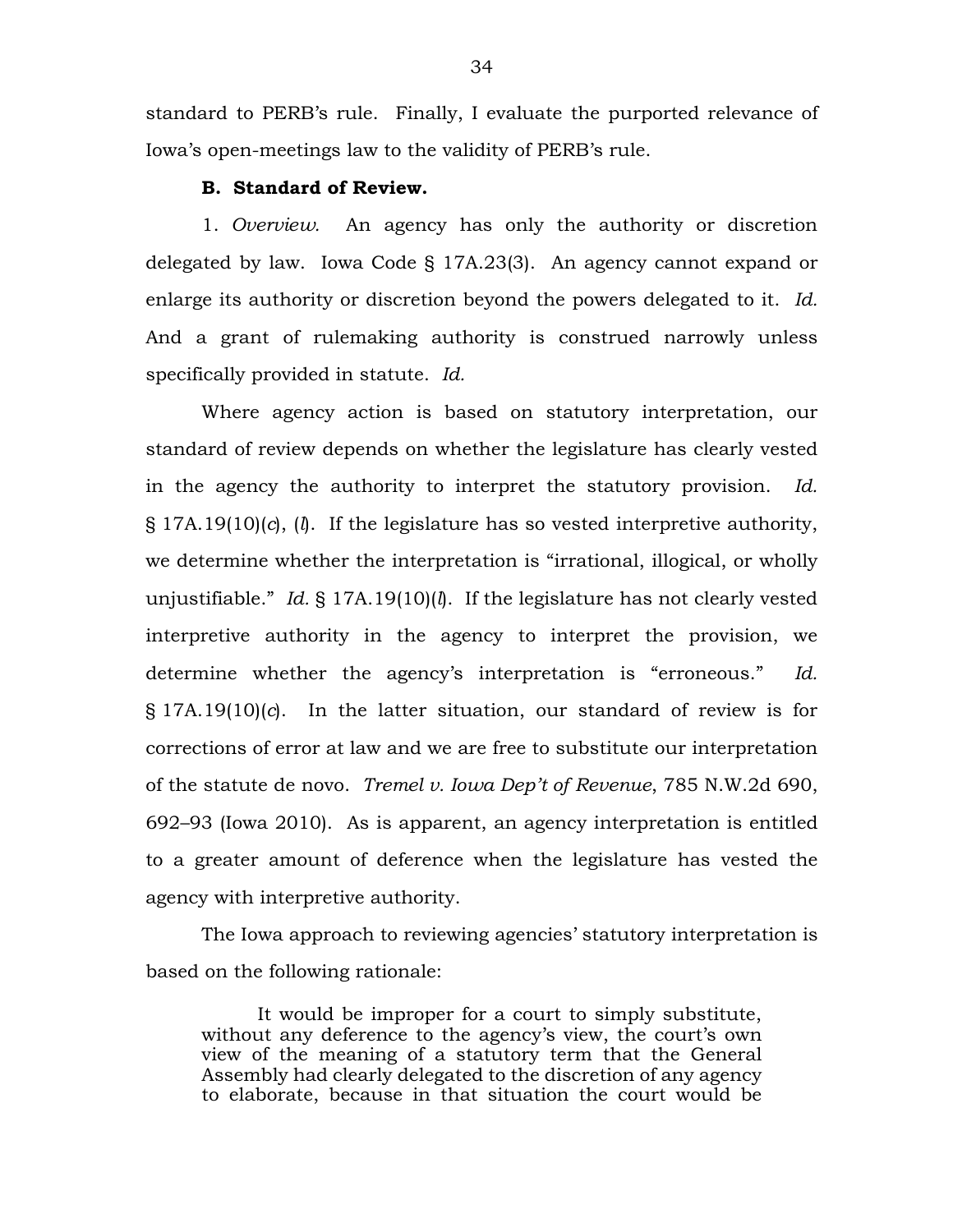standard to PERB's rule. Finally, I evaluate the purported relevance of Iowa's open-meetings law to the validity of PERB's rule.

**B. Standard of Review.**

1. *Overview.* An agency has only the authority or discretion delegated by law. Iowa Code § 17A.23(3). An agency cannot expand or enlarge its authority or discretion beyond the powers delegated to it. *Id.* And a grant of rulemaking authority is construed narrowly unless specifically provided in statute. *Id.*

Where agency action is based on statutory interpretation, our standard of review depends on whether the legislature has clearly vested in the agency the authority to interpret the statutory provision. *Id.* § 17A.19(10)(*c*), (*l*). If the legislature has so vested interpretive authority, we determine whether the interpretation is "irrational, illogical, or wholly unjustifiable." *Id.* § 17A.19(10)(*l*). If the legislature has not clearly vested interpretive authority in the agency to interpret the provision, we determine whether the agency's interpretation is "erroneous." *Id.* § 17A.19(10)(*c*). In the latter situation, our standard of review is for corrections of error at law and we are free to substitute our interpretation of the statute de novo. *Tremel v. Iowa Dep't of Revenue*, 785 N.W.2d 690, 692–93 (Iowa 2010). As is apparent, an agency interpretation is entitled to a greater amount of deference when the legislature has vested the agency with interpretive authority.

The Iowa approach to reviewing agencies' statutory interpretation is based on the following rationale:

> It would be improper for a court to simply substitute, without any deference to the agency's view, the court's own view of the meaning of a statutory term that the General Assembly had clearly delegated to the discretion of any agency to elaborate, because in that situation the court would be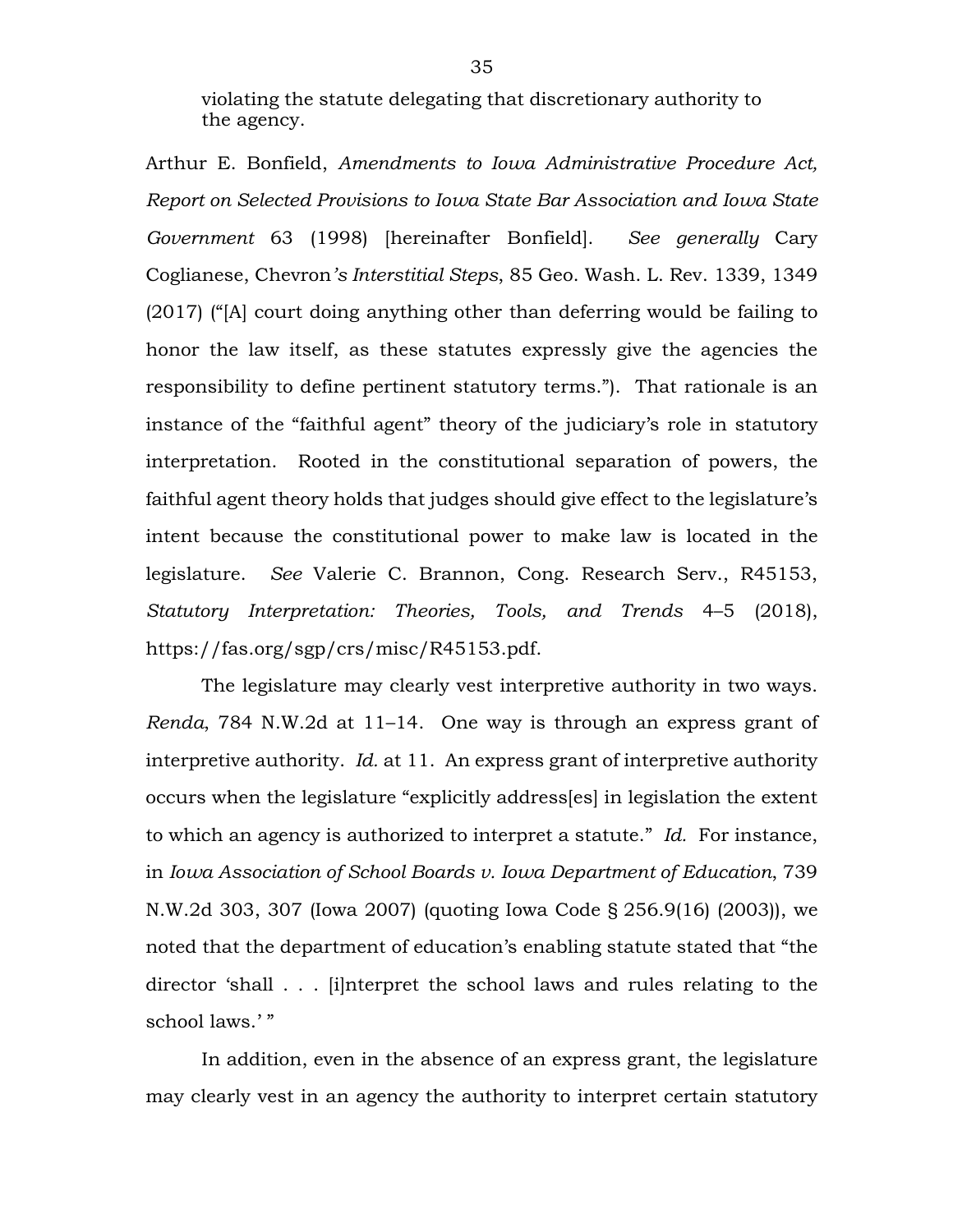> violating the statute delegating that discretionary authority to the agency.

Arthur E. Bonfield, *Amendments to Iowa Administrative Procedure Act, Report on Selected Provisions to Iowa State Bar Association and Iowa State Government* 63 (1998) [hereinafter Bonfield]. *See generally* Cary Coglianese, Chevron*'s Interstitial Steps*, 85 Geo. Wash. L. Rev. 1339, 1349 (2017) ("[A] court doing anything other than deferring would be failing to honor the law itself, as these statutes expressly give the agencies the responsibility to define pertinent statutory terms."). That rationale is an instance of the "faithful agent" theory of the judiciary's role in statutory interpretation. Rooted in the constitutional separation of powers, the faithful agent theory holds that judges should give effect to the legislature's intent because the constitutional power to make law is located in the legislature. *See* Valerie C. Brannon, Cong. Research Serv., R45153, *Statutory Interpretation: Theories, Tools, and Trends* 4–5 (2018), https://fas.org/sgp/crs/misc/R45153.pdf.

The legislature may clearly vest interpretive authority in two ways. *Renda*, 784 N.W.2d at 11–14. One way is through an express grant of interpretive authority. *Id.* at 11. An express grant of interpretive authority occurs when the legislature "explicitly address[es] in legislation the extent to which an agency is authorized to interpret a statute." *Id.* For instance, in *Iowa Association of School Boards v. Iowa Department of Education*, 739 N.W.2d 303, 307 (Iowa 2007) (quoting Iowa Code § 256.9(16) (2003)), we noted that the department of education's enabling statute stated that "the director 'shall . . . [i]nterpret the school laws and rules relating to the school laws.' "

In addition, even in the absence of an express grant, the legislature may clearly vest in an agency the authority to interpret certain statutory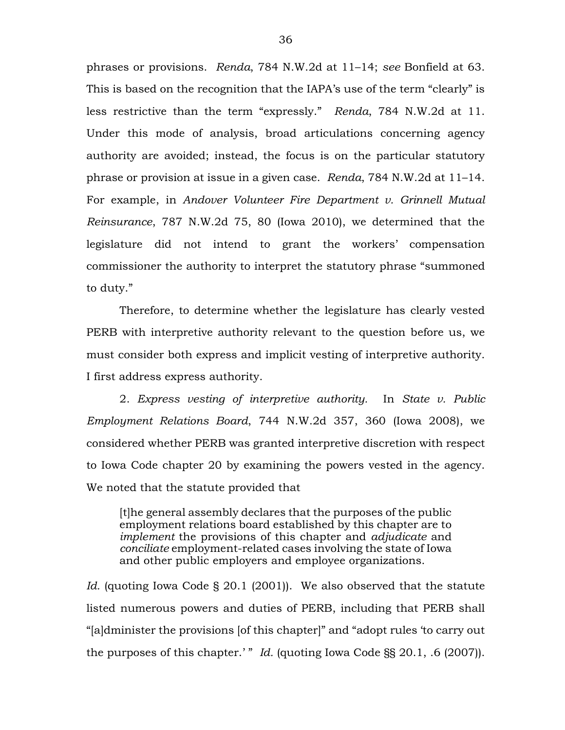phrases or provisions. *Renda*, 784 N.W.2d at 11–14; *see* Bonfield at 63. This is based on the recognition that the IAPA's use of the term "clearly" is less restrictive than the term "expressly." *Renda*, 784 N.W.2d at 11. Under this mode of analysis, broad articulations concerning agency authority are avoided; instead, the focus is on the particular statutory phrase or provision at issue in a given case. *Renda*, 784 N.W.2d at 11–14. For example, in *Andover Volunteer Fire Department v. Grinnell Mutual Reinsurance*, 787 N.W.2d 75, 80 (Iowa 2010), we determined that the legislature did not intend to grant the workers' compensation commissioner the authority to interpret the statutory phrase "summoned to duty."

Therefore, to determine whether the legislature has clearly vested PERB with interpretive authority relevant to the question before us, we must consider both express and implicit vesting of interpretive authority. I first address express authority.

2. *Express vesting of interpretive authority.* In *State v. Public Employment Relations Board*, 744 N.W.2d 357, 360 (Iowa 2008), we considered whether PERB was granted interpretive discretion with respect to Iowa Code chapter 20 by examining the powers vested in the agency. We noted that the statute provided that

> [t]he general assembly declares that the purposes of the public employment relations board established by this chapter are to *implement* the provisions of this chapter and *adjudicate* and *conciliate* employment-related cases involving the state of Iowa and other public employers and employee organizations.

*Id.* (quoting Iowa Code § 20.1 (2001)). We also observed that the statute listed numerous powers and duties of PERB, including that PERB shall "[a]dminister the provisions [of this chapter]" and "adopt rules 'to carry out the purposes of this chapter.' " *Id.* (quoting Iowa Code §§ 20.1, .6 (2007)).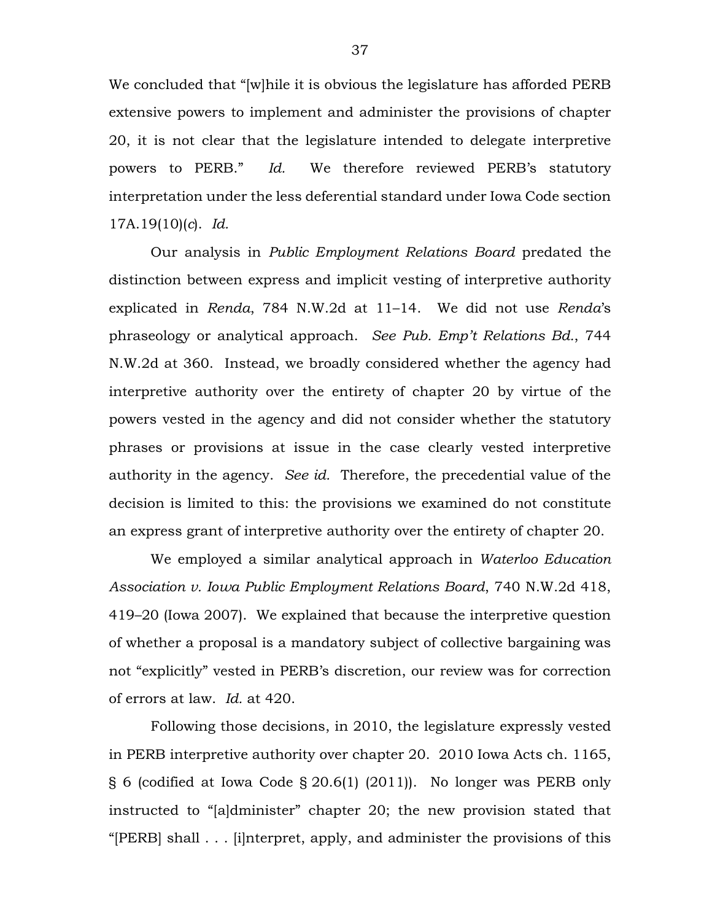We concluded that "[w]hile it is obvious the legislature has afforded PERB extensive powers to implement and administer the provisions of chapter 20, it is not clear that the legislature intended to delegate interpretive powers to PERB." *Id.* We therefore reviewed PERB's statutory interpretation under the less deferential standard under Iowa Code section 17A.19(10)(*c*). *Id.*

Our analysis in *Public Employment Relations Board* predated the distinction between express and implicit vesting of interpretive authority explicated in *Renda*, 784 N.W.2d at 11–14. We did not use *Renda*'s phraseology or analytical approach. *See Pub. Emp't Relations Bd.*, 744 N.W.2d at 360. Instead, we broadly considered whether the agency had interpretive authority over the entirety of chapter 20 by virtue of the powers vested in the agency and did not consider whether the statutory phrases or provisions at issue in the case clearly vested interpretive authority in the agency. *See id.* Therefore, the precedential value of the decision is limited to this: the provisions we examined do not constitute an express grant of interpretive authority over the entirety of chapter 20.

We employed a similar analytical approach in *Waterloo Education Association v. Iowa Public Employment Relations Board*, 740 N.W.2d 418, 419–20 (Iowa 2007). We explained that because the interpretive question of whether a proposal is a mandatory subject of collective bargaining was not "explicitly" vested in PERB's discretion, our review was for correction of errors at law. *Id.* at 420.

Following those decisions, in 2010, the legislature expressly vested in PERB interpretive authority over chapter 20. 2010 Iowa Acts ch. 1165, § 6 (codified at Iowa Code § 20.6(1) (2011)). No longer was PERB only instructed to "[a]dminister" chapter 20; the new provision stated that "[PERB] shall . . . [i]nterpret, apply, and administer the provisions of this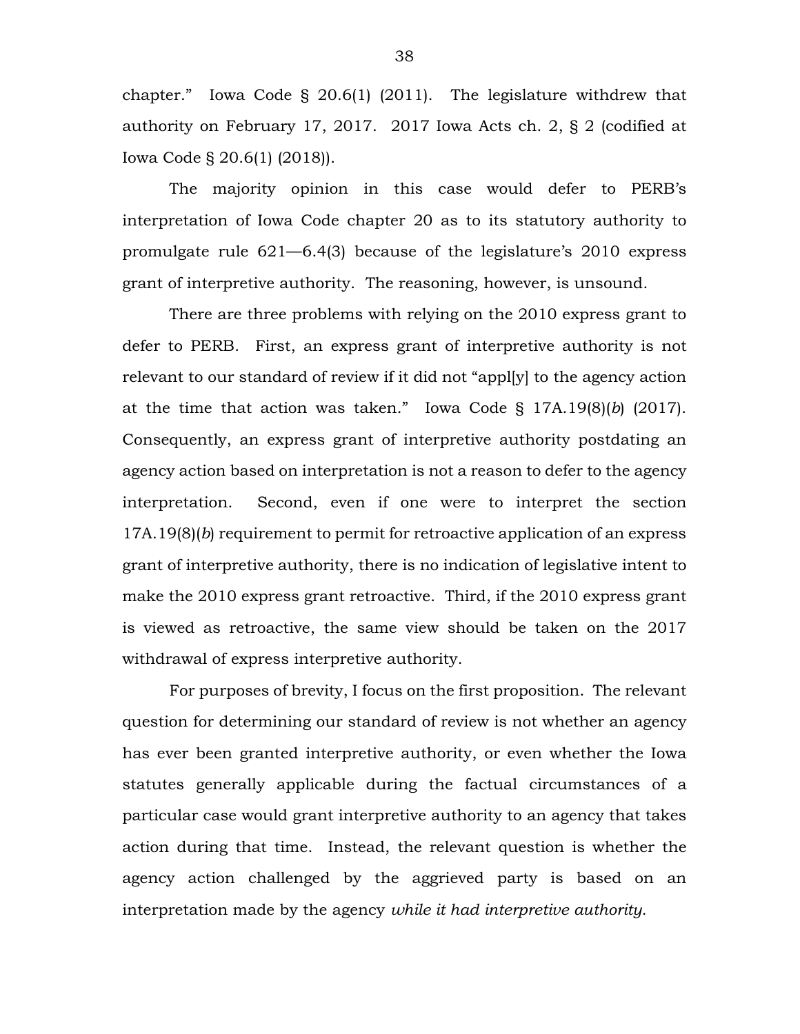chapter." Iowa Code § 20.6(1) (2011). The legislature withdrew that authority on February 17, 2017. 2017 Iowa Acts ch. 2, § 2 (codified at Iowa Code § 20.6(1) (2018)).

The majority opinion in this case would defer to PERB's interpretation of Iowa Code chapter 20 as to its statutory authority to promulgate rule 621—6.4(3) because of the legislature's 2010 express grant of interpretive authority. The reasoning, however, is unsound.

There are three problems with relying on the 2010 express grant to defer to PERB. First, an express grant of interpretive authority is not relevant to our standard of review if it did not "appl[y] to the agency action at the time that action was taken." Iowa Code § 17A.19(8)(*b*) (2017). Consequently, an express grant of interpretive authority postdating an agency action based on interpretation is not a reason to defer to the agency interpretation. Second, even if one were to interpret the section 17A.19(8)(*b*) requirement to permit for retroactive application of an express grant of interpretive authority, there is no indication of legislative intent to make the 2010 express grant retroactive. Third, if the 2010 express grant is viewed as retroactive, the same view should be taken on the 2017 withdrawal of express interpretive authority.

For purposes of brevity, I focus on the first proposition. The relevant question for determining our standard of review is not whether an agency has ever been granted interpretive authority, or even whether the Iowa statutes generally applicable during the factual circumstances of a particular case would grant interpretive authority to an agency that takes action during that time. Instead, the relevant question is whether the agency action challenged by the aggrieved party is based on an interpretation made by the agency *while it had interpretive authority*.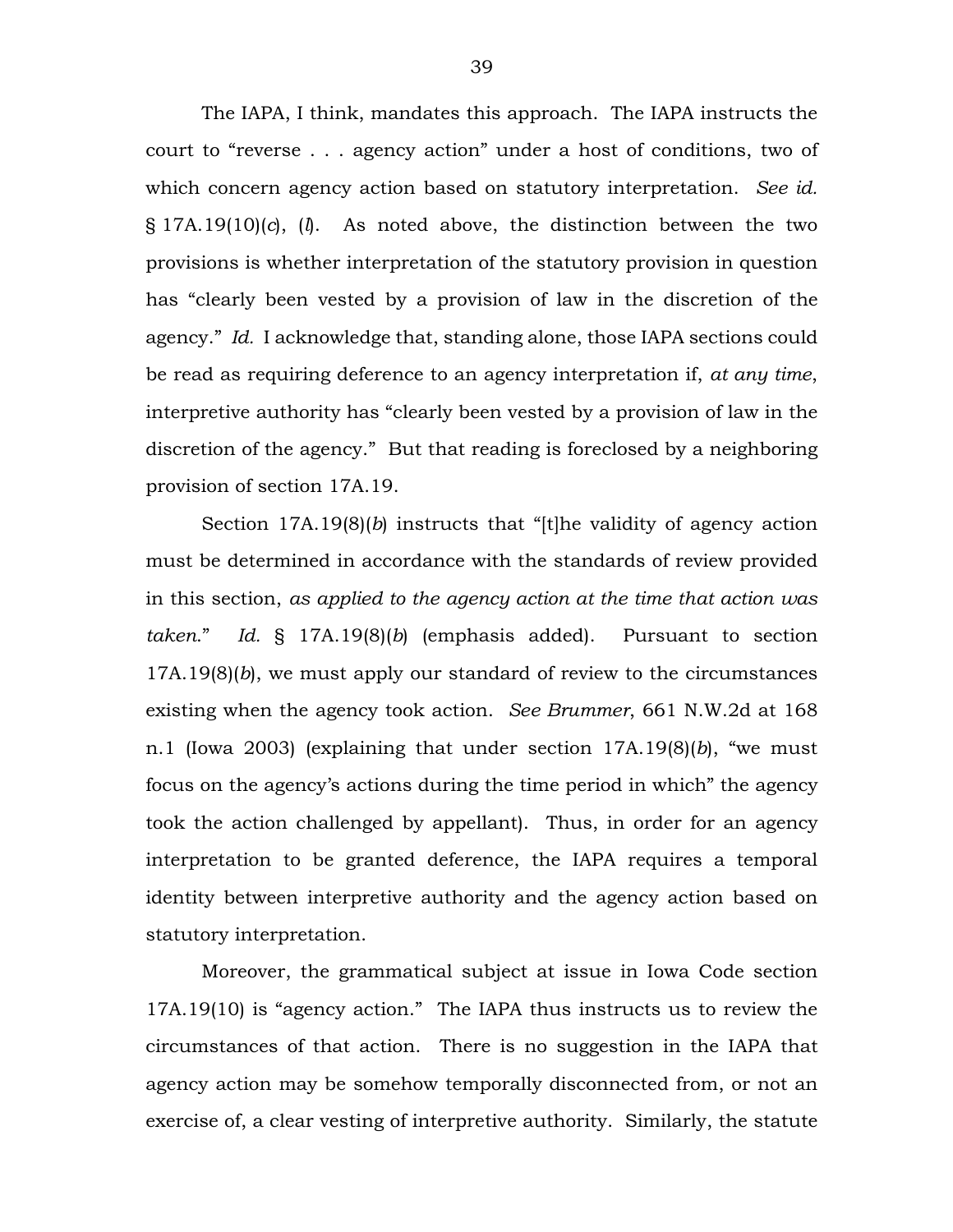The IAPA, I think, mandates this approach. The IAPA instructs the court to "reverse . . . agency action" under a host of conditions, two of which concern agency action based on statutory interpretation. *See id.* § 17A.19(10)(*c*), (*l*). As noted above, the distinction between the two provisions is whether interpretation of the statutory provision in question has "clearly been vested by a provision of law in the discretion of the agency." *Id.* I acknowledge that, standing alone, those IAPA sections could be read as requiring deference to an agency interpretation if, *at any time*, interpretive authority has "clearly been vested by a provision of law in the discretion of the agency." But that reading is foreclosed by a neighboring provision of section 17A.19.

Section 17A.19(8)(*b*) instructs that "[t]he validity of agency action must be determined in accordance with the standards of review provided in this section, *as applied to the agency action at the time that action was taken*." *Id.* § 17A.19(8)(*b*) (emphasis added). Pursuant to section 17A.19(8)(*b*), we must apply our standard of review to the circumstances existing when the agency took action. *See Brummer*, 661 N.W.2d at 168 n.1 (Iowa 2003) (explaining that under section 17A.19(8)(*b*), "we must focus on the agency's actions during the time period in which" the agency took the action challenged by appellant). Thus, in order for an agency interpretation to be granted deference, the IAPA requires a temporal identity between interpretive authority and the agency action based on statutory interpretation.

Moreover, the grammatical subject at issue in Iowa Code section 17A.19(10) is "agency action." The IAPA thus instructs us to review the circumstances of that action. There is no suggestion in the IAPA that agency action may be somehow temporally disconnected from, or not an exercise of, a clear vesting of interpretive authority. Similarly, the statute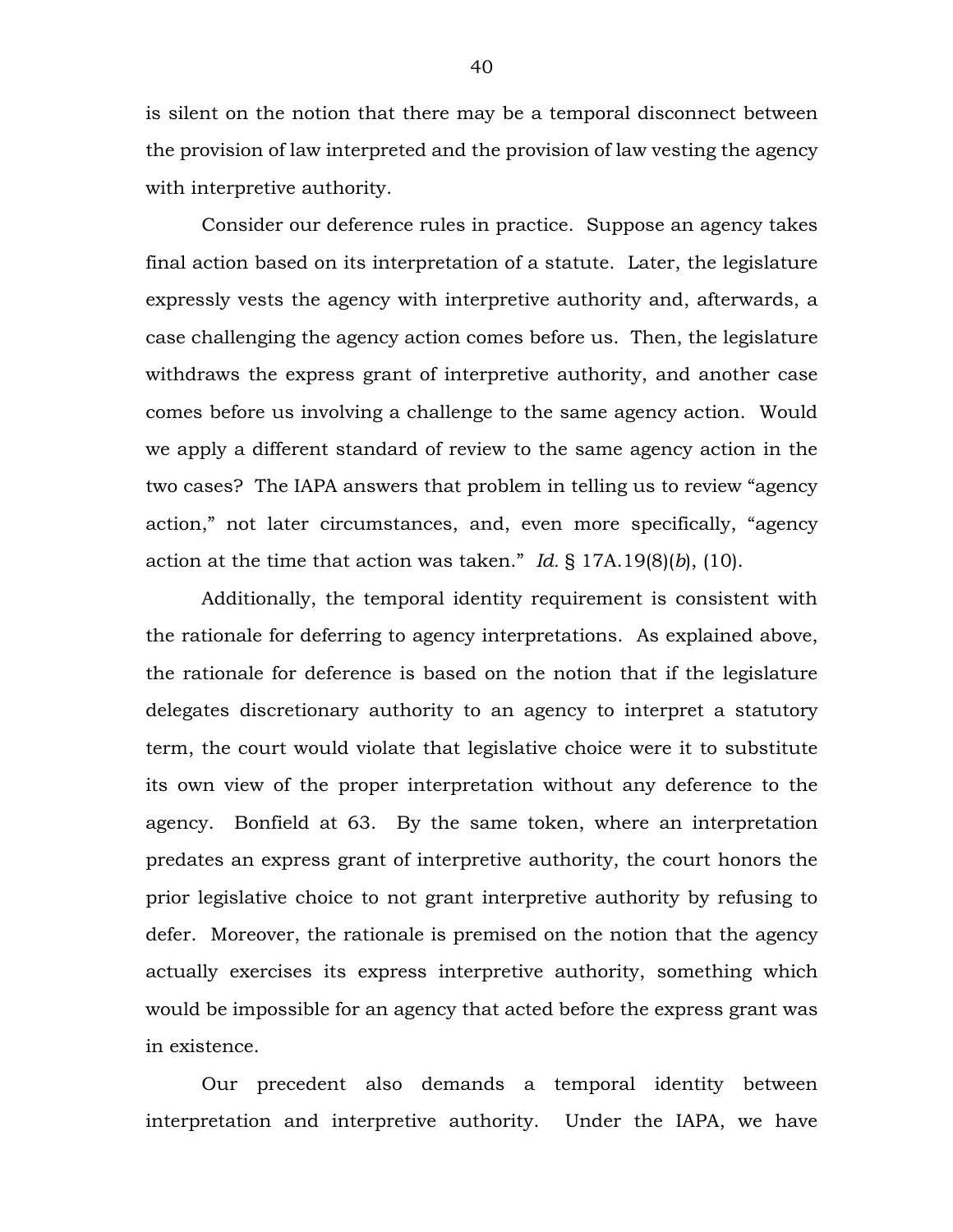is silent on the notion that there may be a temporal disconnect between the provision of law interpreted and the provision of law vesting the agency with interpretive authority.

Consider our deference rules in practice. Suppose an agency takes final action based on its interpretation of a statute. Later, the legislature expressly vests the agency with interpretive authority and, afterwards, a case challenging the agency action comes before us. Then, the legislature withdraws the express grant of interpretive authority, and another case comes before us involving a challenge to the same agency action. Would we apply a different standard of review to the same agency action in the two cases? The IAPA answers that problem in telling us to review "agency action," not later circumstances, and, even more specifically, "agency action at the time that action was taken." *Id.* § 17A.19(8)(*b*), (10).

Additionally, the temporal identity requirement is consistent with the rationale for deferring to agency interpretations. As explained above, the rationale for deference is based on the notion that if the legislature delegates discretionary authority to an agency to interpret a statutory term, the court would violate that legislative choice were it to substitute its own view of the proper interpretation without any deference to the agency. Bonfield at 63. By the same token, where an interpretation predates an express grant of interpretive authority, the court honors the prior legislative choice to not grant interpretive authority by refusing to defer. Moreover, the rationale is premised on the notion that the agency actually exercises its express interpretive authority, something which would be impossible for an agency that acted before the express grant was in existence.

Our precedent also demands a temporal identity between interpretation and interpretive authority. Under the IAPA, we have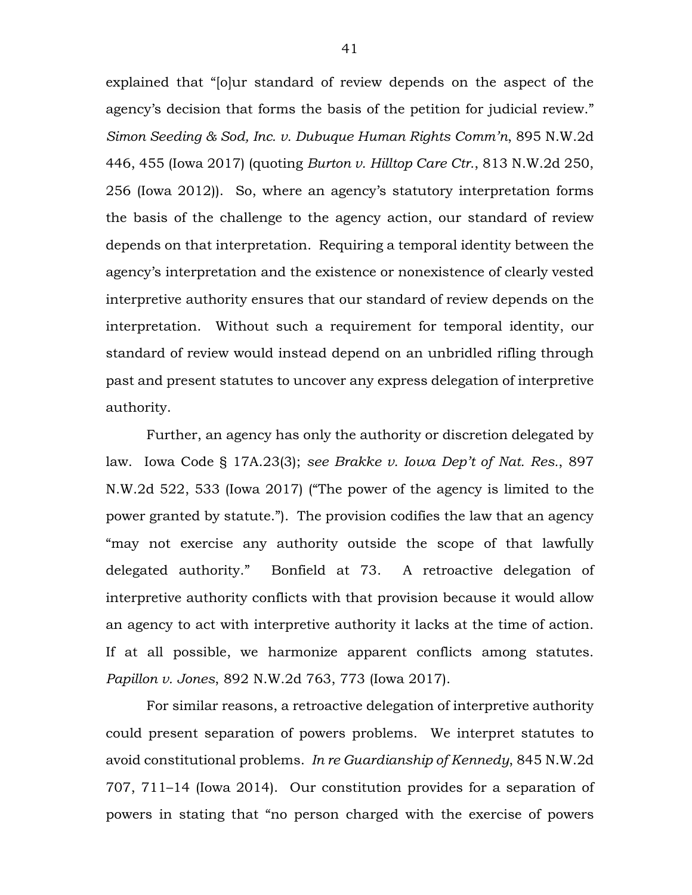explained that "[o]ur standard of review depends on the aspect of the agency's decision that forms the basis of the petition for judicial review." *Simon Seeding & Sod, Inc. v. Dubuque Human Rights Comm'n*, 895 N.W.2d 446, 455 (Iowa 2017) (quoting *Burton v. Hilltop Care Ctr.*, 813 N.W.2d 250, 256 (Iowa 2012)). So, where an agency's statutory interpretation forms the basis of the challenge to the agency action, our standard of review depends on that interpretation. Requiring a temporal identity between the agency's interpretation and the existence or nonexistence of clearly vested interpretive authority ensures that our standard of review depends on the interpretation. Without such a requirement for temporal identity, our standard of review would instead depend on an unbridled rifling through past and present statutes to uncover any express delegation of interpretive authority.

Further, an agency has only the authority or discretion delegated by law. Iowa Code § 17A.23(3); *see Brakke v. Iowa Dep't of Nat. Res.*, 897 N.W.2d 522, 533 (Iowa 2017) ("The power of the agency is limited to the power granted by statute."). The provision codifies the law that an agency "may not exercise any authority outside the scope of that lawfully delegated authority." Bonfield at 73. A retroactive delegation of interpretive authority conflicts with that provision because it would allow an agency to act with interpretive authority it lacks at the time of action. If at all possible, we harmonize apparent conflicts among statutes. *Papillon v. Jones*, 892 N.W.2d 763, 773 (Iowa 2017).

For similar reasons, a retroactive delegation of interpretive authority could present separation of powers problems. We interpret statutes to avoid constitutional problems. *In re Guardianship of Kennedy*, 845 N.W.2d 707, 711–14 (Iowa 2014). Our constitution provides for a separation of powers in stating that "no person charged with the exercise of powers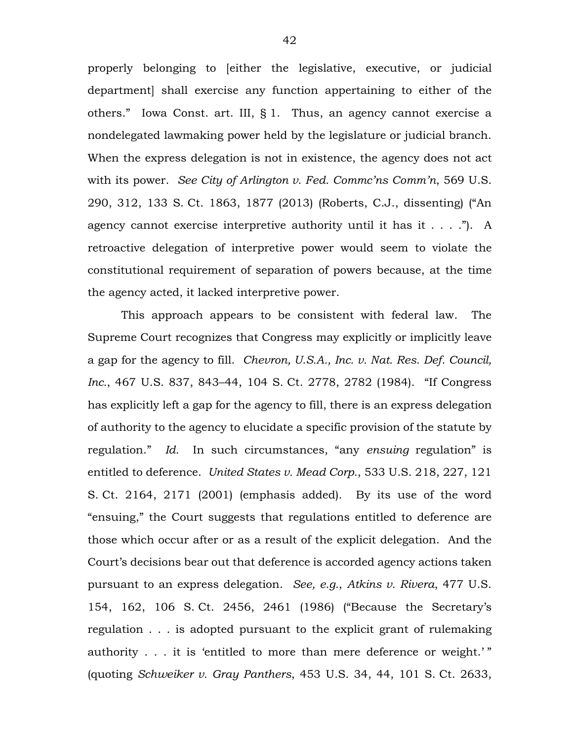properly belonging to [either the legislative, executive, or judicial department] shall exercise any function appertaining to either of the others." Iowa Const. art. III, § 1. Thus, an agency cannot exercise a nondelegated lawmaking power held by the legislature or judicial branch. When the express delegation is not in existence, the agency does not act with its power. *See City of Arlington v. Fed. Commc'ns Comm'n*, 569 U.S. 290, 312, 133 S. Ct. 1863, 1877 (2013) (Roberts, C.J., dissenting) ("An agency cannot exercise interpretive authority until it has it . . . ."). A retroactive delegation of interpretive power would seem to violate the constitutional requirement of separation of powers because, at the time the agency acted, it lacked interpretive power.

This approach appears to be consistent with federal law. The Supreme Court recognizes that Congress may explicitly or implicitly leave a gap for the agency to fill. *Chevron, U.S.A., Inc. v. Nat. Res. Def. Council, Inc.*, 467 U.S. 837, 843–44, 104 S. Ct. 2778, 2782 (1984). "If Congress has explicitly left a gap for the agency to fill, there is an express delegation of authority to the agency to elucidate a specific provision of the statute by regulation." *Id.* In such circumstances, "any *ensuing* regulation" is entitled to deference. *United States v. Mead Corp.*, 533 U.S. 218, 227, 121 S. Ct. 2164, 2171 (2001) (emphasis added). By its use of the word "ensuing," the Court suggests that regulations entitled to deference are those which occur after or as a result of the explicit delegation. And the Court's decisions bear out that deference is accorded agency actions taken pursuant to an express delegation. *See, e.g.*, *Atkins v. Rivera*, 477 U.S. 154, 162, 106 S. Ct. 2456, 2461 (1986) ("Because the Secretary's regulation . . . is adopted pursuant to the explicit grant of rulemaking authority . . . it is 'entitled to more than mere deference or weight.' " (quoting *Schweiker v. Gray Panthers*, 453 U.S. 34, 44, 101 S. Ct. 2633,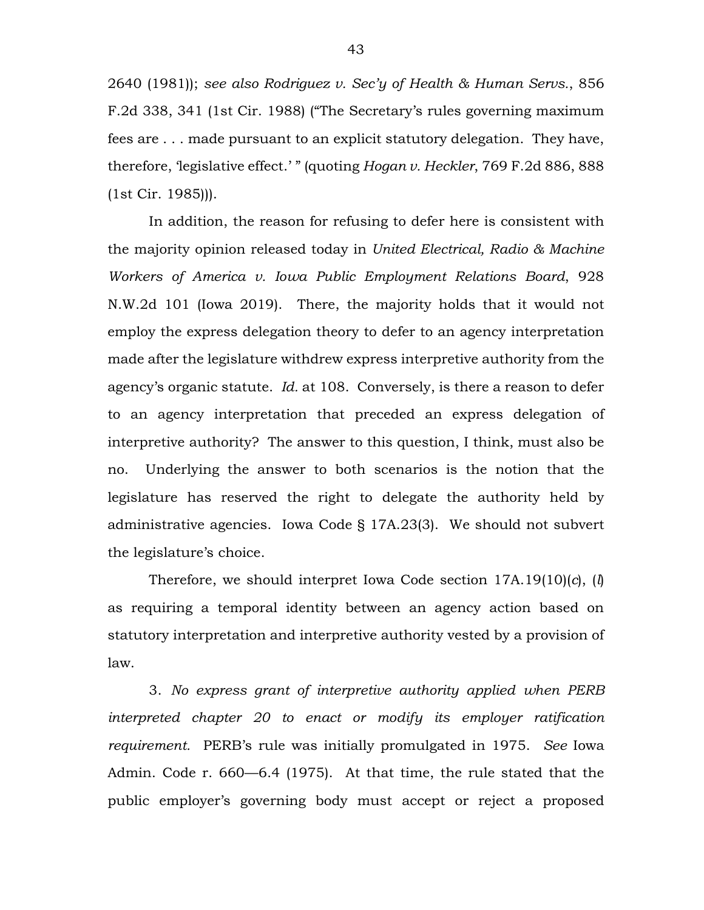2640 (1981)); *see also Rodriguez v. Sec'y of Health & Human Servs.*, 856 F.2d 338, 341 (1st Cir. 1988) ("The Secretary's rules governing maximum fees are . . . made pursuant to an explicit statutory delegation. They have, therefore, 'legislative effect.' " (quoting *Hogan v. Heckler*, 769 F.2d 886, 888 (1st Cir. 1985))).

In addition, the reason for refusing to defer here is consistent with the majority opinion released today in *United Electrical, Radio & Machine Workers of America v. Iowa Public Employment Relations Board*, 928 N.W.2d 101 (Iowa 2019). There, the majority holds that it would not employ the express delegation theory to defer to an agency interpretation made after the legislature withdrew express interpretive authority from the agency's organic statute. *Id.* at 108. Conversely, is there a reason to defer to an agency interpretation that preceded an express delegation of interpretive authority? The answer to this question, I think, must also be no. Underlying the answer to both scenarios is the notion that the legislature has reserved the right to delegate the authority held by administrative agencies. Iowa Code § 17A.23(3). We should not subvert the legislature's choice.

Therefore, we should interpret Iowa Code section 17A.19(10)(*c*), (*l*) as requiring a temporal identity between an agency action based on statutory interpretation and interpretive authority vested by a provision of law.

3. *No express grant of interpretive authority applied when PERB interpreted chapter 20 to enact or modify its employer ratification requirement.* PERB's rule was initially promulgated in 1975. *See* Iowa Admin. Code r. 660—6.4 (1975). At that time, the rule stated that the public employer's governing body must accept or reject a proposed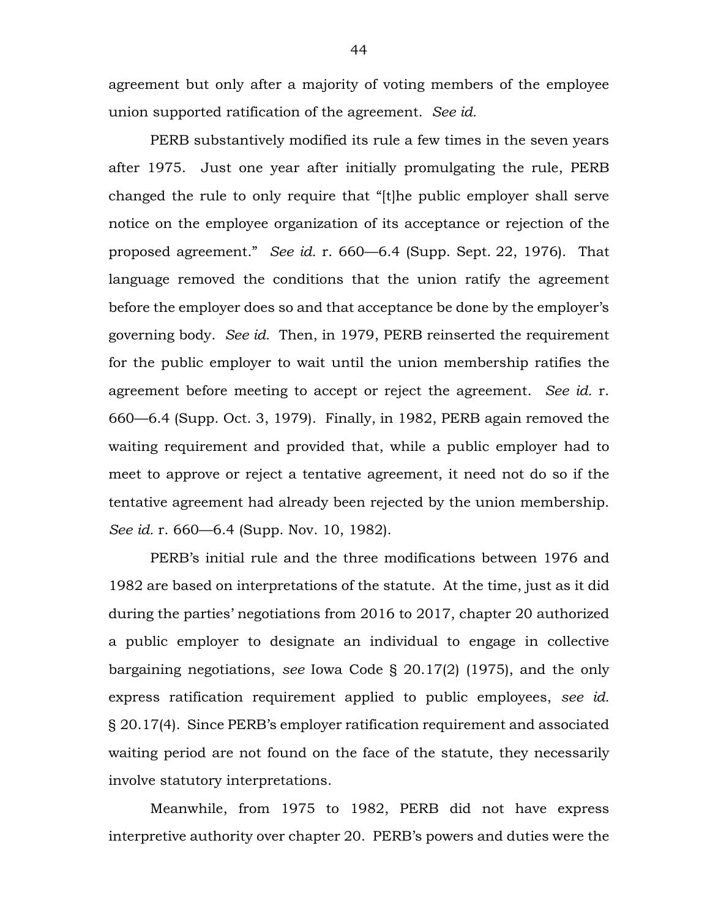agreement but only after a majority of voting members of the employee union supported ratification of the agreement. *See id.*

PERB substantively modified its rule a few times in the seven years after 1975. Just one year after initially promulgating the rule, PERB changed the rule to only require that "[t]he public employer shall serve notice on the employee organization of its acceptance or rejection of the proposed agreement." *See id.* r. 660—6.4 (Supp. Sept. 22, 1976). That language removed the conditions that the union ratify the agreement before the employer does so and that acceptance be done by the employer's governing body. *See id.* Then, in 1979, PERB reinserted the requirement for the public employer to wait until the union membership ratifies the agreement before meeting to accept or reject the agreement. *See id.* r. 660—6.4 (Supp. Oct. 3, 1979). Finally, in 1982, PERB again removed the waiting requirement and provided that, while a public employer had to meet to approve or reject a tentative agreement, it need not do so if the tentative agreement had already been rejected by the union membership. *See id.* r. 660—6.4 (Supp. Nov. 10, 1982).

PERB's initial rule and the three modifications between 1976 and 1982 are based on interpretations of the statute. At the time, just as it did during the parties' negotiations from 2016 to 2017, chapter 20 authorized a public employer to designate an individual to engage in collective bargaining negotiations, *see* Iowa Code § 20.17(2) (1975), and the only express ratification requirement applied to public employees, *see id.* § 20.17(4). Since PERB's employer ratification requirement and associated waiting period are not found on the face of the statute, they necessarily involve statutory interpretations.

Meanwhile, from 1975 to 1982, PERB did not have express interpretive authority over chapter 20. PERB's powers and duties were the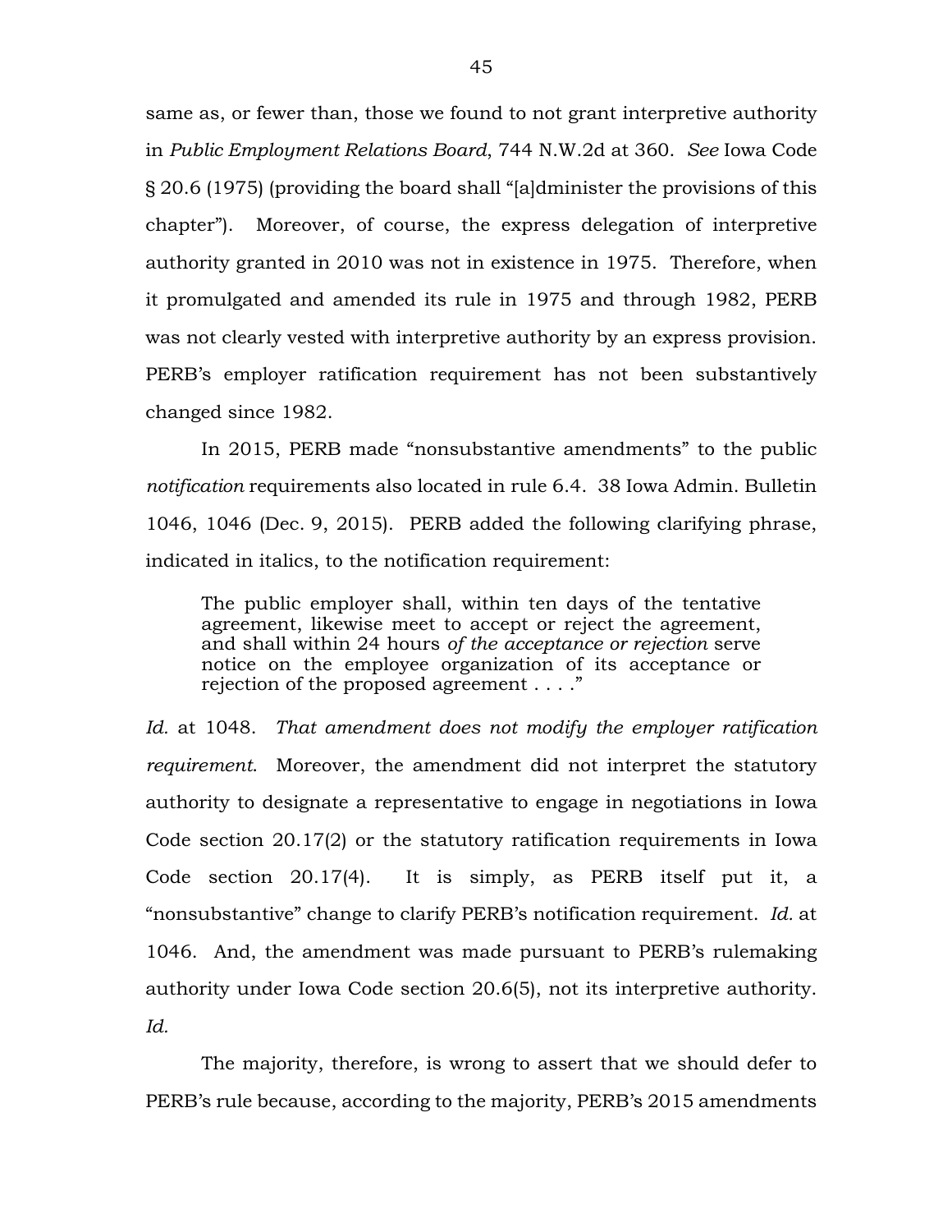same as, or fewer than, those we found to not grant interpretive authority in *Public Employment Relations Board*, 744 N.W.2d at 360. *See* Iowa Code § 20.6 (1975) (providing the board shall "[a]dminister the provisions of this chapter"). Moreover, of course, the express delegation of interpretive authority granted in 2010 was not in existence in 1975. Therefore, when it promulgated and amended its rule in 1975 and through 1982, PERB was not clearly vested with interpretive authority by an express provision. PERB's employer ratification requirement has not been substantively changed since 1982.

In 2015, PERB made "nonsubstantive amendments" to the public *notification* requirements also located in rule 6.4. 38 Iowa Admin. Bulletin 1046, 1046 (Dec. 9, 2015). PERB added the following clarifying phrase, indicated in italics, to the notification requirement:

> The public employer shall, within ten days of the tentative agreement, likewise meet to accept or reject the agreement, and shall within 24 hours *of the acceptance or rejection* serve notice on the employee organization of its acceptance or rejection of the proposed agreement . . . ."

*Id.* at 1048. *That amendment does not modify the employer ratification requirement.* Moreover, the amendment did not interpret the statutory authority to designate a representative to engage in negotiations in Iowa Code section 20.17(2) or the statutory ratification requirements in Iowa Code section 20.17(4). It is simply, as PERB itself put it, a "nonsubstantive" change to clarify PERB's notification requirement. *Id.* at 1046. And, the amendment was made pursuant to PERB's rulemaking authority under Iowa Code section 20.6(5), not its interpretive authority. *Id.*

The majority, therefore, is wrong to assert that we should defer to PERB's rule because, according to the majority, PERB's 2015 amendments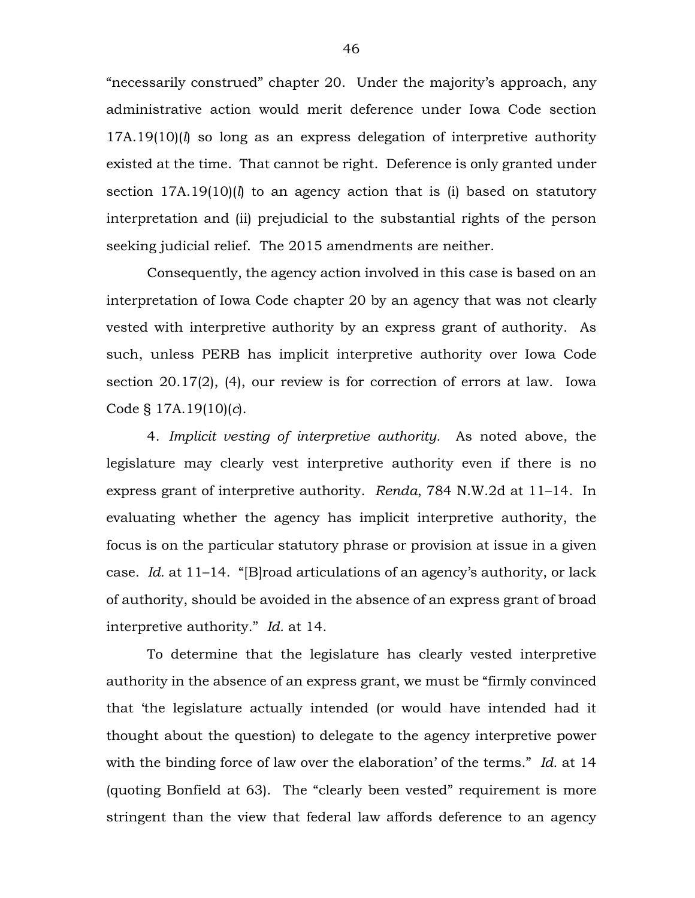"necessarily construed" chapter 20. Under the majority's approach, any administrative action would merit deference under Iowa Code section 17A.19(10)(*l*) so long as an express delegation of interpretive authority existed at the time. That cannot be right. Deference is only granted under section 17A.19(10)(*l*) to an agency action that is (i) based on statutory interpretation and (ii) prejudicial to the substantial rights of the person seeking judicial relief. The 2015 amendments are neither.

Consequently, the agency action involved in this case is based on an interpretation of Iowa Code chapter 20 by an agency that was not clearly vested with interpretive authority by an express grant of authority. As such, unless PERB has implicit interpretive authority over Iowa Code section 20.17(2), (4), our review is for correction of errors at law. Iowa Code § 17A.19(10)(*c*).

4. *Implicit vesting of interpretive authority.* As noted above, the legislature may clearly vest interpretive authority even if there is no express grant of interpretive authority. *Renda*, 784 N.W.2d at 11–14. In evaluating whether the agency has implicit interpretive authority, the focus is on the particular statutory phrase or provision at issue in a given case. *Id.* at 11–14. "[B]road articulations of an agency's authority, or lack of authority, should be avoided in the absence of an express grant of broad interpretive authority." *Id.* at 14.

To determine that the legislature has clearly vested interpretive authority in the absence of an express grant, we must be "firmly convinced that 'the legislature actually intended (or would have intended had it thought about the question) to delegate to the agency interpretive power with the binding force of law over the elaboration' of the terms." *Id.* at 14 (quoting Bonfield at 63). The "clearly been vested" requirement is more stringent than the view that federal law affords deference to an agency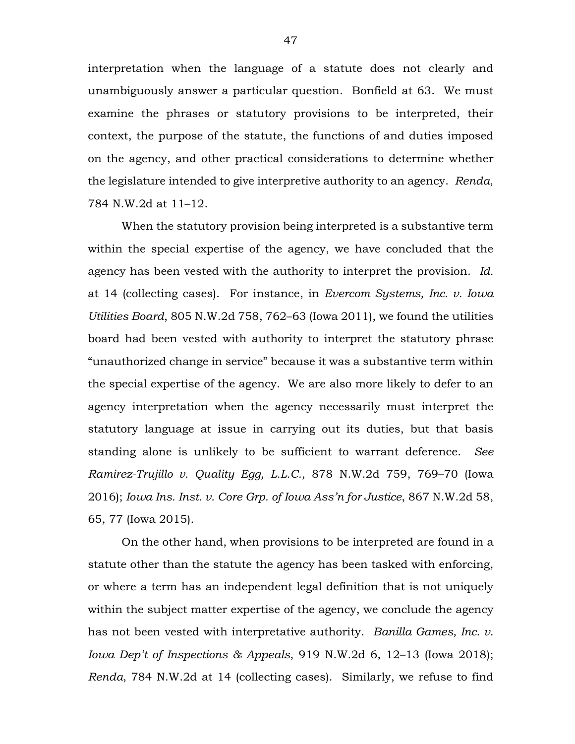interpretation when the language of a statute does not clearly and unambiguously answer a particular question. Bonfield at 63. We must examine the phrases or statutory provisions to be interpreted, their context, the purpose of the statute, the functions of and duties imposed on the agency, and other practical considerations to determine whether the legislature intended to give interpretive authority to an agency. *Renda*, 784 N.W.2d at 11–12.

When the statutory provision being interpreted is a substantive term within the special expertise of the agency, we have concluded that the agency has been vested with the authority to interpret the provision. *Id.* at 14 (collecting cases). For instance, in *Evercom Systems, Inc. v. Iowa Utilities Board*, 805 N.W.2d 758, 762–63 (Iowa 2011), we found the utilities board had been vested with authority to interpret the statutory phrase "unauthorized change in service" because it was a substantive term within the special expertise of the agency. We are also more likely to defer to an agency interpretation when the agency necessarily must interpret the statutory language at issue in carrying out its duties, but that basis standing alone is unlikely to be sufficient to warrant deference. *See Ramirez-Trujillo v. Quality Egg, L.L.C.*, 878 N.W.2d 759, 769–70 (Iowa 2016); *Iowa Ins. Inst. v. Core Grp. of Iowa Ass'n for Justice*, 867 N.W.2d 58, 65, 77 (Iowa 2015).

On the other hand, when provisions to be interpreted are found in a statute other than the statute the agency has been tasked with enforcing, or where a term has an independent legal definition that is not uniquely within the subject matter expertise of the agency, we conclude the agency has not been vested with interpretative authority. *Banilla Games, Inc. v. Iowa Dep't of Inspections & Appeals*, 919 N.W.2d 6, 12–13 (Iowa 2018); *Renda*, 784 N.W.2d at 14 (collecting cases). Similarly, we refuse to find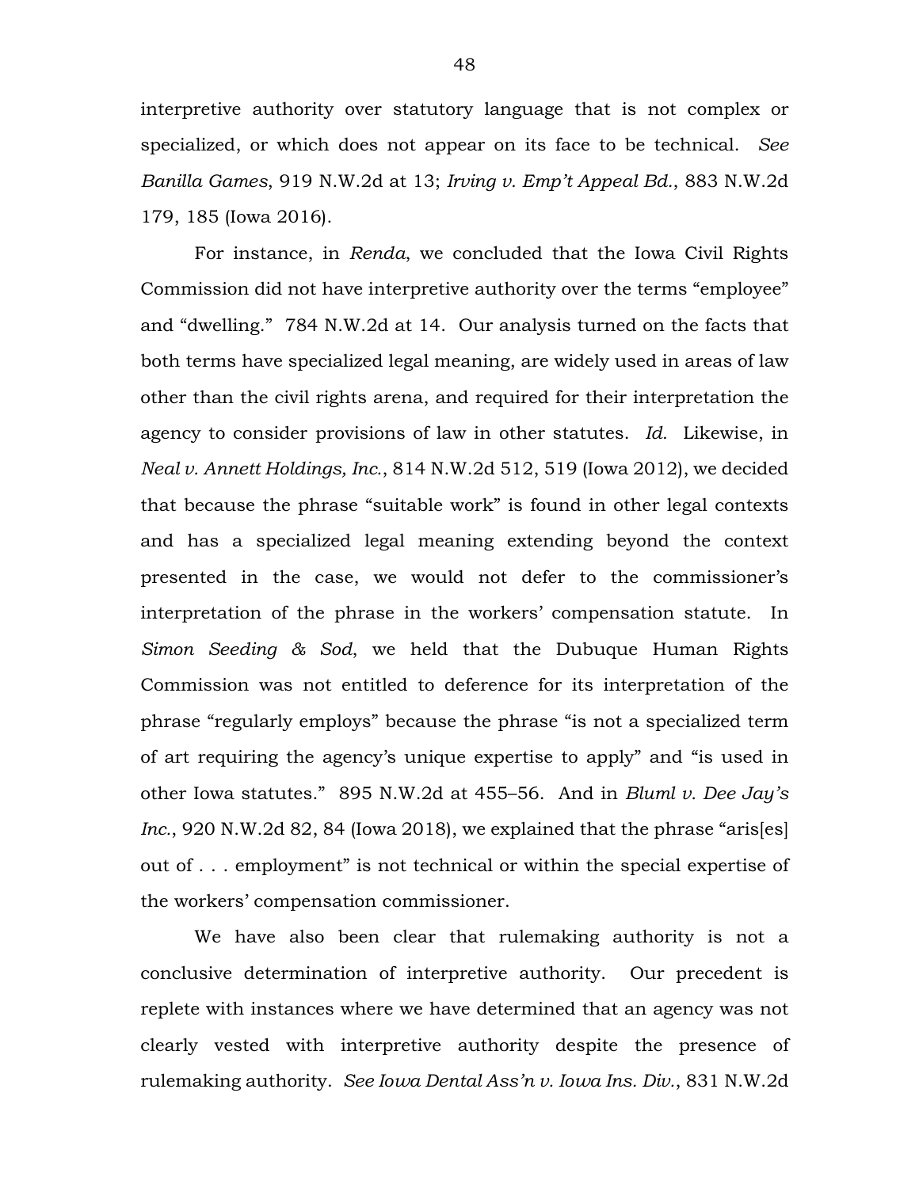interpretive authority over statutory language that is not complex or specialized, or which does not appear on its face to be technical. *See Banilla Games*, 919 N.W.2d at 13; *Irving v. Emp't Appeal Bd.*, 883 N.W.2d 179, 185 (Iowa 2016).

For instance, in *Renda*, we concluded that the Iowa Civil Rights Commission did not have interpretive authority over the terms "employee" and "dwelling." 784 N.W.2d at 14. Our analysis turned on the facts that both terms have specialized legal meaning, are widely used in areas of law other than the civil rights arena, and required for their interpretation the agency to consider provisions of law in other statutes. *Id.* Likewise, in *Neal v. Annett Holdings, Inc.*, 814 N.W.2d 512, 519 (Iowa 2012), we decided that because the phrase "suitable work" is found in other legal contexts and has a specialized legal meaning extending beyond the context presented in the case, we would not defer to the commissioner's interpretation of the phrase in the workers' compensation statute. In *Simon Seeding & Sod*, we held that the Dubuque Human Rights Commission was not entitled to deference for its interpretation of the phrase "regularly employs" because the phrase "is not a specialized term of art requiring the agency's unique expertise to apply" and "is used in other Iowa statutes." 895 N.W.2d at 455–56. And in *Bluml v. Dee Jay's Inc.*, 920 N.W.2d 82, 84 (Iowa 2018), we explained that the phrase "aris[es] out of . . . employment" is not technical or within the special expertise of the workers' compensation commissioner.

We have also been clear that rulemaking authority is not a conclusive determination of interpretive authority. Our precedent is replete with instances where we have determined that an agency was not clearly vested with interpretive authority despite the presence of rulemaking authority. *See Iowa Dental Ass'n v. Iowa Ins. Div.*, 831 N.W.2d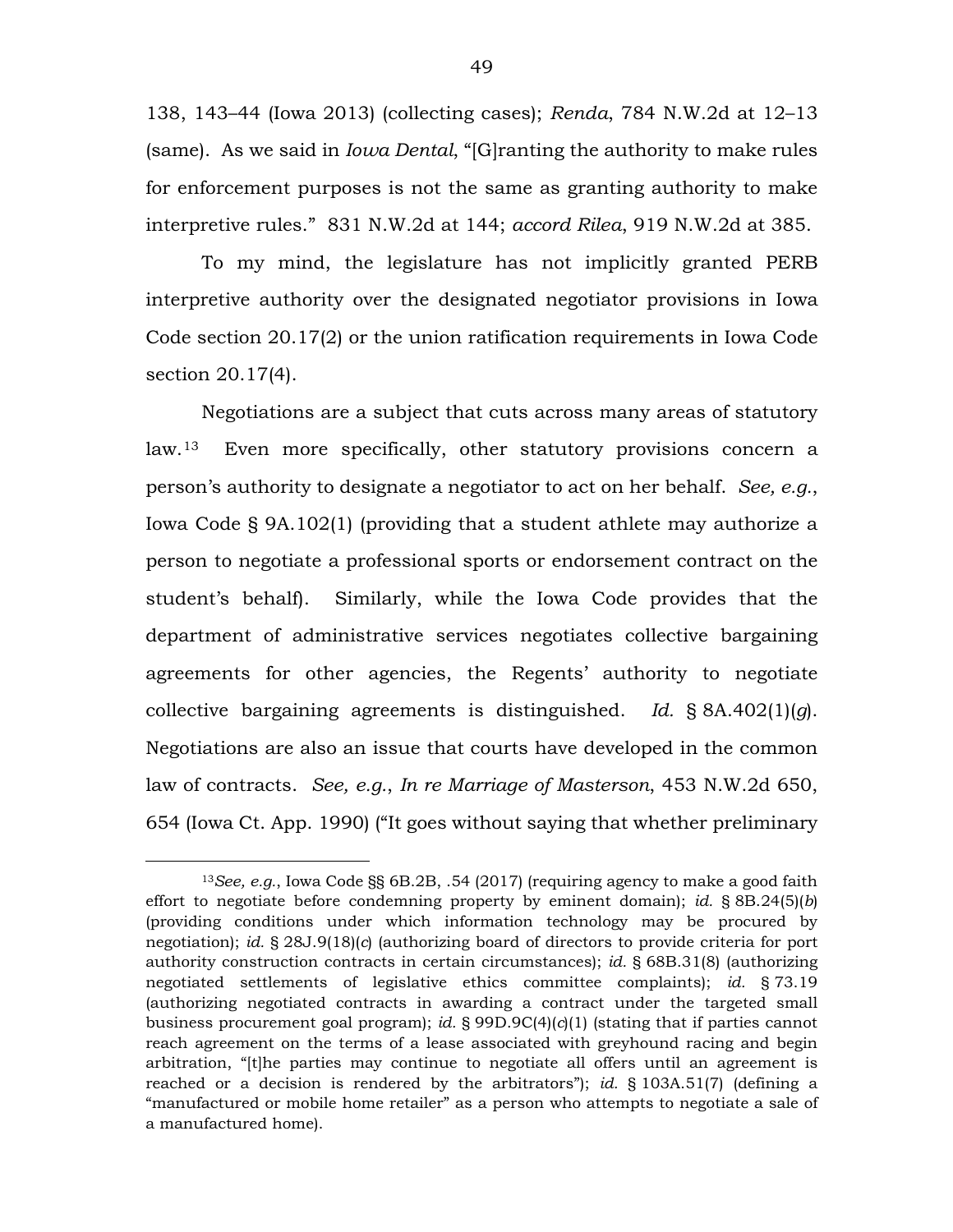138, 143–44 (Iowa 2013) (collecting cases); *Renda*, 784 N.W.2d at 12–13 (same). As we said in *Iowa Dental*, "[G]ranting the authority to make rules for enforcement purposes is not the same as granting authority to make interpretive rules." 831 N.W.2d at 144; *accord Rilea*, 919 N.W.2d at 385.

To my mind, the legislature has not implicitly granted PERB interpretive authority over the designated negotiator provisions in Iowa Code section 20.17(2) or the union ratification requirements in Iowa Code section 20.17(4).

Negotiations are a subject that cuts across many areas of statutory law.[13] Even more specifically, other statutory provisions concern a person's authority to designate a negotiator to act on her behalf. *See, e.g.*, Iowa Code § 9A.102(1) (providing that a student athlete may authorize a person to negotiate a professional sports or endorsement contract on the student's behalf). Similarly, while the Iowa Code provides that the department of administrative services negotiates collective bargaining agreements for other agencies, the Regents' authority to negotiate collective bargaining agreements is distinguished. *Id.* § 8A.402(1)(*g*). Negotiations are also an issue that courts have developed in the common law of contracts. *See, e.g.*, *In re Marriage of Masterson*, 453 N.W.2d 650, 654 (Iowa Ct. App. 1990) ("It goes without saying that whether preliminary

---

[13]*See, e.g.*, Iowa Code §§ 6B.2B, .54 (2017) (requiring agency to make a good faith effort to negotiate before condemning property by eminent domain); *id.* § 8B.24(5)(*b*) (providing conditions under which information technology may be procured by negotiation); *id.* § 28J.9(18)(*c*) (authorizing board of directors to provide criteria for port authority construction contracts in certain circumstances); *id.* § 68B.31(8) (authorizing negotiated settlements of legislative ethics committee complaints); *id.* § 73.19 (authorizing negotiated contracts in awarding a contract under the targeted small business procurement goal program); *id.* § 99D.9C(4)(*c*)(1) (stating that if parties cannot reach agreement on the terms of a lease associated with greyhound racing and begin arbitration, "[t]he parties may continue to negotiate all offers until an agreement is reached or a decision is rendered by the arbitrators"); *id.* § 103A.51(7) (defining a "manufactured or mobile home retailer" as a person who attempts to negotiate a sale of a manufactured home).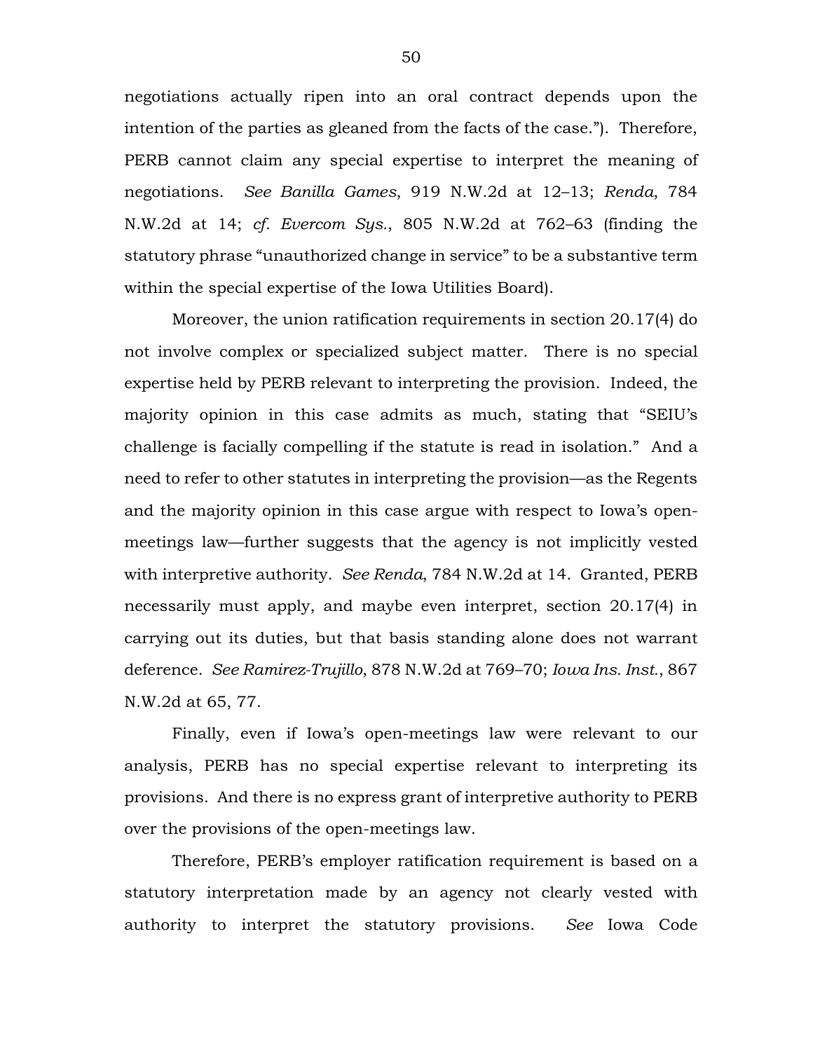negotiations actually ripen into an oral contract depends upon the intention of the parties as gleaned from the facts of the case."). Therefore, PERB cannot claim any special expertise to interpret the meaning of negotiations. *See Banilla Games*, 919 N.W.2d at 12–13; *Renda*, 784 N.W.2d at 14; *cf. Evercom Sys.*, 805 N.W.2d at 762–63 (finding the statutory phrase "unauthorized change in service" to be a substantive term within the special expertise of the Iowa Utilities Board).

Moreover, the union ratification requirements in section 20.17(4) do not involve complex or specialized subject matter. There is no special expertise held by PERB relevant to interpreting the provision. Indeed, the majority opinion in this case admits as much, stating that "SEIU's challenge is facially compelling if the statute is read in isolation." And a need to refer to other statutes in interpreting the provision—as the Regents and the majority opinion in this case argue with respect to Iowa's open-meetings law—further suggests that the agency is not implicitly vested with interpretive authority. *See Renda*, 784 N.W.2d at 14. Granted, PERB necessarily must apply, and maybe even interpret, section 20.17(4) in carrying out its duties, but that basis standing alone does not warrant deference. *See Ramirez-Trujillo*, 878 N.W.2d at 769–70; *Iowa Ins. Inst.*, 867 N.W.2d at 65, 77.

Finally, even if Iowa's open-meetings law were relevant to our analysis, PERB has no special expertise relevant to interpreting its provisions. And there is no express grant of interpretive authority to PERB over the provisions of the open-meetings law.

Therefore, PERB's employer ratification requirement is based on a statutory interpretation made by an agency not clearly vested with authority to interpret the statutory provisions. *See* Iowa Code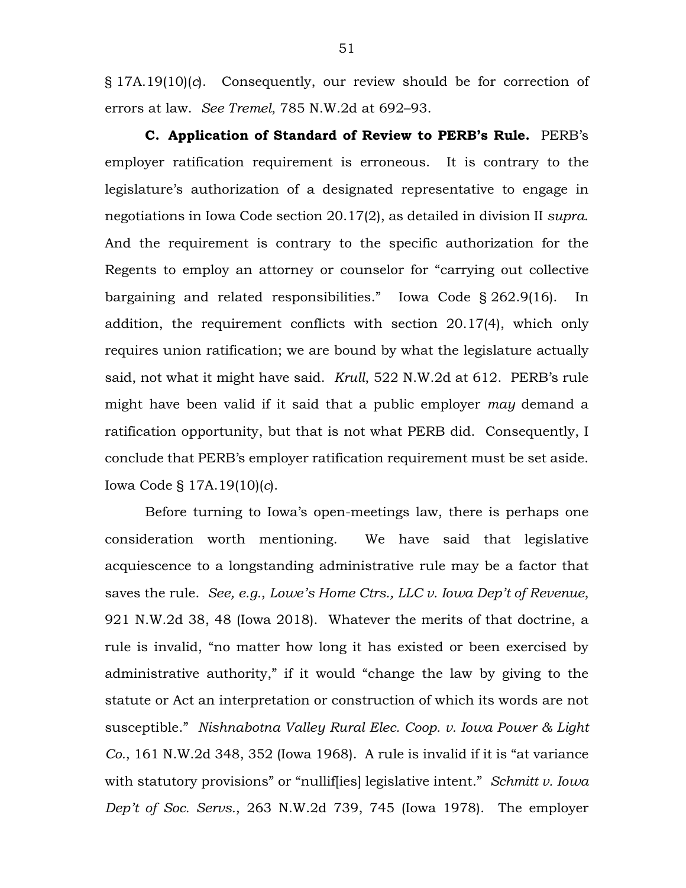§ 17A.19(10)(*c*). Consequently, our review should be for correction of errors at law. *See Tremel*, 785 N.W.2d at 692–93.

**C. Application of Standard of Review to PERB's Rule.** PERB's employer ratification requirement is erroneous. It is contrary to the legislature's authorization of a designated representative to engage in negotiations in Iowa Code section 20.17(2), as detailed in division II *supra*. And the requirement is contrary to the specific authorization for the Regents to employ an attorney or counselor for "carrying out collective bargaining and related responsibilities." Iowa Code § 262.9(16). In addition, the requirement conflicts with section 20.17(4), which only requires union ratification; we are bound by what the legislature actually said, not what it might have said. *Krull*, 522 N.W.2d at 612. PERB's rule might have been valid if it said that a public employer *may* demand a ratification opportunity, but that is not what PERB did. Consequently, I conclude that PERB's employer ratification requirement must be set aside. Iowa Code § 17A.19(10)(*c*).

Before turning to Iowa's open-meetings law, there is perhaps one consideration worth mentioning. We have said that legislative acquiescence to a longstanding administrative rule may be a factor that saves the rule. *See, e.g.*, *Lowe's Home Ctrs., LLC v. Iowa Dep't of Revenue*, 921 N.W.2d 38, 48 (Iowa 2018). Whatever the merits of that doctrine, a rule is invalid, "no matter how long it has existed or been exercised by administrative authority," if it would "change the law by giving to the statute or Act an interpretation or construction of which its words are not susceptible." *Nishnabotna Valley Rural Elec. Coop. v. Iowa Power & Light Co.*, 161 N.W.2d 348, 352 (Iowa 1968). A rule is invalid if it is "at variance with statutory provisions" or "nullif[ies] legislative intent." *Schmitt v. Iowa Dep't of Soc. Servs.*, 263 N.W.2d 739, 745 (Iowa 1978). The employer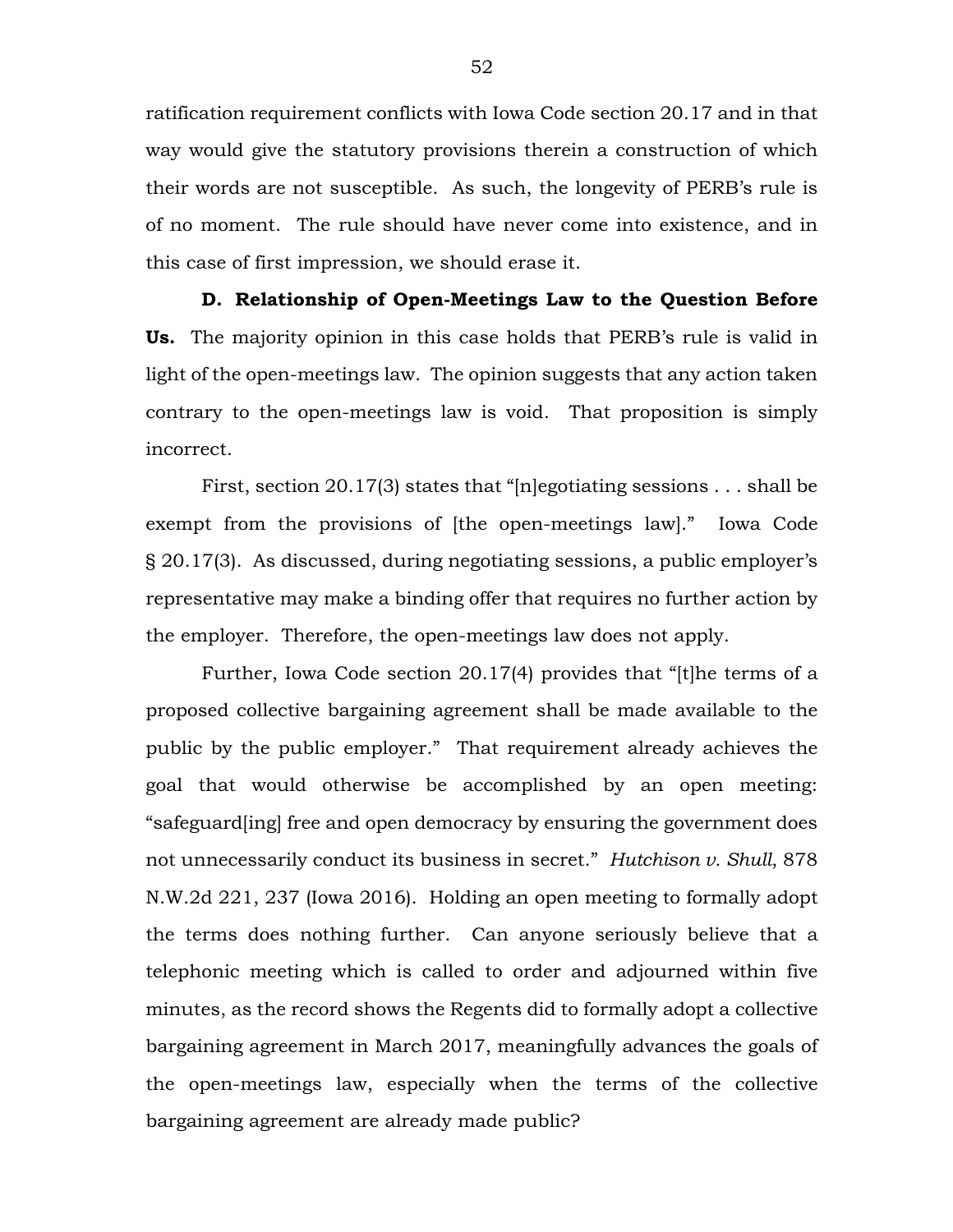ratification requirement conflicts with Iowa Code section 20.17 and in that way would give the statutory provisions therein a construction of which their words are not susceptible. As such, the longevity of PERB's rule is of no moment. The rule should have never come into existence, and in this case of first impression, we should erase it.

**D. Relationship of Open-Meetings Law to the Question Before Us.** The majority opinion in this case holds that PERB's rule is valid in light of the open-meetings law. The opinion suggests that any action taken contrary to the open-meetings law is void. That proposition is simply incorrect.

First, section 20.17(3) states that "[n]egotiating sessions . . . shall be exempt from the provisions of [the open-meetings law]." Iowa Code § 20.17(3). As discussed, during negotiating sessions, a public employer's representative may make a binding offer that requires no further action by the employer. Therefore, the open-meetings law does not apply.

Further, Iowa Code section 20.17(4) provides that "[t]he terms of a proposed collective bargaining agreement shall be made available to the public by the public employer." That requirement already achieves the goal that would otherwise be accomplished by an open meeting: "safeguard[ing] free and open democracy by ensuring the government does not unnecessarily conduct its business in secret." *Hutchison v. Shull*, 878 N.W.2d 221, 237 (Iowa 2016). Holding an open meeting to formally adopt the terms does nothing further. Can anyone seriously believe that a telephonic meeting which is called to order and adjourned within five minutes, as the record shows the Regents did to formally adopt a collective bargaining agreement in March 2017, meaningfully advances the goals of the open-meetings law, especially when the terms of the collective bargaining agreement are already made public?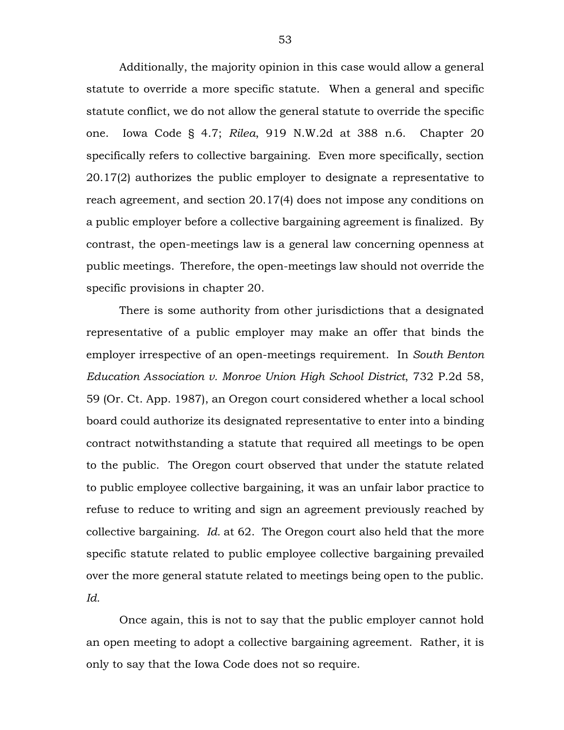Additionally, the majority opinion in this case would allow a general statute to override a more specific statute. When a general and specific statute conflict, we do not allow the general statute to override the specific one. Iowa Code § 4.7; *Rilea*, 919 N.W.2d at 388 n.6. Chapter 20 specifically refers to collective bargaining. Even more specifically, section 20.17(2) authorizes the public employer to designate a representative to reach agreement, and section 20.17(4) does not impose any conditions on a public employer before a collective bargaining agreement is finalized. By contrast, the open-meetings law is a general law concerning openness at public meetings. Therefore, the open-meetings law should not override the specific provisions in chapter 20.

There is some authority from other jurisdictions that a designated representative of a public employer may make an offer that binds the employer irrespective of an open-meetings requirement. In *South Benton Education Association v. Monroe Union High School District*, 732 P.2d 58, 59 (Or. Ct. App. 1987), an Oregon court considered whether a local school board could authorize its designated representative to enter into a binding contract notwithstanding a statute that required all meetings to be open to the public. The Oregon court observed that under the statute related to public employee collective bargaining, it was an unfair labor practice to refuse to reduce to writing and sign an agreement previously reached by collective bargaining. *Id.* at 62. The Oregon court also held that the more specific statute related to public employee collective bargaining prevailed over the more general statute related to meetings being open to the public. *Id.*

Once again, this is not to say that the public employer cannot hold an open meeting to adopt a collective bargaining agreement. Rather, it is only to say that the Iowa Code does not so require.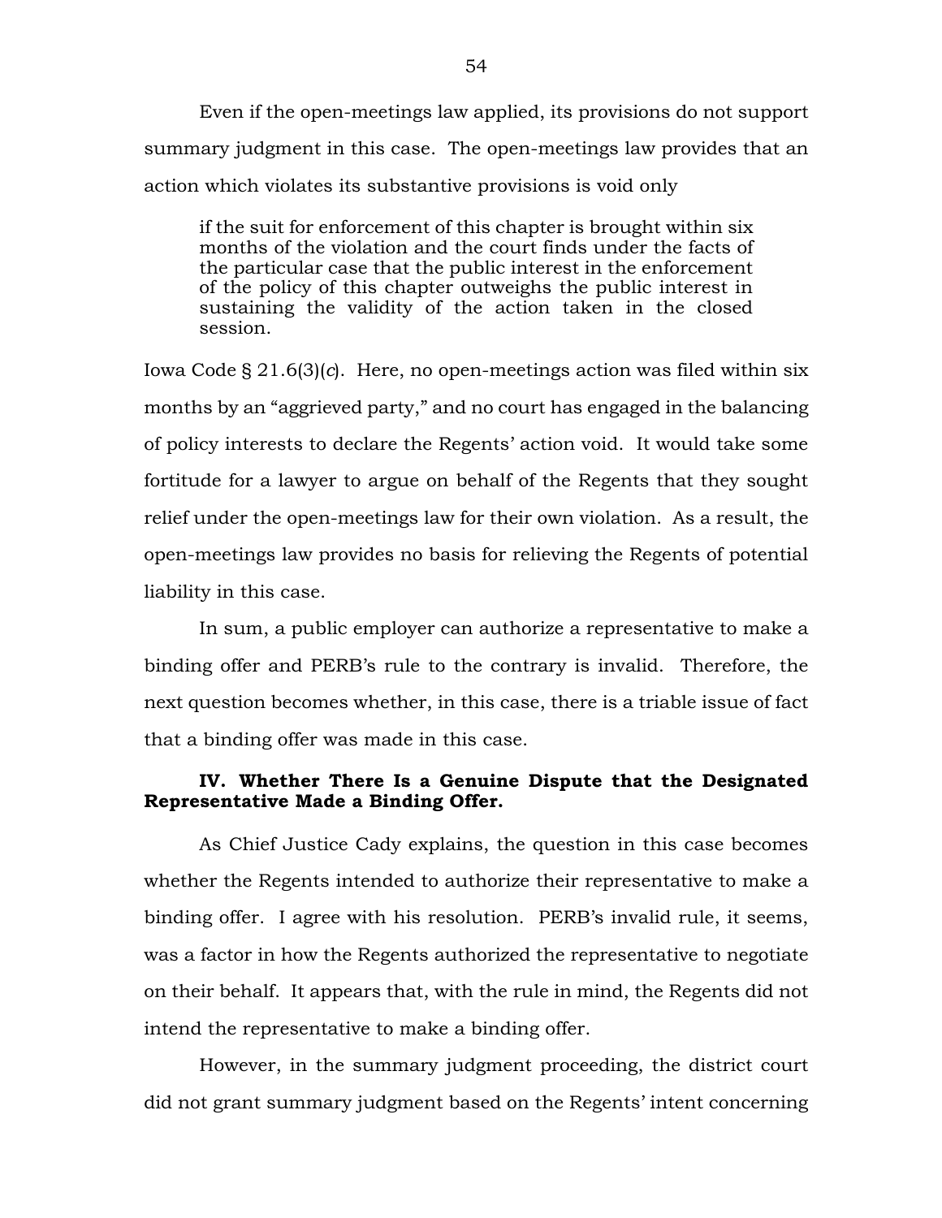Even if the open-meetings law applied, its provisions do not support summary judgment in this case. The open-meetings law provides that an action which violates its substantive provisions is void only

> if the suit for enforcement of this chapter is brought within six months of the violation and the court finds under the facts of the particular case that the public interest in the enforcement of the policy of this chapter outweighs the public interest in sustaining the validity of the action taken in the closed session.

Iowa Code § 21.6(3)(*c*). Here, no open-meetings action was filed within six months by an "aggrieved party," and no court has engaged in the balancing of policy interests to declare the Regents' action void. It would take some fortitude for a lawyer to argue on behalf of the Regents that they sought relief under the open-meetings law for their own violation. As a result, the open-meetings law provides no basis for relieving the Regents of potential liability in this case.

In sum, a public employer can authorize a representative to make a binding offer and PERB's rule to the contrary is invalid. Therefore, the next question becomes whether, in this case, there is a triable issue of fact that a binding offer was made in this case.

**IV. Whether There Is a Genuine Dispute that the Designated Representative Made a Binding Offer.**

As Chief Justice Cady explains, the question in this case becomes whether the Regents intended to authorize their representative to make a binding offer. I agree with his resolution. PERB's invalid rule, it seems, was a factor in how the Regents authorized the representative to negotiate on their behalf. It appears that, with the rule in mind, the Regents did not intend the representative to make a binding offer.

However, in the summary judgment proceeding, the district court did not grant summary judgment based on the Regents' intent concerning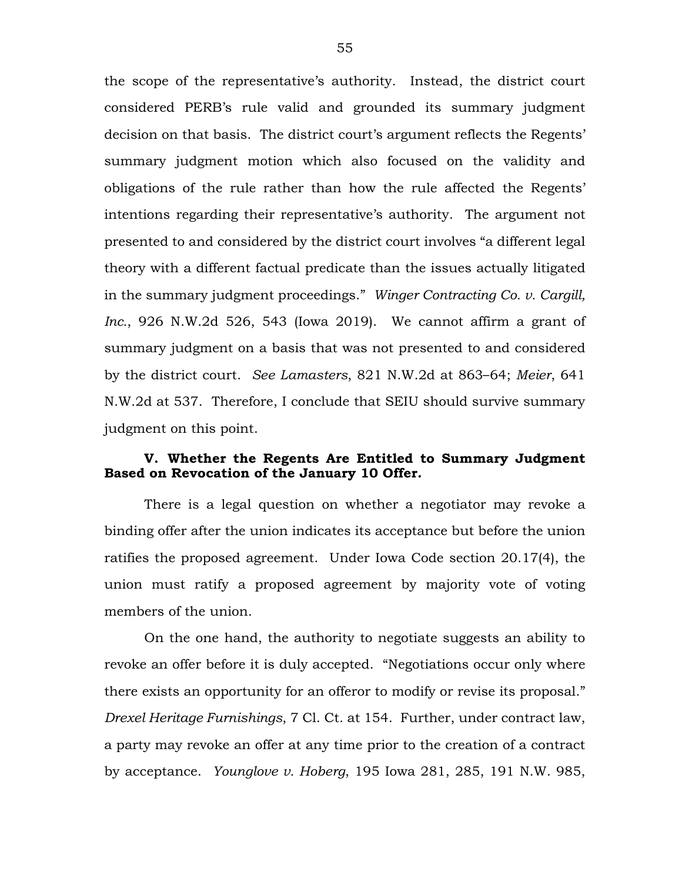the scope of the representative's authority. Instead, the district court considered PERB's rule valid and grounded its summary judgment decision on that basis. The district court's argument reflects the Regents' summary judgment motion which also focused on the validity and obligations of the rule rather than how the rule affected the Regents' intentions regarding their representative's authority. The argument not presented to and considered by the district court involves "a different legal theory with a different factual predicate than the issues actually litigated in the summary judgment proceedings." *Winger Contracting Co. v. Cargill, Inc.*, 926 N.W.2d 526, 543 (Iowa 2019). We cannot affirm a grant of summary judgment on a basis that was not presented to and considered by the district court. *See Lamasters*, 821 N.W.2d at 863–64; *Meier*, 641 N.W.2d at 537. Therefore, I conclude that SEIU should survive summary judgment on this point.

**V. Whether the Regents Are Entitled to Summary Judgment Based on Revocation of the January 10 Offer.**

There is a legal question on whether a negotiator may revoke a binding offer after the union indicates its acceptance but before the union ratifies the proposed agreement. Under Iowa Code section 20.17(4), the union must ratify a proposed agreement by majority vote of voting members of the union.

On the one hand, the authority to negotiate suggests an ability to revoke an offer before it is duly accepted. "Negotiations occur only where there exists an opportunity for an offeror to modify or revise its proposal." *Drexel Heritage Furnishings*, 7 Cl. Ct. at 154. Further, under contract law, a party may revoke an offer at any time prior to the creation of a contract by acceptance. *Younglove v. Hoberg*, 195 Iowa 281, 285, 191 N.W. 985,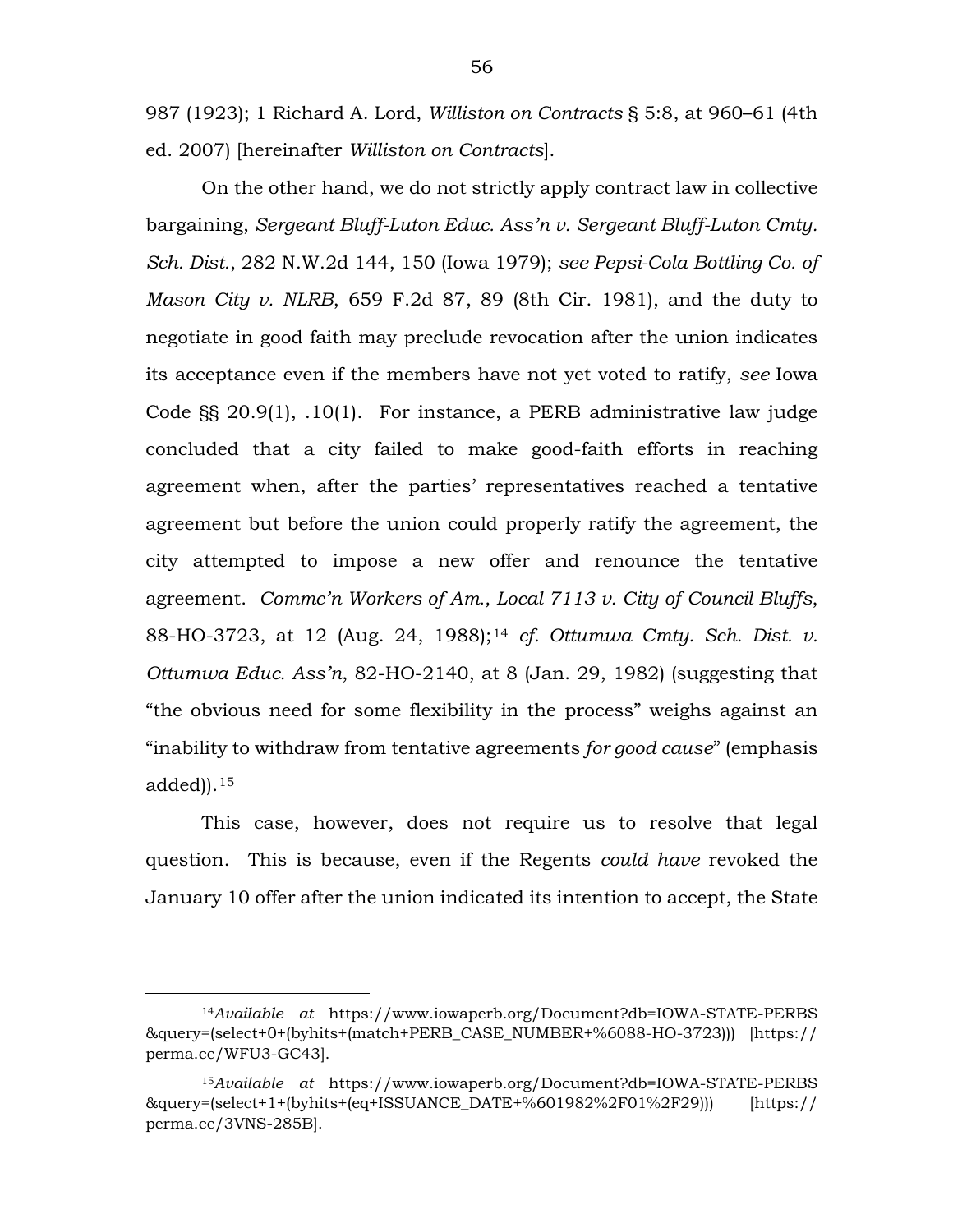987 (1923); 1 Richard A. Lord, *Williston on Contracts* § 5:8, at 960–61 (4th ed. 2007) [hereinafter *Williston on Contracts*].

On the other hand, we do not strictly apply contract law in collective bargaining, *Sergeant Bluff-Luton Educ. Ass'n v. Sergeant Bluff-Luton Cmty. Sch. Dist.*, 282 N.W.2d 144, 150 (Iowa 1979); *see Pepsi-Cola Bottling Co. of Mason City v. NLRB*, 659 F.2d 87, 89 (8th Cir. 1981), and the duty to negotiate in good faith may preclude revocation after the union indicates its acceptance even if the members have not yet voted to ratify, *see* Iowa Code §§ 20.9(1), .10(1). For instance, a PERB administrative law judge concluded that a city failed to make good-faith efforts in reaching agreement when, after the parties' representatives reached a tentative agreement but before the union could properly ratify the agreement, the city attempted to impose a new offer and renounce the tentative agreement. *Commc'n Workers of Am., Local 7113 v. City of Council Bluffs*, 88-HO-3723, at 12 (Aug. 24, 1988);[14] *cf. Ottumwa Cmty. Sch. Dist. v. Ottumwa Educ. Ass'n*, 82-HO-2140, at 8 (Jan. 29, 1982) (suggesting that "the obvious need for some flexibility in the process" weighs against an "inability to withdraw from tentative agreements *for good cause*" (emphasis added)).[15]

This case, however, does not require us to resolve that legal question. This is because, even if the Regents *could have* revoked the January 10 offer after the union indicated its intention to accept, the State

---

[14] *Available at* https://www.iowaperb.org/Document?db=IOWA-STATE-PERBS&query=(select+0+(byhits+(match+PERB_CASE_NUMBER+%6088-HO-3723))) [https://perma.cc/WFU3-GC43].

[15] *Available at* https://www.iowaperb.org/Document?db=IOWA-STATE-PERBS&query=(select+1+(byhits+(eq+ISSUANCE_DATE+%601982%2F01%2F29))) [https://perma.cc/3VNS-285B].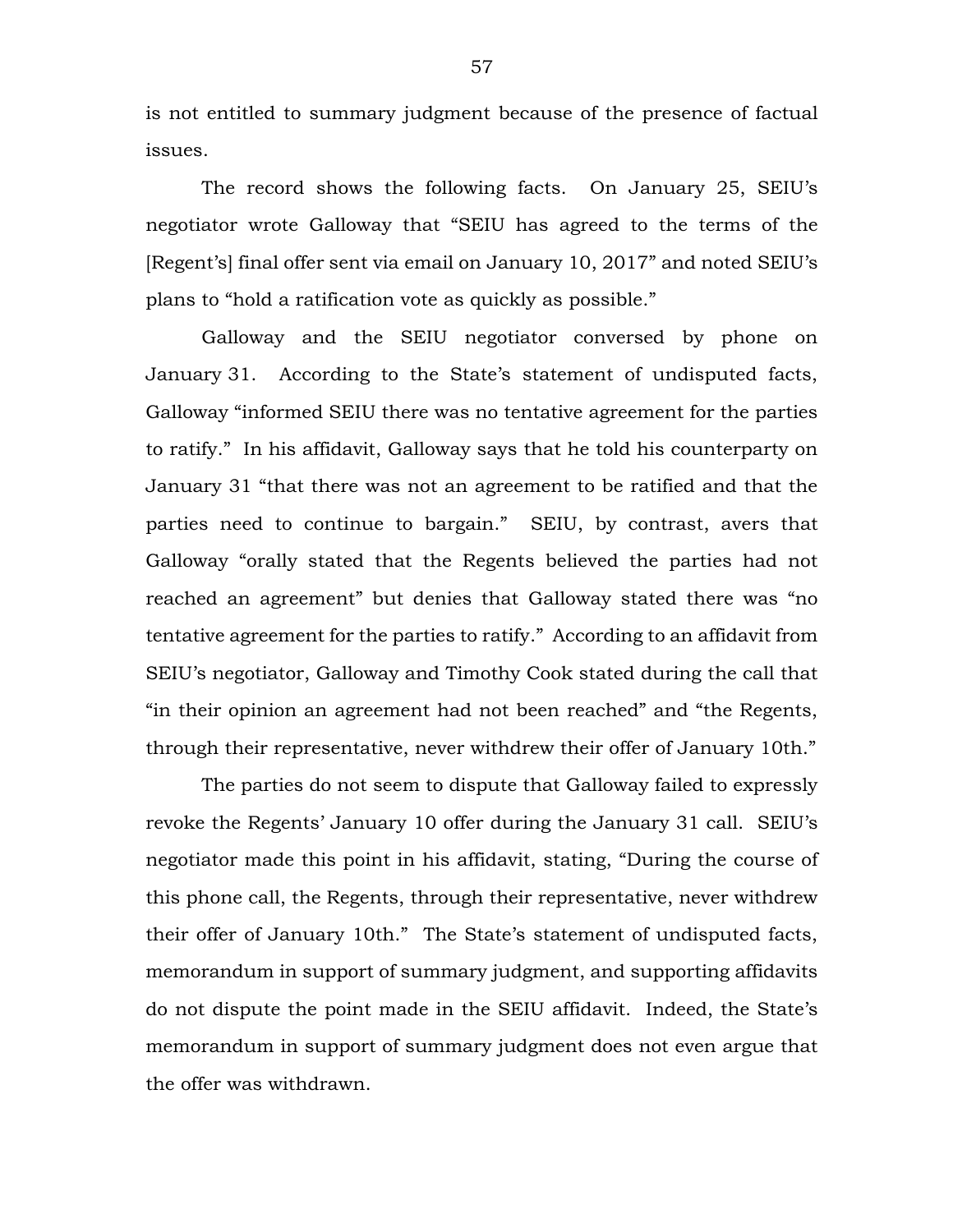is not entitled to summary judgment because of the presence of factual issues.

The record shows the following facts. On January 25, SEIU's negotiator wrote Galloway that "SEIU has agreed to the terms of the [Regent's] final offer sent via email on January 10, 2017" and noted SEIU's plans to "hold a ratification vote as quickly as possible."

Galloway and the SEIU negotiator conversed by phone on January 31. According to the State's statement of undisputed facts, Galloway "informed SEIU there was no tentative agreement for the parties to ratify." In his affidavit, Galloway says that he told his counterparty on January 31 "that there was not an agreement to be ratified and that the parties need to continue to bargain." SEIU, by contrast, avers that Galloway "orally stated that the Regents believed the parties had not reached an agreement" but denies that Galloway stated there was "no tentative agreement for the parties to ratify." According to an affidavit from SEIU's negotiator, Galloway and Timothy Cook stated during the call that "in their opinion an agreement had not been reached" and "the Regents, through their representative, never withdrew their offer of January 10th."

The parties do not seem to dispute that Galloway failed to expressly revoke the Regents' January 10 offer during the January 31 call. SEIU's negotiator made this point in his affidavit, stating, "During the course of this phone call, the Regents, through their representative, never withdrew their offer of January 10th." The State's statement of undisputed facts, memorandum in support of summary judgment, and supporting affidavits do not dispute the point made in the SEIU affidavit. Indeed, the State's memorandum in support of summary judgment does not even argue that the offer was withdrawn.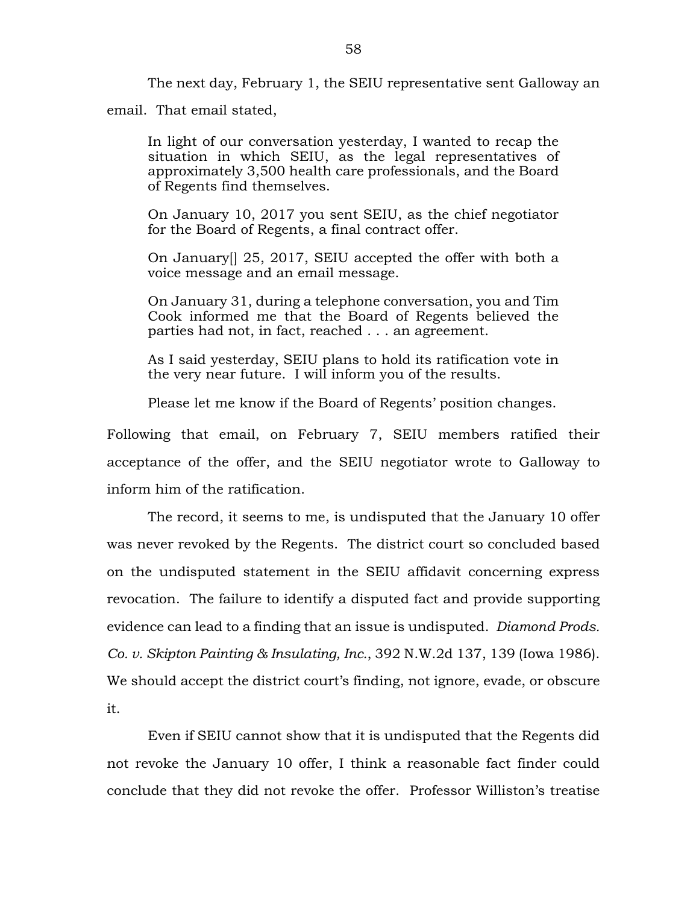The next day, February 1, the SEIU representative sent Galloway an email. That email stated,

> In light of our conversation yesterday, I wanted to recap the situation in which SEIU, as the legal representatives of approximately 3,500 health care professionals, and the Board of Regents find themselves.
>
> On January 10, 2017 you sent SEIU, as the chief negotiator for the Board of Regents, a final contract offer.
>
> On January[] 25, 2017, SEIU accepted the offer with both a voice message and an email message.
>
> On January 31, during a telephone conversation, you and Tim Cook informed me that the Board of Regents believed the parties had not, in fact, reached . . . an agreement.
>
> As I said yesterday, SEIU plans to hold its ratification vote in the very near future. I will inform you of the results.
>
> Please let me know if the Board of Regents' position changes.

Following that email, on February 7, SEIU members ratified their acceptance of the offer, and the SEIU negotiator wrote to Galloway to inform him of the ratification.

The record, it seems to me, is undisputed that the January 10 offer was never revoked by the Regents. The district court so concluded based on the undisputed statement in the SEIU affidavit concerning express revocation. The failure to identify a disputed fact and provide supporting evidence can lead to a finding that an issue is undisputed. *Diamond Prods. Co. v. Skipton Painting & Insulating, Inc.*, 392 N.W.2d 137, 139 (Iowa 1986). We should accept the district court's finding, not ignore, evade, or obscure it.

Even if SEIU cannot show that it is undisputed that the Regents did not revoke the January 10 offer, I think a reasonable fact finder could conclude that they did not revoke the offer. Professor Williston's treatise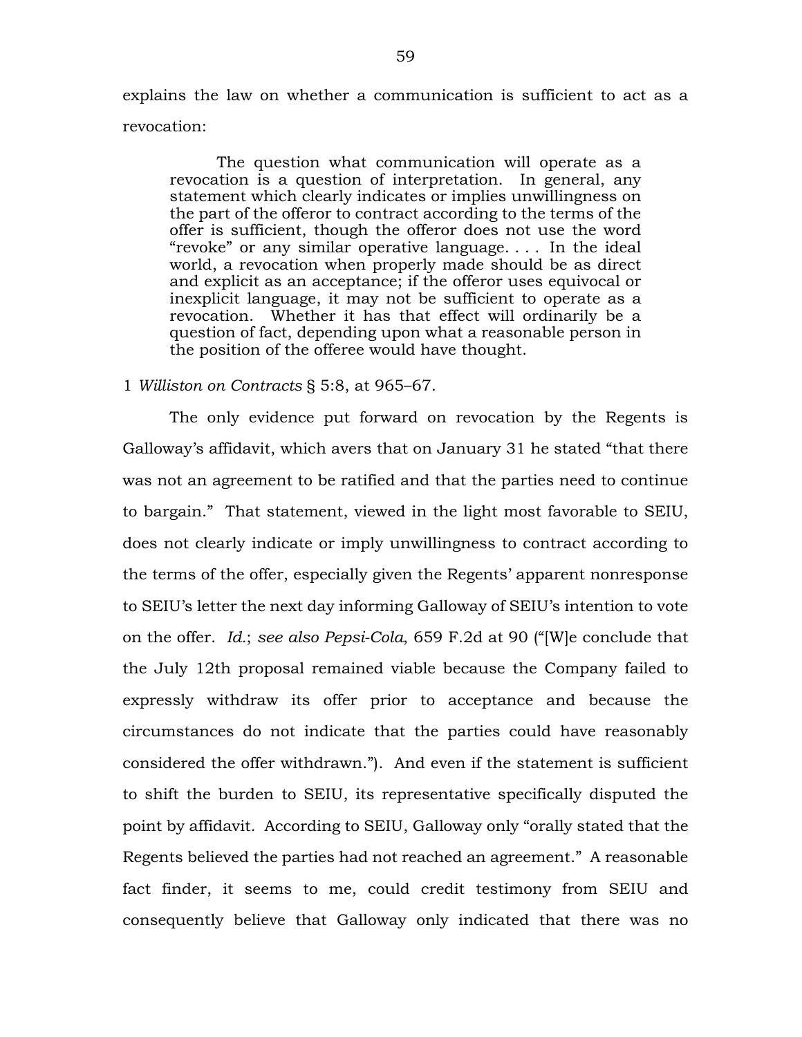explains the law on whether a communication is sufficient to act as a revocation:

> The question what communication will operate as a revocation is a question of interpretation. In general, any statement which clearly indicates or implies unwillingness on the part of the offeror to contract according to the terms of the offer is sufficient, though the offeror does not use the word "revoke" or any similar operative language. . . . In the ideal world, a revocation when properly made should be as direct and explicit as an acceptance; if the offeror uses equivocal or inexplicit language, it may not be sufficient to operate as a revocation. Whether it has that effect will ordinarily be a question of fact, depending upon what a reasonable person in the position of the offeree would have thought.

1 *Williston on Contracts* § 5:8, at 965–67.

The only evidence put forward on revocation by the Regents is Galloway's affidavit, which avers that on January 31 he stated "that there was not an agreement to be ratified and that the parties need to continue to bargain." That statement, viewed in the light most favorable to SEIU, does not clearly indicate or imply unwillingness to contract according to the terms of the offer, especially given the Regents' apparent nonresponse to SEIU's letter the next day informing Galloway of SEIU's intention to vote on the offer. *Id.*; *see also Pepsi-Cola*, 659 F.2d at 90 ("[W]e conclude that the July 12th proposal remained viable because the Company failed to expressly withdraw its offer prior to acceptance and because the circumstances do not indicate that the parties could have reasonably considered the offer withdrawn."). And even if the statement is sufficient to shift the burden to SEIU, its representative specifically disputed the point by affidavit. According to SEIU, Galloway only "orally stated that the Regents believed the parties had not reached an agreement." A reasonable fact finder, it seems to me, could credit testimony from SEIU and consequently believe that Galloway only indicated that there was no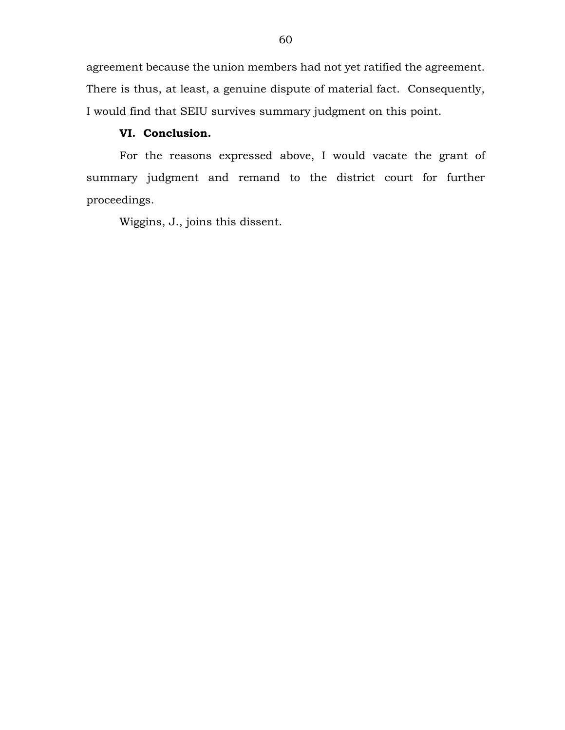agreement because the union members had not yet ratified the agreement. There is thus, at least, a genuine dispute of material fact. Consequently, I would find that SEIU survives summary judgment on this point.

**VI. Conclusion.**

For the reasons expressed above, I would vacate the grant of summary judgment and remand to the district court for further proceedings.

Wiggins, J., joins this dissent.